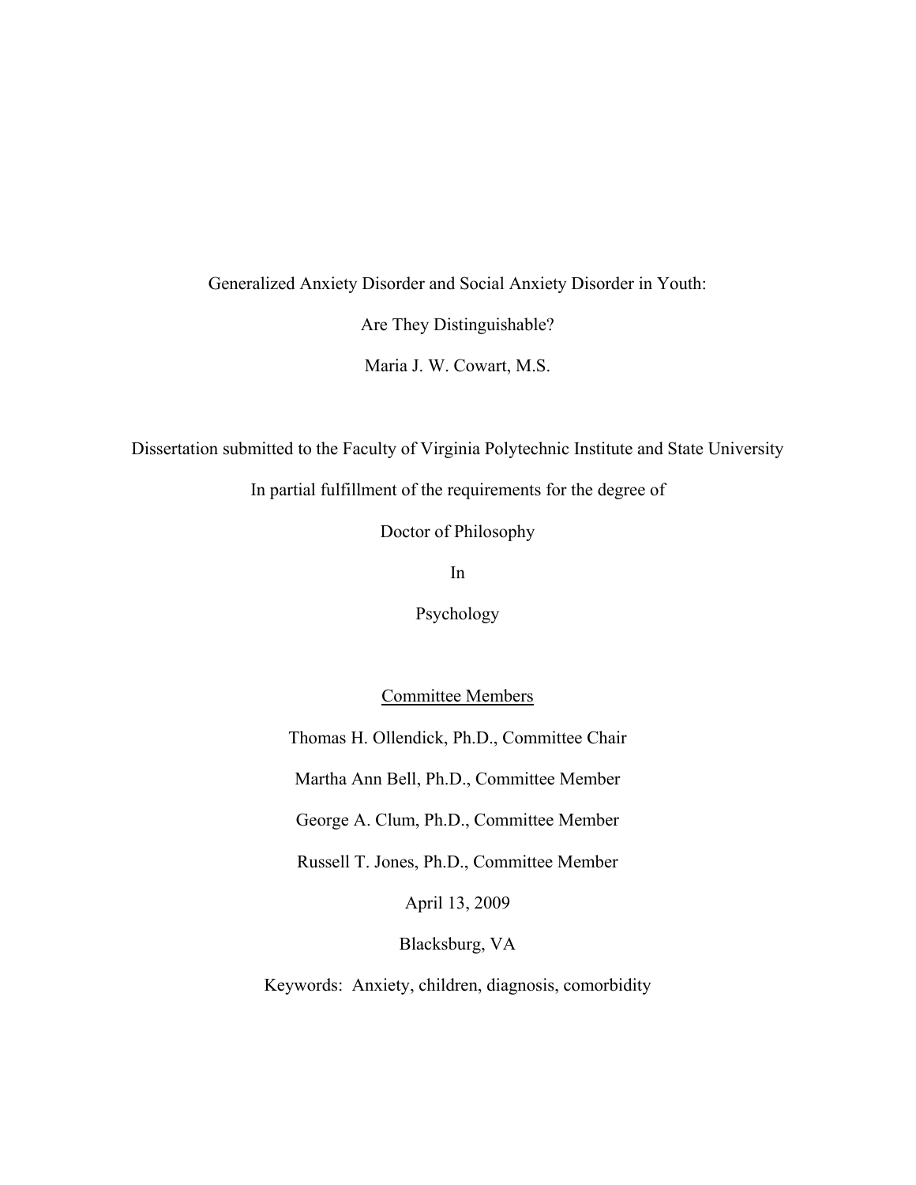# Generalized Anxiety Disorder and Social Anxiety Disorder in Youth:

# Are They Distinguishable?

Maria J. W. Cowart, M.S.

Dissertation submitted to the Faculty of Virginia Polytechnic Institute and State University

In partial fulfillment of the requirements for the degree of

Doctor of Philosophy

In

Psychology

<u>Committee Members</u>

Thomas H. Ollendick, Ph.D., Committee Chair

Martha Ann Bell, Ph.D., Committee Member

George A. Clum, Ph.D., Committee Member

Russell T. Jones, Ph.D., Committee Member

April 13, 2009

Blacksburg, VA

Keywords: Anxiety, children, diagnosis, comorbidity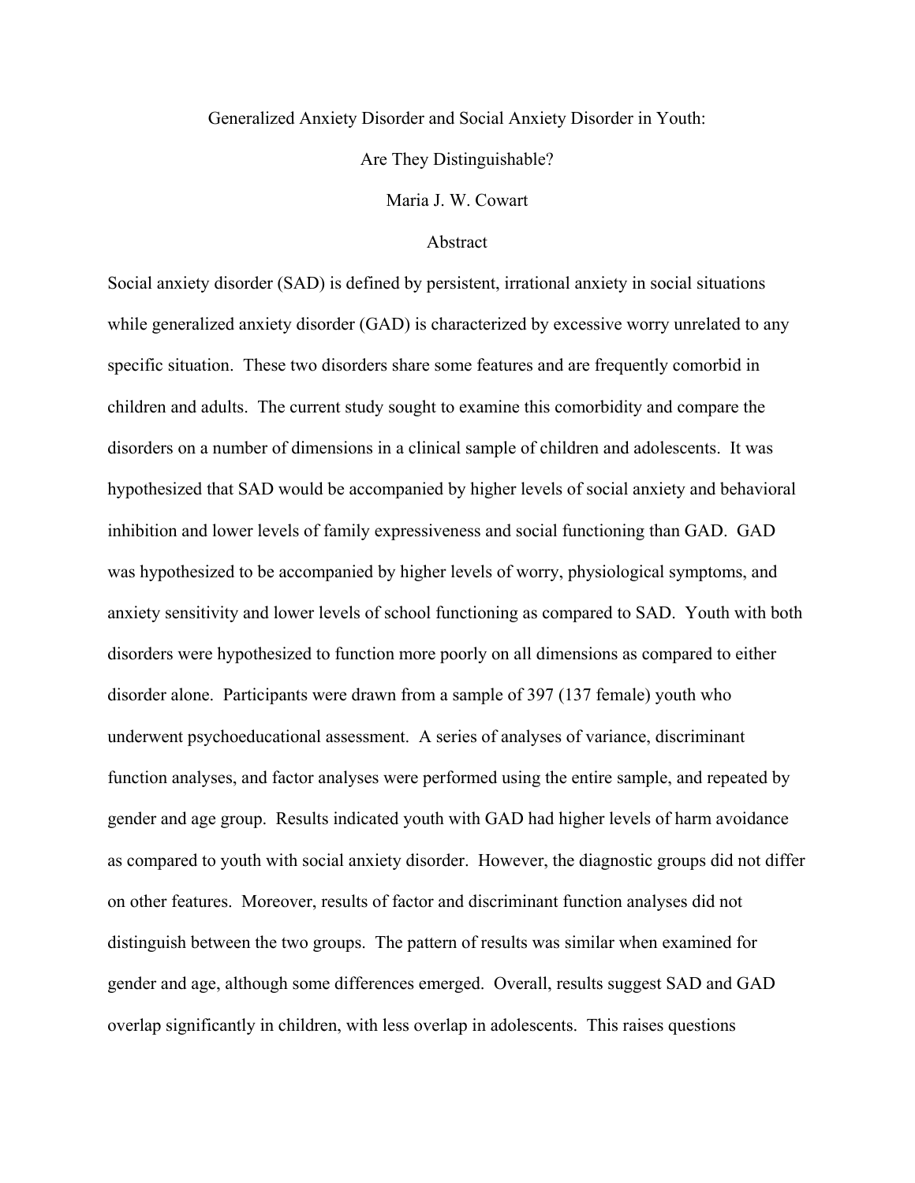Generalized Anxiety Disorder and Social Anxiety Disorder in Youth:

Are They Distinguishable?

Maria J. W. Cowart

## Abstract

Social anxiety disorder (SAD) is defined by persistent, irrational anxiety in social situations while generalized anxiety disorder (GAD) is characterized by excessive worry unrelated to any specific situation. These two disorders share some features and are frequently comorbid in children and adults. The current study sought to examine this comorbidity and compare the disorders on a number of dimensions in a clinical sample of children and adolescents. It was hypothesized that SAD would be accompanied by higher levels of social anxiety and behavioral inhibition and lower levels of family expressiveness and social functioning than GAD. GAD was hypothesized to be accompanied by higher levels of worry, physiological symptoms, and anxiety sensitivity and lower levels of school functioning as compared to SAD. Youth with both disorders were hypothesized to function more poorly on all dimensions as compared to either disorder alone. Participants were drawn from a sample of 397 (137 female) youth who underwent psychoeducational assessment. A series of analyses of variance, discriminant function analyses, and factor analyses were performed using the entire sample, and repeated by gender and age group. Results indicated youth with GAD had higher levels of harm avoidance as compared to youth with social anxiety disorder. However, the diagnostic groups did not differ on other features. Moreover, results of factor and discriminant function analyses did not distinguish between the two groups. The pattern of results was similar when examined for gender and age, although some differences emerged. Overall, results suggest SAD and GAD overlap significantly in children, with less overlap in adolescents. This raises questions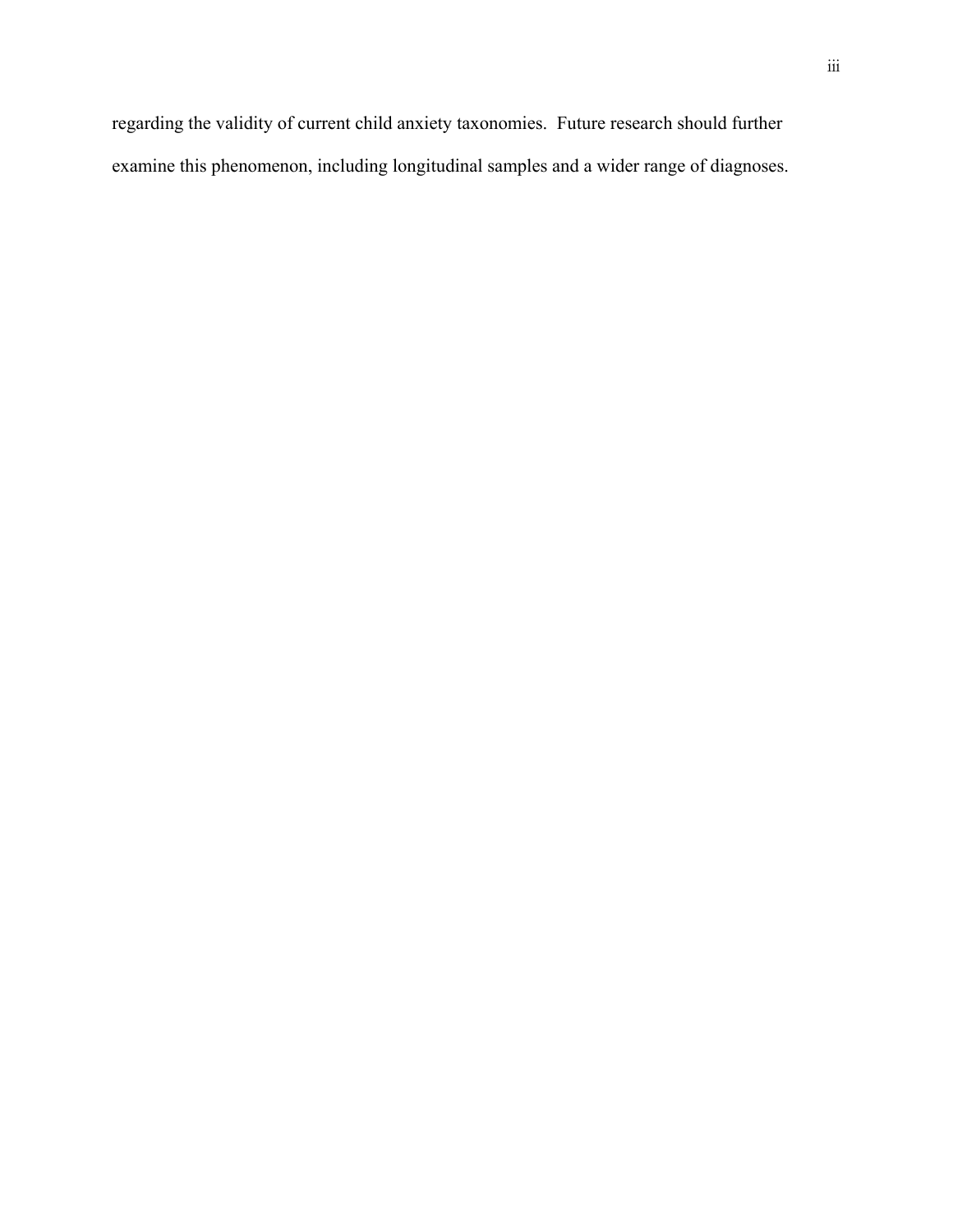regarding the validity of current child anxiety taxonomies. Future research should further examine this phenomenon, including longitudinal samples and a wider range of diagnoses.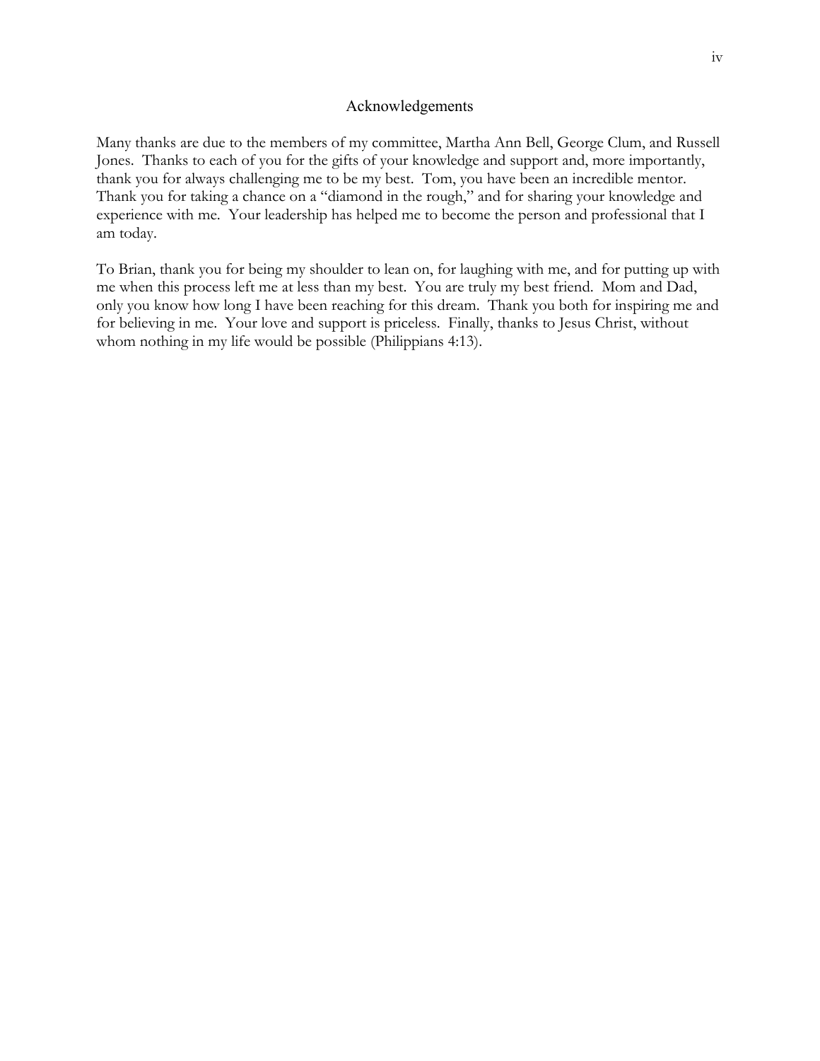# Acknowledgements

Many thanks are due to the members of my committee, Martha Ann Bell, George Clum, and Russell Jones. Thanks to each of you for the gifts of your knowledge and support and, more importantly, thank you for always challenging me to be my best. Tom, you have been an incredible mentor. Thank you for taking a chance on a "diamond in the rough," and for sharing your knowledge and experience with me. Your leadership has helped me to become the person and professional that I am today.

To Brian, thank you for being my shoulder to lean on, for laughing with me, and for putting up with me when this process left me at less than my best. You are truly my best friend. Mom and Dad, only you know how long I have been reaching for this dream. Thank you both for inspiring me and for believing in me. Your love and support is priceless. Finally, thanks to Jesus Christ, without whom nothing in my life would be possible (Philippians 4:13).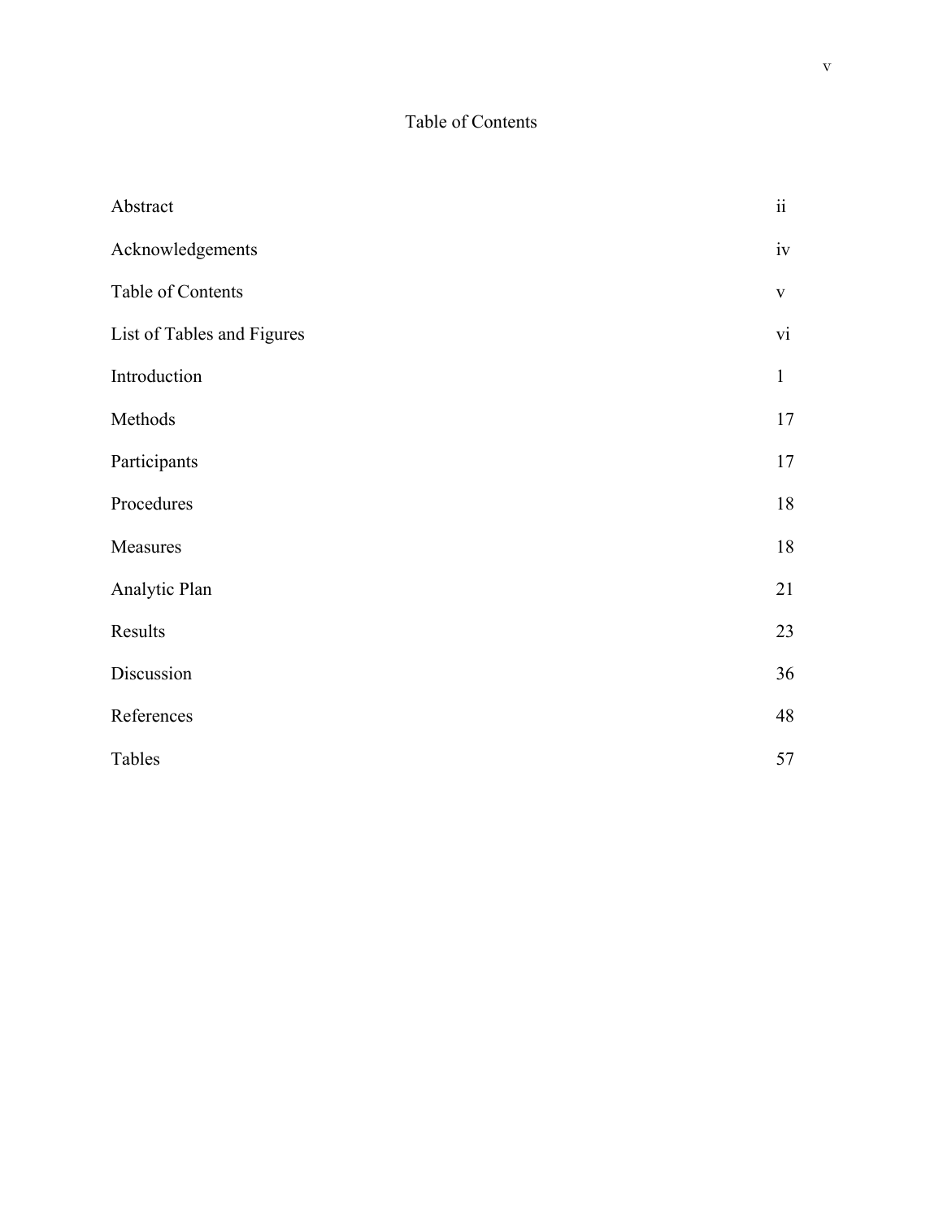# Table of Contents

| | |
|---|---|
| Abstract | ii |
| Acknowledgements | iv |
| Table of Contents | v |
| List of Tables and Figures | vi |
| Introduction | 1 |
| Methods | 17 |
| Participants | 17 |
| Procedures | 18 |
| Measures | 18 |
| Analytic Plan | 21 |
| Results | 23 |
| Discussion | 36 |
| References | 48 |
| Tables | 57 |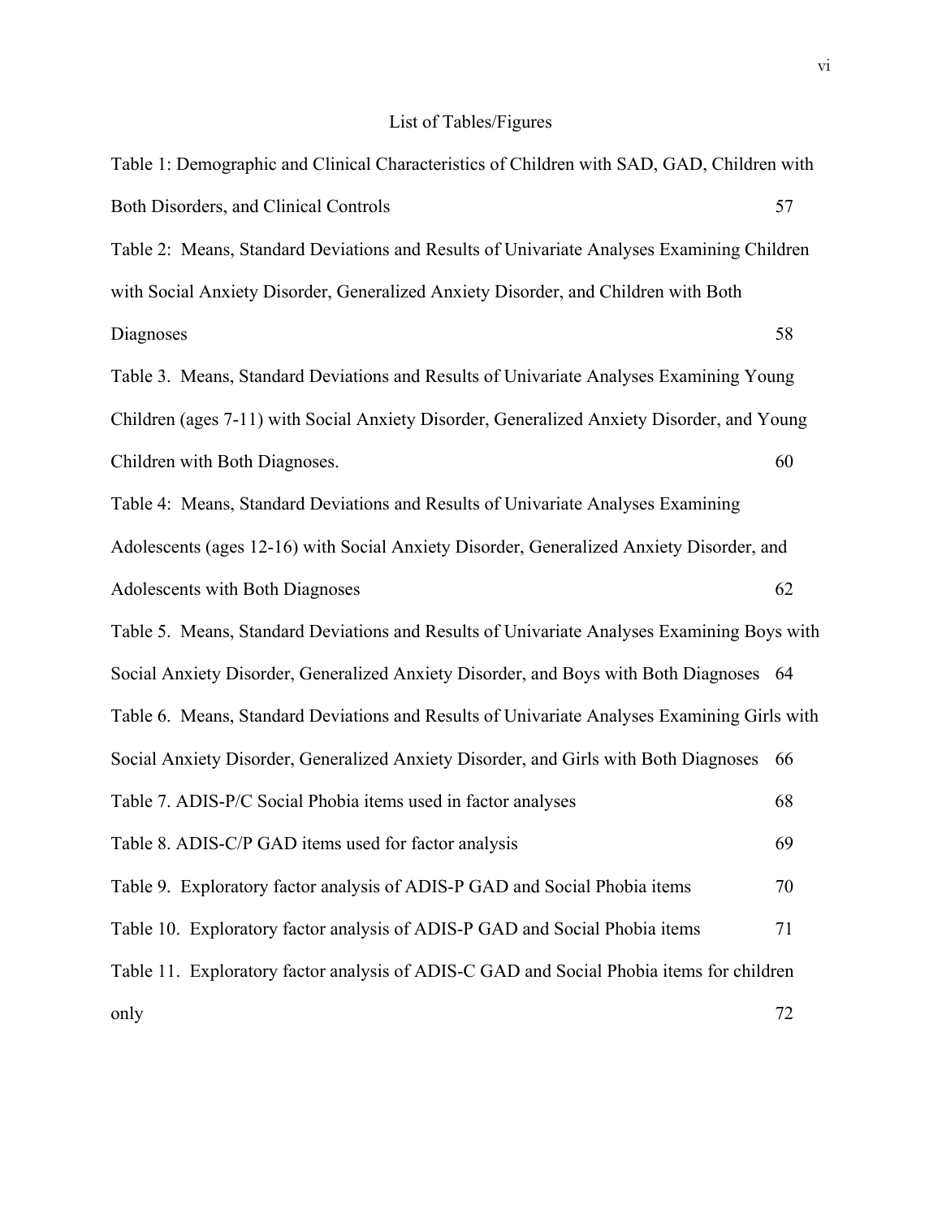# List of Tables/Figures

Table 1: Demographic and Clinical Characteristics of Children with SAD, GAD, Children with Both Disorders, and Clinical Controls 57

Table 2: Means, Standard Deviations and Results of Univariate Analyses Examining Children with Social Anxiety Disorder, Generalized Anxiety Disorder, and Children with Both Diagnoses 58

Table 3. Means, Standard Deviations and Results of Univariate Analyses Examining Young Children (ages 7-11) with Social Anxiety Disorder, Generalized Anxiety Disorder, and Young Children with Both Diagnoses. 60

Table 4: Means, Standard Deviations and Results of Univariate Analyses Examining Adolescents (ages 12-16) with Social Anxiety Disorder, Generalized Anxiety Disorder, and Adolescents with Both Diagnoses 62

Table 5. Means, Standard Deviations and Results of Univariate Analyses Examining Boys with Social Anxiety Disorder, Generalized Anxiety Disorder, and Boys with Both Diagnoses 64

Table 6. Means, Standard Deviations and Results of Univariate Analyses Examining Girls with Social Anxiety Disorder, Generalized Anxiety Disorder, and Girls with Both Diagnoses 66

Table 7. ADIS-P/C Social Phobia items used in factor analyses 68

Table 8. ADIS-C/P GAD items used for factor analysis 69

Table 9. Exploratory factor analysis of ADIS-P GAD and Social Phobia items 70

Table 10. Exploratory factor analysis of ADIS-P GAD and Social Phobia items 71

Table 11. Exploratory factor analysis of ADIS-C GAD and Social Phobia items for children only 72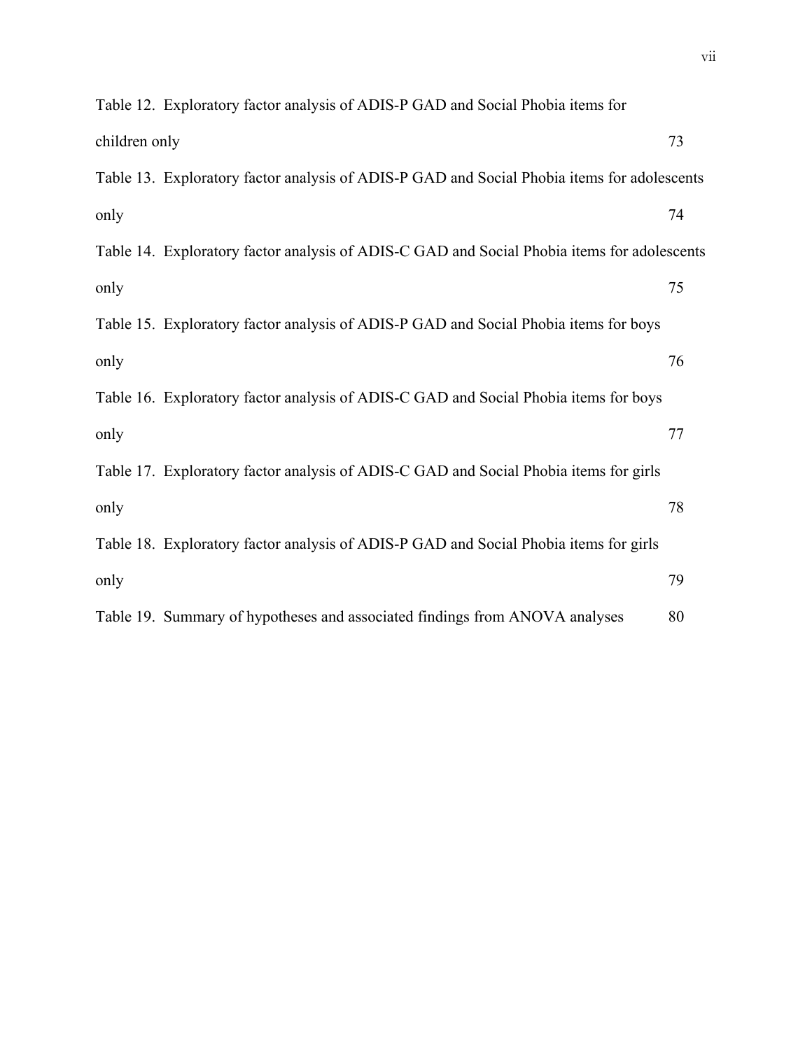Table 12. Exploratory factor analysis of ADIS-P GAD and Social Phobia items for children only 73

Table 13. Exploratory factor analysis of ADIS-P GAD and Social Phobia items for adolescents only 74

Table 14. Exploratory factor analysis of ADIS-C GAD and Social Phobia items for adolescents only 75

Table 15. Exploratory factor analysis of ADIS-P GAD and Social Phobia items for boys only 76

Table 16. Exploratory factor analysis of ADIS-C GAD and Social Phobia items for boys only 77

Table 17. Exploratory factor analysis of ADIS-C GAD and Social Phobia items for girls only 78

Table 18. Exploratory factor analysis of ADIS-P GAD and Social Phobia items for girls only 79

Table 19. Summary of hypotheses and associated findings from ANOVA analyses 80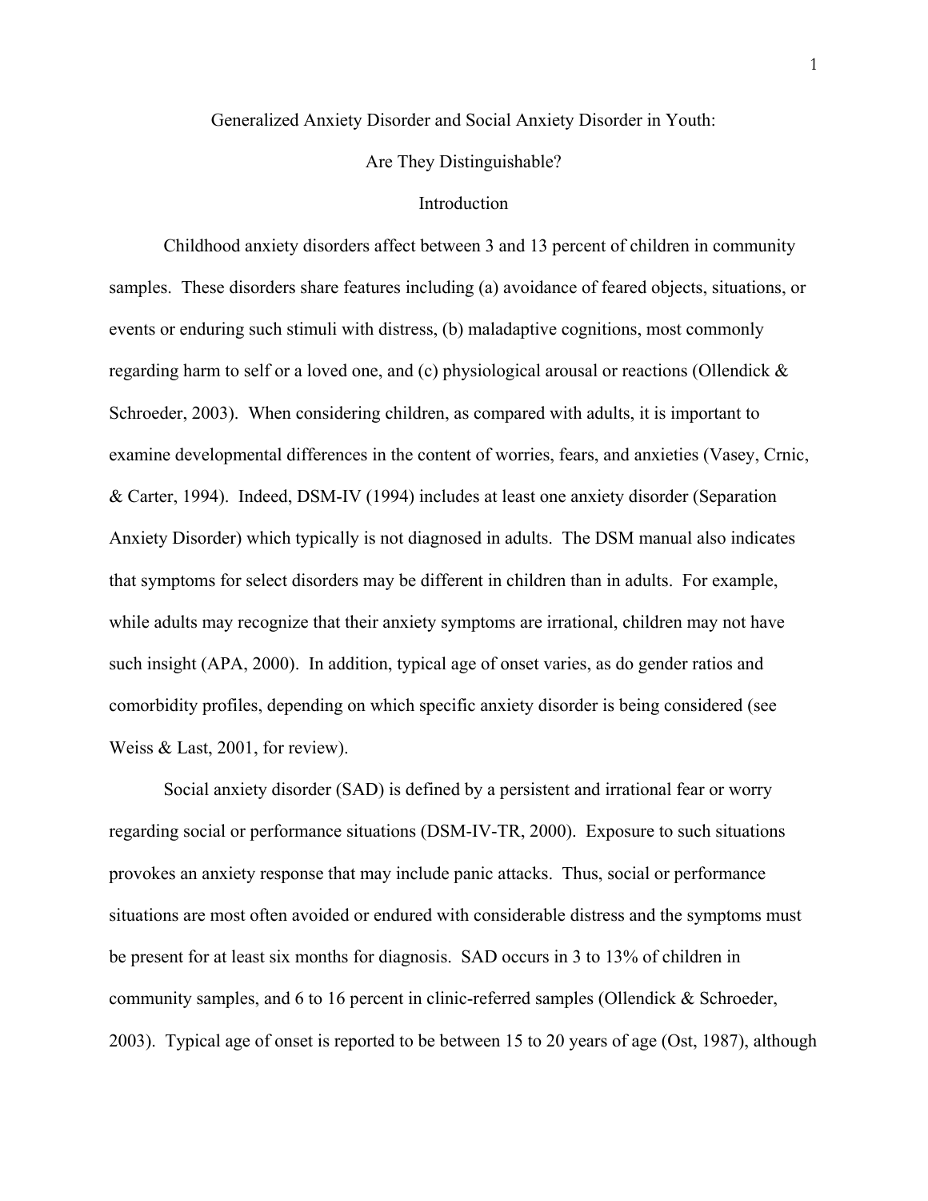# Generalized Anxiety Disorder and Social Anxiety Disorder in Youth: Are They Distinguishable?

## Introduction

Childhood anxiety disorders affect between 3 and 13 percent of children in community samples. These disorders share features including (a) avoidance of feared objects, situations, or events or enduring such stimuli with distress, (b) maladaptive cognitions, most commonly regarding harm to self or a loved one, and (c) physiological arousal or reactions (Ollendick & Schroeder, 2003). When considering children, as compared with adults, it is important to examine developmental differences in the content of worries, fears, and anxieties (Vasey, Crnic, & Carter, 1994). Indeed, DSM-IV (1994) includes at least one anxiety disorder (Separation Anxiety Disorder) which typically is not diagnosed in adults. The DSM manual also indicates that symptoms for select disorders may be different in children than in adults. For example, while adults may recognize that their anxiety symptoms are irrational, children may not have such insight (APA, 2000). In addition, typical age of onset varies, as do gender ratios and comorbidity profiles, depending on which specific anxiety disorder is being considered (see Weiss & Last, 2001, for review).

Social anxiety disorder (SAD) is defined by a persistent and irrational fear or worry regarding social or performance situations (DSM-IV-TR, 2000). Exposure to such situations provokes an anxiety response that may include panic attacks. Thus, social or performance situations are most often avoided or endured with considerable distress and the symptoms must be present for at least six months for diagnosis. SAD occurs in 3 to 13% of children in community samples, and 6 to 16 percent in clinic-referred samples (Ollendick & Schroeder, 2003). Typical age of onset is reported to be between 15 to 20 years of age (Ost, 1987), although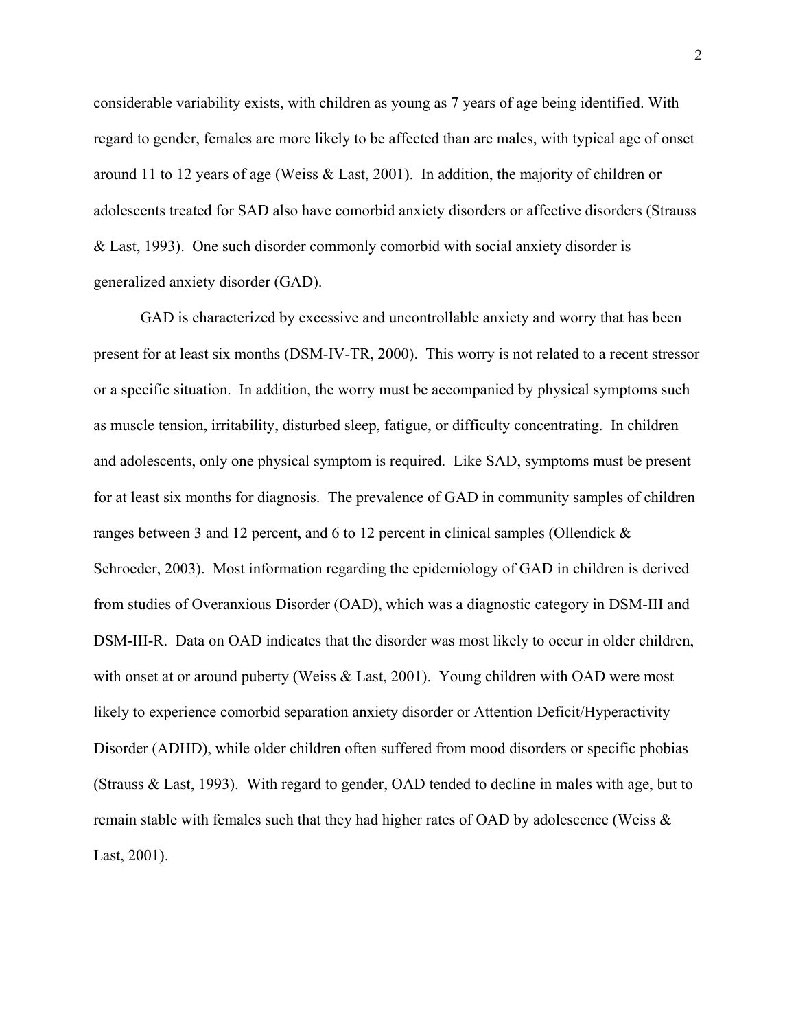considerable variability exists, with children as young as 7 years of age being identified. With regard to gender, females are more likely to be affected than are males, with typical age of onset around 11 to 12 years of age (Weiss & Last, 2001). In addition, the majority of children or adolescents treated for SAD also have comorbid anxiety disorders or affective disorders (Strauss & Last, 1993). One such disorder commonly comorbid with social anxiety disorder is generalized anxiety disorder (GAD).

GAD is characterized by excessive and uncontrollable anxiety and worry that has been present for at least six months (DSM-IV-TR, 2000). This worry is not related to a recent stressor or a specific situation. In addition, the worry must be accompanied by physical symptoms such as muscle tension, irritability, disturbed sleep, fatigue, or difficulty concentrating. In children and adolescents, only one physical symptom is required. Like SAD, symptoms must be present for at least six months for diagnosis. The prevalence of GAD in community samples of children ranges between 3 and 12 percent, and 6 to 12 percent in clinical samples (Ollendick & Schroeder, 2003). Most information regarding the epidemiology of GAD in children is derived from studies of Overanxious Disorder (OAD), which was a diagnostic category in DSM-III and DSM-III-R. Data on OAD indicates that the disorder was most likely to occur in older children, with onset at or around puberty (Weiss & Last, 2001). Young children with OAD were most likely to experience comorbid separation anxiety disorder or Attention Deficit/Hyperactivity Disorder (ADHD), while older children often suffered from mood disorders or specific phobias (Strauss & Last, 1993). With regard to gender, OAD tended to decline in males with age, but to remain stable with females such that they had higher rates of OAD by adolescence (Weiss & Last, 2001).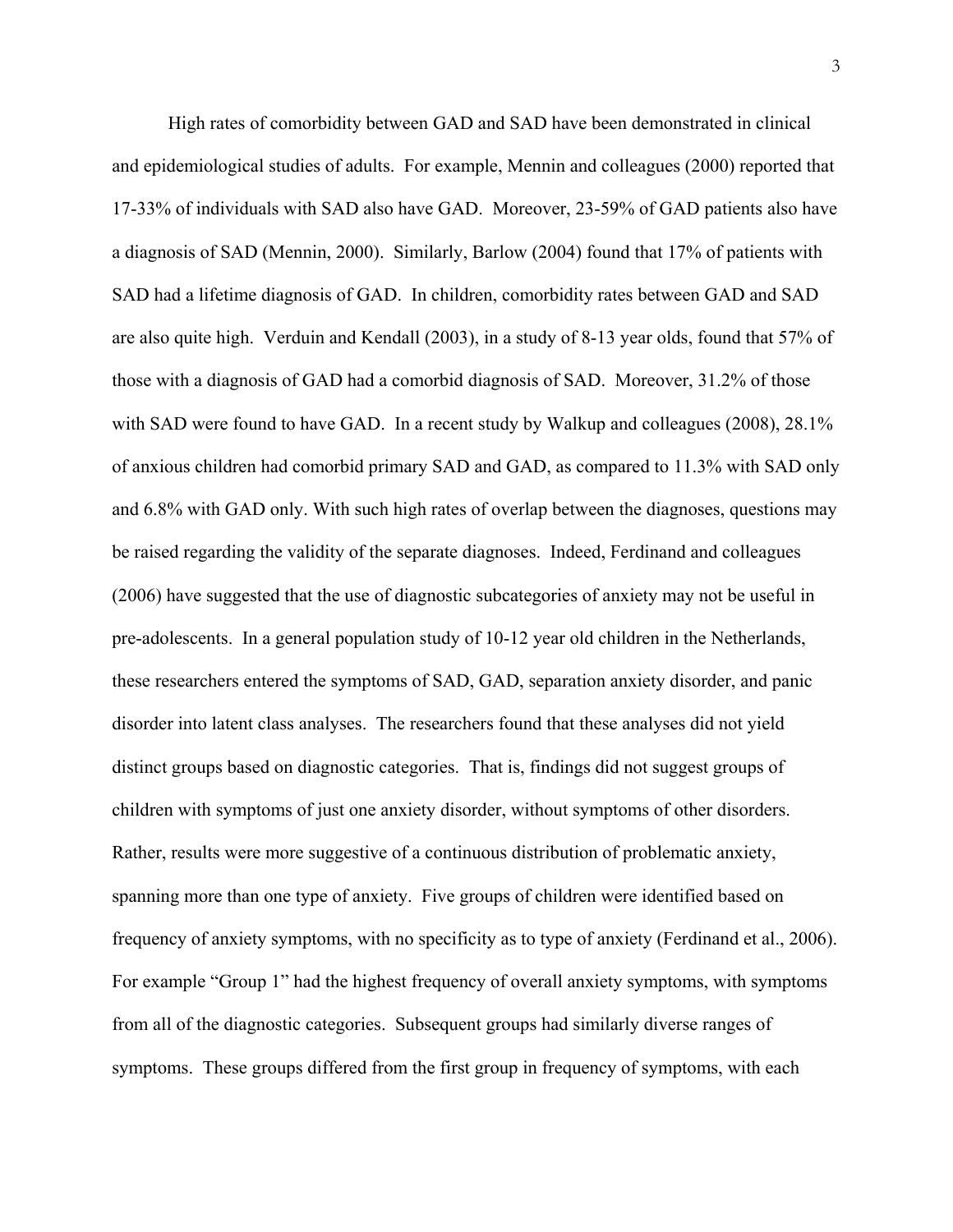High rates of comorbidity between GAD and SAD have been demonstrated in clinical and epidemiological studies of adults. For example, Mennin and colleagues (2000) reported that 17-33% of individuals with SAD also have GAD. Moreover, 23-59% of GAD patients also have a diagnosis of SAD (Mennin, 2000). Similarly, Barlow (2004) found that 17% of patients with SAD had a lifetime diagnosis of GAD. In children, comorbidity rates between GAD and SAD are also quite high. Verduin and Kendall (2003), in a study of 8-13 year olds, found that 57% of those with a diagnosis of GAD had a comorbid diagnosis of SAD. Moreover, 31.2% of those with SAD were found to have GAD. In a recent study by Walkup and colleagues (2008), 28.1% of anxious children had comorbid primary SAD and GAD, as compared to 11.3% with SAD only and 6.8% with GAD only. With such high rates of overlap between the diagnoses, questions may be raised regarding the validity of the separate diagnoses. Indeed, Ferdinand and colleagues (2006) have suggested that the use of diagnostic subcategories of anxiety may not be useful in pre-adolescents. In a general population study of 10-12 year old children in the Netherlands, these researchers entered the symptoms of SAD, GAD, separation anxiety disorder, and panic disorder into latent class analyses. The researchers found that these analyses did not yield distinct groups based on diagnostic categories. That is, findings did not suggest groups of children with symptoms of just one anxiety disorder, without symptoms of other disorders. Rather, results were more suggestive of a continuous distribution of problematic anxiety, spanning more than one type of anxiety. Five groups of children were identified based on frequency of anxiety symptoms, with no specificity as to type of anxiety (Ferdinand et al., 2006). For example "Group 1" had the highest frequency of overall anxiety symptoms, with symptoms from all of the diagnostic categories. Subsequent groups had similarly diverse ranges of symptoms. These groups differed from the first group in frequency of symptoms, with each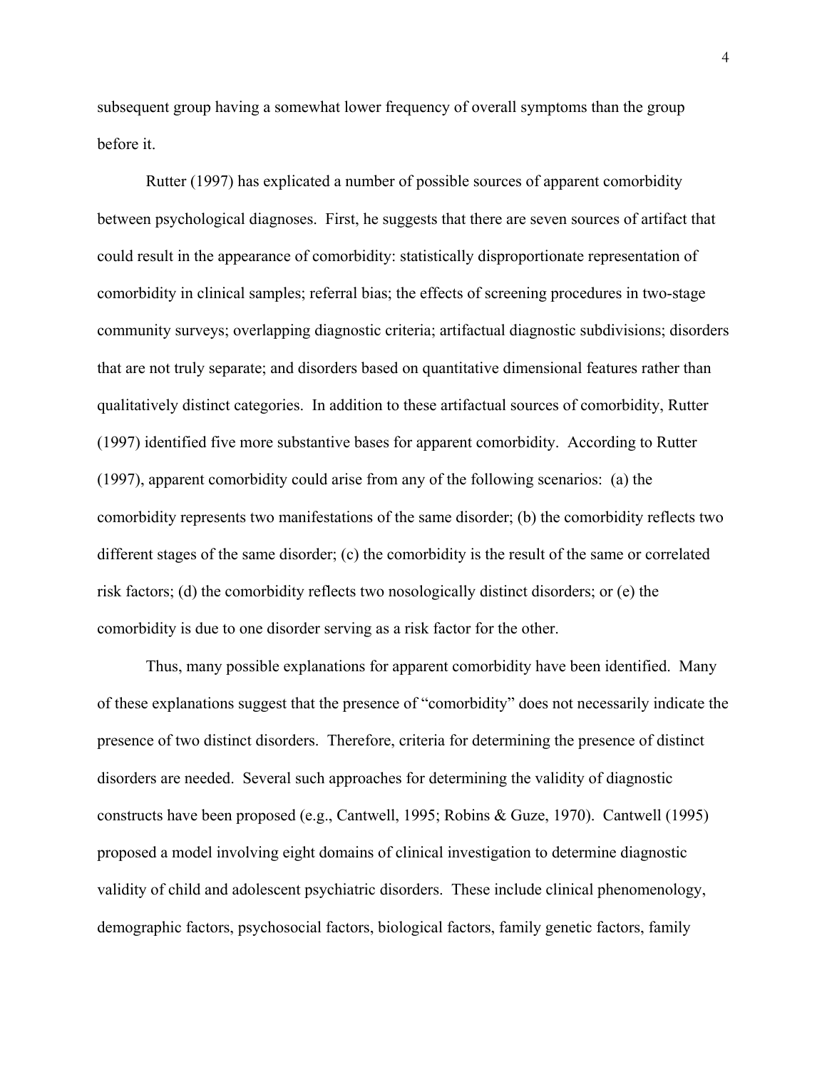subsequent group having a somewhat lower frequency of overall symptoms than the group before it.

Rutter (1997) has explicated a number of possible sources of apparent comorbidity between psychological diagnoses. First, he suggests that there are seven sources of artifact that could result in the appearance of comorbidity: statistically disproportionate representation of comorbidity in clinical samples; referral bias; the effects of screening procedures in two-stage community surveys; overlapping diagnostic criteria; artifactual diagnostic subdivisions; disorders that are not truly separate; and disorders based on quantitative dimensional features rather than qualitatively distinct categories. In addition to these artifactual sources of comorbidity, Rutter (1997) identified five more substantive bases for apparent comorbidity. According to Rutter (1997), apparent comorbidity could arise from any of the following scenarios: (a) the comorbidity represents two manifestations of the same disorder; (b) the comorbidity reflects two different stages of the same disorder; (c) the comorbidity is the result of the same or correlated risk factors; (d) the comorbidity reflects two nosologically distinct disorders; or (e) the comorbidity is due to one disorder serving as a risk factor for the other.

Thus, many possible explanations for apparent comorbidity have been identified. Many of these explanations suggest that the presence of "comorbidity" does not necessarily indicate the presence of two distinct disorders. Therefore, criteria for determining the presence of distinct disorders are needed. Several such approaches for determining the validity of diagnostic constructs have been proposed (e.g., Cantwell, 1995; Robins & Guze, 1970). Cantwell (1995) proposed a model involving eight domains of clinical investigation to determine diagnostic validity of child and adolescent psychiatric disorders. These include clinical phenomenology, demographic factors, psychosocial factors, biological factors, family genetic factors, family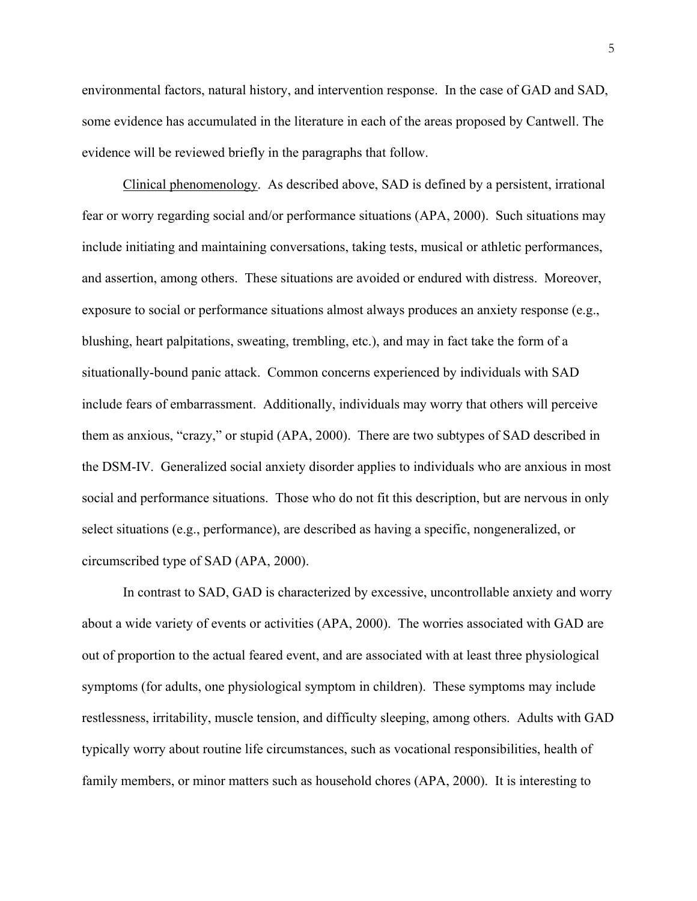environmental factors, natural history, and intervention response. In the case of GAD and SAD, some evidence has accumulated in the literature in each of the areas proposed by Cantwell. The evidence will be reviewed briefly in the paragraphs that follow.

Clinical phenomenology. As described above, SAD is defined by a persistent, irrational fear or worry regarding social and/or performance situations (APA, 2000). Such situations may include initiating and maintaining conversations, taking tests, musical or athletic performances, and assertion, among others. These situations are avoided or endured with distress. Moreover, exposure to social or performance situations almost always produces an anxiety response (e.g., blushing, heart palpitations, sweating, trembling, etc.), and may in fact take the form of a situationally-bound panic attack. Common concerns experienced by individuals with SAD include fears of embarrassment. Additionally, individuals may worry that others will perceive them as anxious, "crazy," or stupid (APA, 2000). There are two subtypes of SAD described in the DSM-IV. Generalized social anxiety disorder applies to individuals who are anxious in most social and performance situations. Those who do not fit this description, but are nervous in only select situations (e.g., performance), are described as having a specific, nongeneralized, or circumscribed type of SAD (APA, 2000).

In contrast to SAD, GAD is characterized by excessive, uncontrollable anxiety and worry about a wide variety of events or activities (APA, 2000). The worries associated with GAD are out of proportion to the actual feared event, and are associated with at least three physiological symptoms (for adults, one physiological symptom in children). These symptoms may include restlessness, irritability, muscle tension, and difficulty sleeping, among others. Adults with GAD typically worry about routine life circumstances, such as vocational responsibilities, health of family members, or minor matters such as household chores (APA, 2000). It is interesting to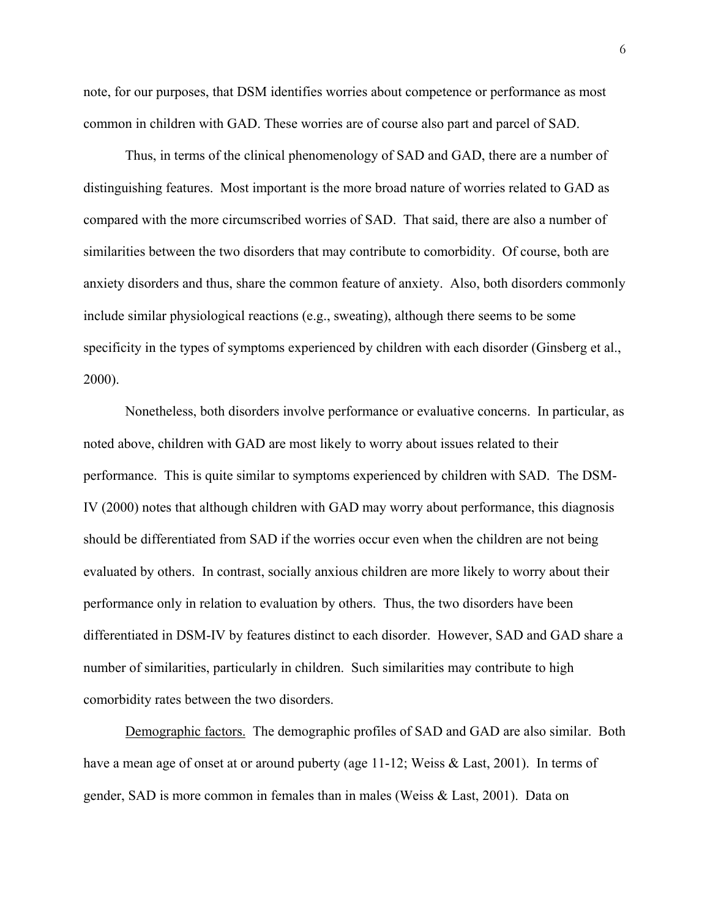note, for our purposes, that DSM identifies worries about competence or performance as most common in children with GAD. These worries are of course also part and parcel of SAD.

Thus, in terms of the clinical phenomenology of SAD and GAD, there are a number of distinguishing features. Most important is the more broad nature of worries related to GAD as compared with the more circumscribed worries of SAD. That said, there are also a number of similarities between the two disorders that may contribute to comorbidity. Of course, both are anxiety disorders and thus, share the common feature of anxiety. Also, both disorders commonly include similar physiological reactions (e.g., sweating), although there seems to be some specificity in the types of symptoms experienced by children with each disorder (Ginsberg et al., 2000).

Nonetheless, both disorders involve performance or evaluative concerns. In particular, as noted above, children with GAD are most likely to worry about issues related to their performance. This is quite similar to symptoms experienced by children with SAD. The DSM-IV (2000) notes that although children with GAD may worry about performance, this diagnosis should be differentiated from SAD if the worries occur even when the children are not being evaluated by others. In contrast, socially anxious children are more likely to worry about their performance only in relation to evaluation by others. Thus, the two disorders have been differentiated in DSM-IV by features distinct to each disorder. However, SAD and GAD share a number of similarities, particularly in children. Such similarities may contribute to high comorbidity rates between the two disorders.

<u>Demographic factors.</u> The demographic profiles of SAD and GAD are also similar. Both have a mean age of onset at or around puberty (age 11-12; Weiss & Last, 2001). In terms of gender, SAD is more common in females than in males (Weiss & Last, 2001). Data on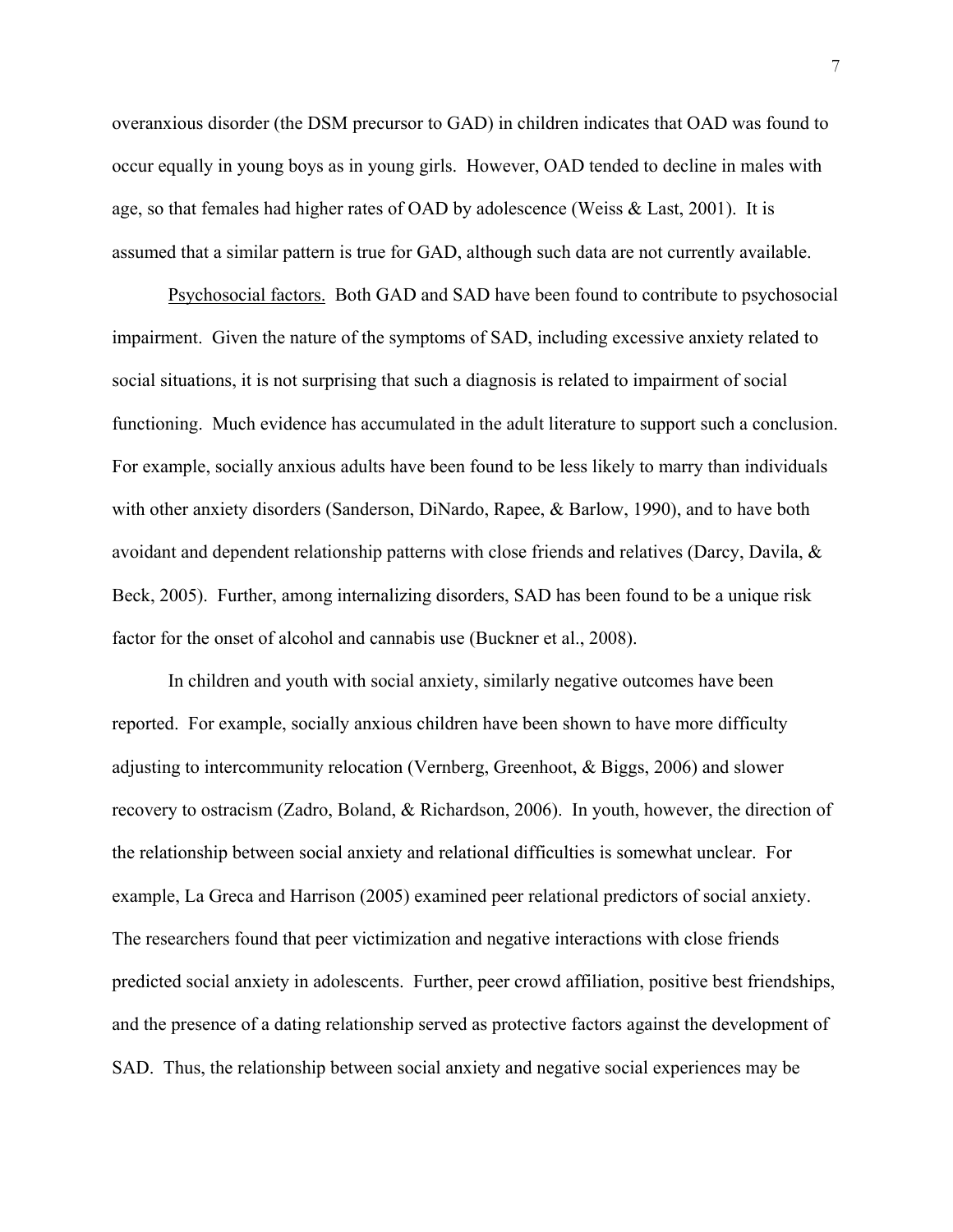overanxious disorder (the DSM precursor to GAD) in children indicates that OAD was found to occur equally in young boys as in young girls. However, OAD tended to decline in males with age, so that females had higher rates of OAD by adolescence (Weiss & Last, 2001). It is assumed that a similar pattern is true for GAD, although such data are not currently available.

Psychosocial factors. Both GAD and SAD have been found to contribute to psychosocial impairment. Given the nature of the symptoms of SAD, including excessive anxiety related to social situations, it is not surprising that such a diagnosis is related to impairment of social functioning. Much evidence has accumulated in the adult literature to support such a conclusion. For example, socially anxious adults have been found to be less likely to marry than individuals with other anxiety disorders (Sanderson, DiNardo, Rapee, & Barlow, 1990), and to have both avoidant and dependent relationship patterns with close friends and relatives (Darcy, Davila, & Beck, 2005). Further, among internalizing disorders, SAD has been found to be a unique risk factor for the onset of alcohol and cannabis use (Buckner et al., 2008).

In children and youth with social anxiety, similarly negative outcomes have been reported. For example, socially anxious children have been shown to have more difficulty adjusting to intercommunity relocation (Vernberg, Greenhoot, & Biggs, 2006) and slower recovery to ostracism (Zadro, Boland, & Richardson, 2006). In youth, however, the direction of the relationship between social anxiety and relational difficulties is somewhat unclear. For example, La Greca and Harrison (2005) examined peer relational predictors of social anxiety. The researchers found that peer victimization and negative interactions with close friends predicted social anxiety in adolescents. Further, peer crowd affiliation, positive best friendships, and the presence of a dating relationship served as protective factors against the development of SAD. Thus, the relationship between social anxiety and negative social experiences may be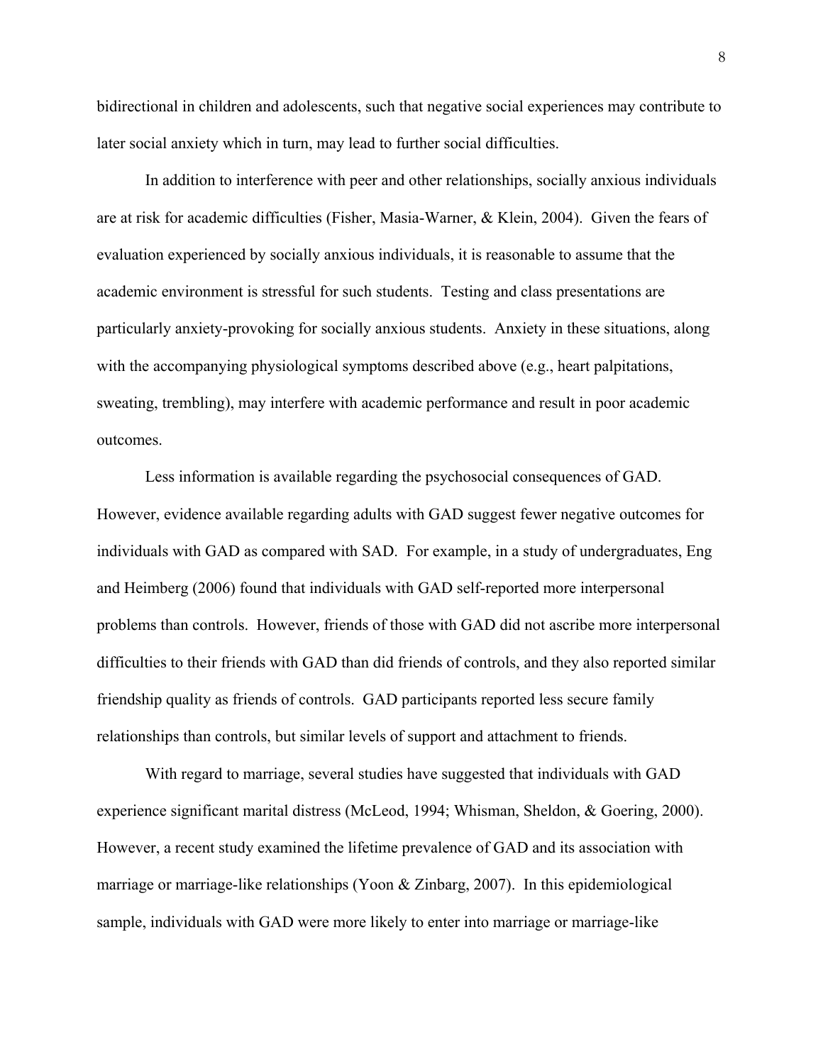bidirectional in children and adolescents, such that negative social experiences may contribute to later social anxiety which in turn, may lead to further social difficulties.

In addition to interference with peer and other relationships, socially anxious individuals are at risk for academic difficulties (Fisher, Masia-Warner, & Klein, 2004). Given the fears of evaluation experienced by socially anxious individuals, it is reasonable to assume that the academic environment is stressful for such students. Testing and class presentations are particularly anxiety-provoking for socially anxious students. Anxiety in these situations, along with the accompanying physiological symptoms described above (e.g., heart palpitations, sweating, trembling), may interfere with academic performance and result in poor academic outcomes.

Less information is available regarding the psychosocial consequences of GAD. However, evidence available regarding adults with GAD suggest fewer negative outcomes for individuals with GAD as compared with SAD. For example, in a study of undergraduates, Eng and Heimberg (2006) found that individuals with GAD self-reported more interpersonal problems than controls. However, friends of those with GAD did not ascribe more interpersonal difficulties to their friends with GAD than did friends of controls, and they also reported similar friendship quality as friends of controls. GAD participants reported less secure family relationships than controls, but similar levels of support and attachment to friends.

With regard to marriage, several studies have suggested that individuals with GAD experience significant marital distress (McLeod, 1994; Whisman, Sheldon, & Goering, 2000). However, a recent study examined the lifetime prevalence of GAD and its association with marriage or marriage-like relationships (Yoon & Zinbarg, 2007). In this epidemiological sample, individuals with GAD were more likely to enter into marriage or marriage-like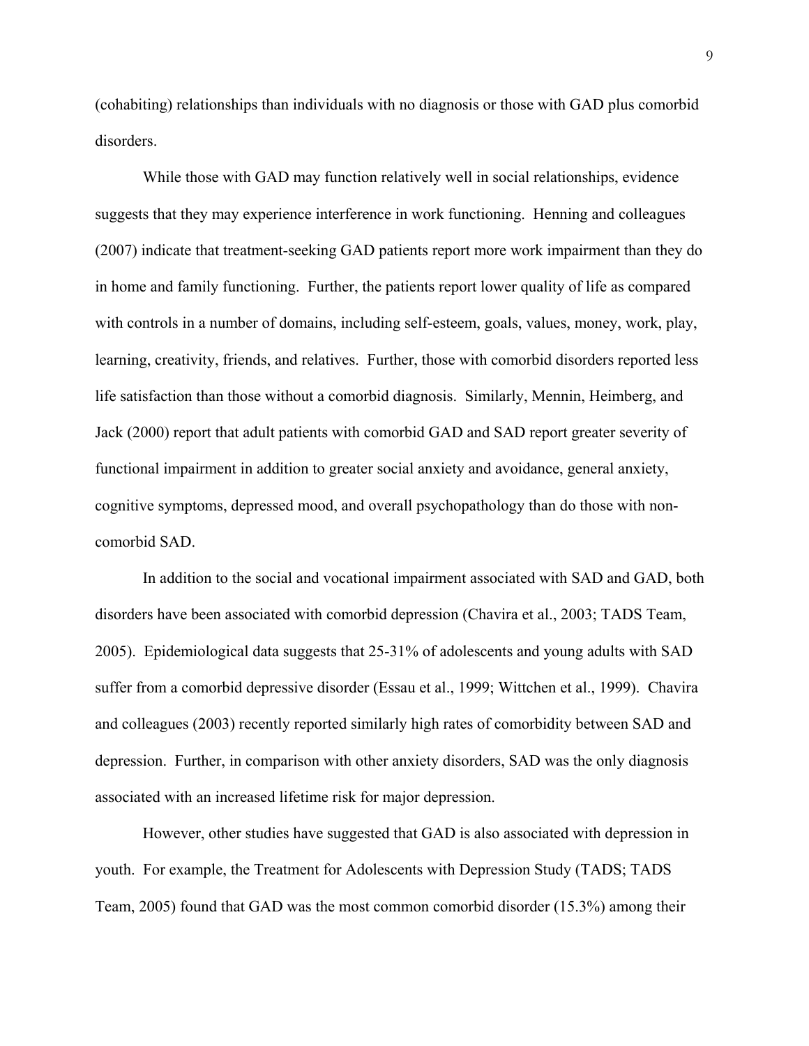(cohabiting) relationships than individuals with no diagnosis or those with GAD plus comorbid disorders.

While those with GAD may function relatively well in social relationships, evidence suggests that they may experience interference in work functioning. Henning and colleagues (2007) indicate that treatment-seeking GAD patients report more work impairment than they do in home and family functioning. Further, the patients report lower quality of life as compared with controls in a number of domains, including self-esteem, goals, values, money, work, play, learning, creativity, friends, and relatives. Further, those with comorbid disorders reported less life satisfaction than those without a comorbid diagnosis. Similarly, Mennin, Heimberg, and Jack (2000) report that adult patients with comorbid GAD and SAD report greater severity of functional impairment in addition to greater social anxiety and avoidance, general anxiety, cognitive symptoms, depressed mood, and overall psychopathology than do those with non-comorbid SAD.

In addition to the social and vocational impairment associated with SAD and GAD, both disorders have been associated with comorbid depression (Chavira et al., 2003; TADS Team, 2005). Epidemiological data suggests that 25-31% of adolescents and young adults with SAD suffer from a comorbid depressive disorder (Essau et al., 1999; Wittchen et al., 1999). Chavira and colleagues (2003) recently reported similarly high rates of comorbidity between SAD and depression. Further, in comparison with other anxiety disorders, SAD was the only diagnosis associated with an increased lifetime risk for major depression.

However, other studies have suggested that GAD is also associated with depression in youth. For example, the Treatment for Adolescents with Depression Study (TADS; TADS Team, 2005) found that GAD was the most common comorbid disorder (15.3%) among their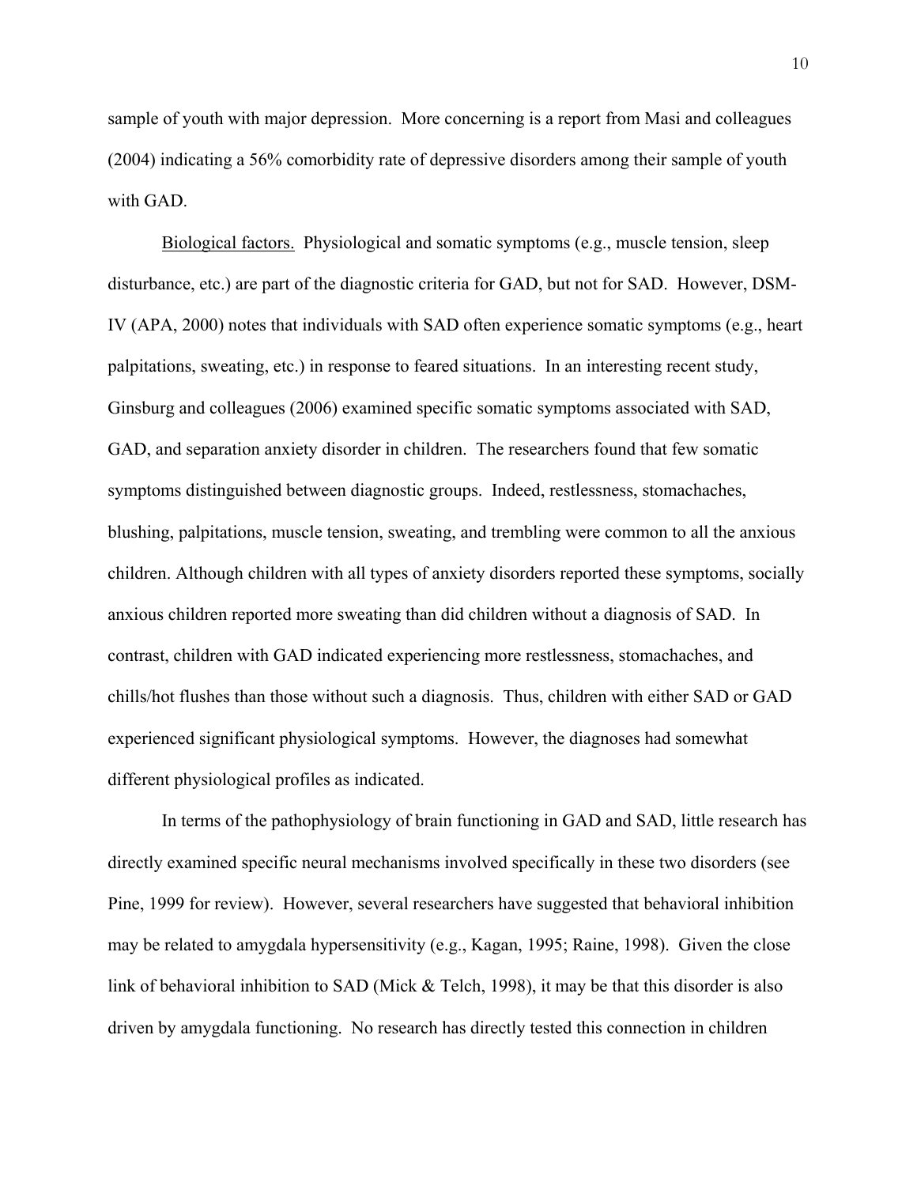sample of youth with major depression. More concerning is a report from Masi and colleagues (2004) indicating a 56% comorbidity rate of depressive disorders among their sample of youth with GAD.

Biological factors. Physiological and somatic symptoms (e.g., muscle tension, sleep disturbance, etc.) are part of the diagnostic criteria for GAD, but not for SAD. However, DSM-IV (APA, 2000) notes that individuals with SAD often experience somatic symptoms (e.g., heart palpitations, sweating, etc.) in response to feared situations. In an interesting recent study, Ginsburg and colleagues (2006) examined specific somatic symptoms associated with SAD, GAD, and separation anxiety disorder in children. The researchers found that few somatic symptoms distinguished between diagnostic groups. Indeed, restlessness, stomachaches, blushing, palpitations, muscle tension, sweating, and trembling were common to all the anxious children. Although children with all types of anxiety disorders reported these symptoms, socially anxious children reported more sweating than did children without a diagnosis of SAD. In contrast, children with GAD indicated experiencing more restlessness, stomachaches, and chills/hot flushes than those without such a diagnosis. Thus, children with either SAD or GAD experienced significant physiological symptoms. However, the diagnoses had somewhat different physiological profiles as indicated.

In terms of the pathophysiology of brain functioning in GAD and SAD, little research has directly examined specific neural mechanisms involved specifically in these two disorders (see Pine, 1999 for review). However, several researchers have suggested that behavioral inhibition may be related to amygdala hypersensitivity (e.g., Kagan, 1995; Raine, 1998). Given the close link of behavioral inhibition to SAD (Mick & Telch, 1998), it may be that this disorder is also driven by amygdala functioning. No research has directly tested this connection in children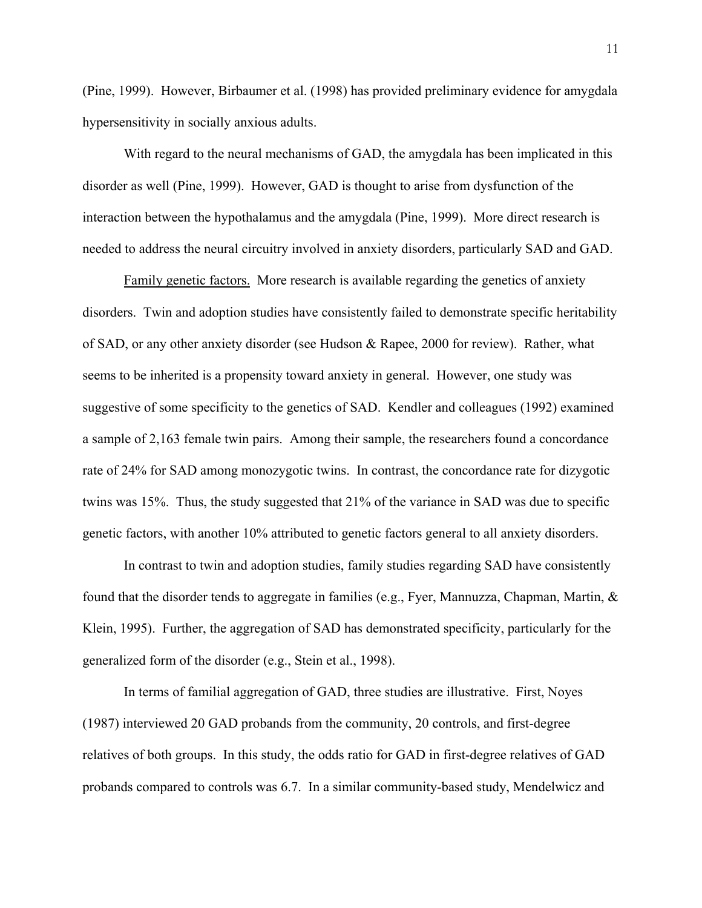(Pine, 1999). However, Birbaumer et al. (1998) has provided preliminary evidence for amygdala hypersensitivity in socially anxious adults.

With regard to the neural mechanisms of GAD, the amygdala has been implicated in this disorder as well (Pine, 1999). However, GAD is thought to arise from dysfunction of the interaction between the hypothalamus and the amygdala (Pine, 1999). More direct research is needed to address the neural circuitry involved in anxiety disorders, particularly SAD and GAD.

Family genetic factors. More research is available regarding the genetics of anxiety disorders. Twin and adoption studies have consistently failed to demonstrate specific heritability of SAD, or any other anxiety disorder (see Hudson & Rapee, 2000 for review). Rather, what seems to be inherited is a propensity toward anxiety in general. However, one study was suggestive of some specificity to the genetics of SAD. Kendler and colleagues (1992) examined a sample of 2,163 female twin pairs. Among their sample, the researchers found a concordance rate of 24% for SAD among monozygotic twins. In contrast, the concordance rate for dizygotic twins was 15%. Thus, the study suggested that 21% of the variance in SAD was due to specific genetic factors, with another 10% attributed to genetic factors general to all anxiety disorders.

In contrast to twin and adoption studies, family studies regarding SAD have consistently found that the disorder tends to aggregate in families (e.g., Fyer, Mannuzza, Chapman, Martin, & Klein, 1995). Further, the aggregation of SAD has demonstrated specificity, particularly for the generalized form of the disorder (e.g., Stein et al., 1998).

In terms of familial aggregation of GAD, three studies are illustrative. First, Noyes (1987) interviewed 20 GAD probands from the community, 20 controls, and first-degree relatives of both groups. In this study, the odds ratio for GAD in first-degree relatives of GAD probands compared to controls was 6.7. In a similar community-based study, Mendelwicz and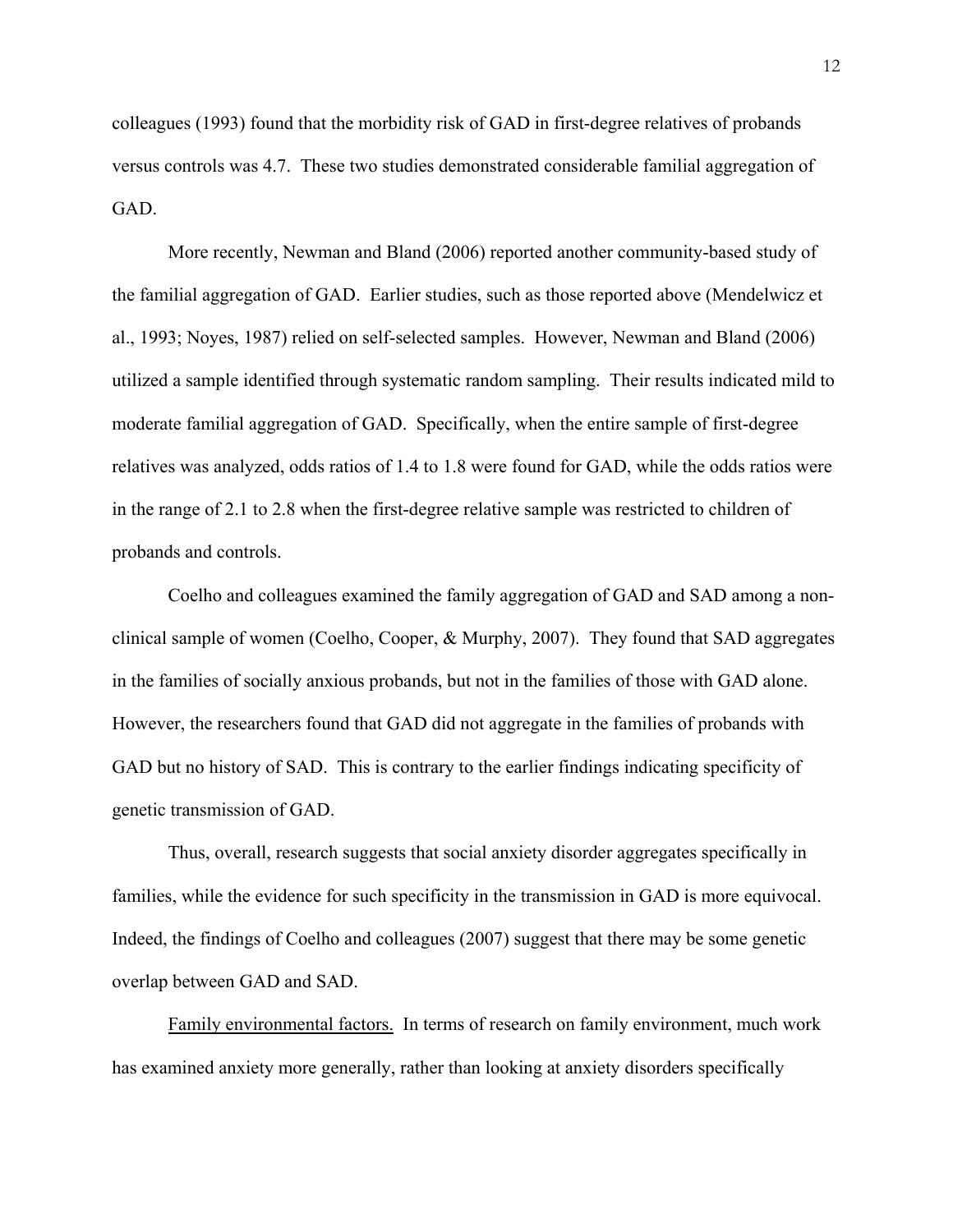colleagues (1993) found that the morbidity risk of GAD in first-degree relatives of probands versus controls was 4.7. These two studies demonstrated considerable familial aggregation of GAD.

More recently, Newman and Bland (2006) reported another community-based study of the familial aggregation of GAD. Earlier studies, such as those reported above (Mendelwicz et al., 1993; Noyes, 1987) relied on self-selected samples. However, Newman and Bland (2006) utilized a sample identified through systematic random sampling. Their results indicated mild to moderate familial aggregation of GAD. Specifically, when the entire sample of first-degree relatives was analyzed, odds ratios of 1.4 to 1.8 were found for GAD, while the odds ratios were in the range of 2.1 to 2.8 when the first-degree relative sample was restricted to children of probands and controls.

Coelho and colleagues examined the family aggregation of GAD and SAD among a non-clinical sample of women (Coelho, Cooper, & Murphy, 2007). They found that SAD aggregates in the families of socially anxious probands, but not in the families of those with GAD alone. However, the researchers found that GAD did not aggregate in the families of probands with GAD but no history of SAD. This is contrary to the earlier findings indicating specificity of genetic transmission of GAD.

Thus, overall, research suggests that social anxiety disorder aggregates specifically in families, while the evidence for such specificity in the transmission in GAD is more equivocal. Indeed, the findings of Coelho and colleagues (2007) suggest that there may be some genetic overlap between GAD and SAD.

Family environmental factors. In terms of research on family environment, much work has examined anxiety more generally, rather than looking at anxiety disorders specifically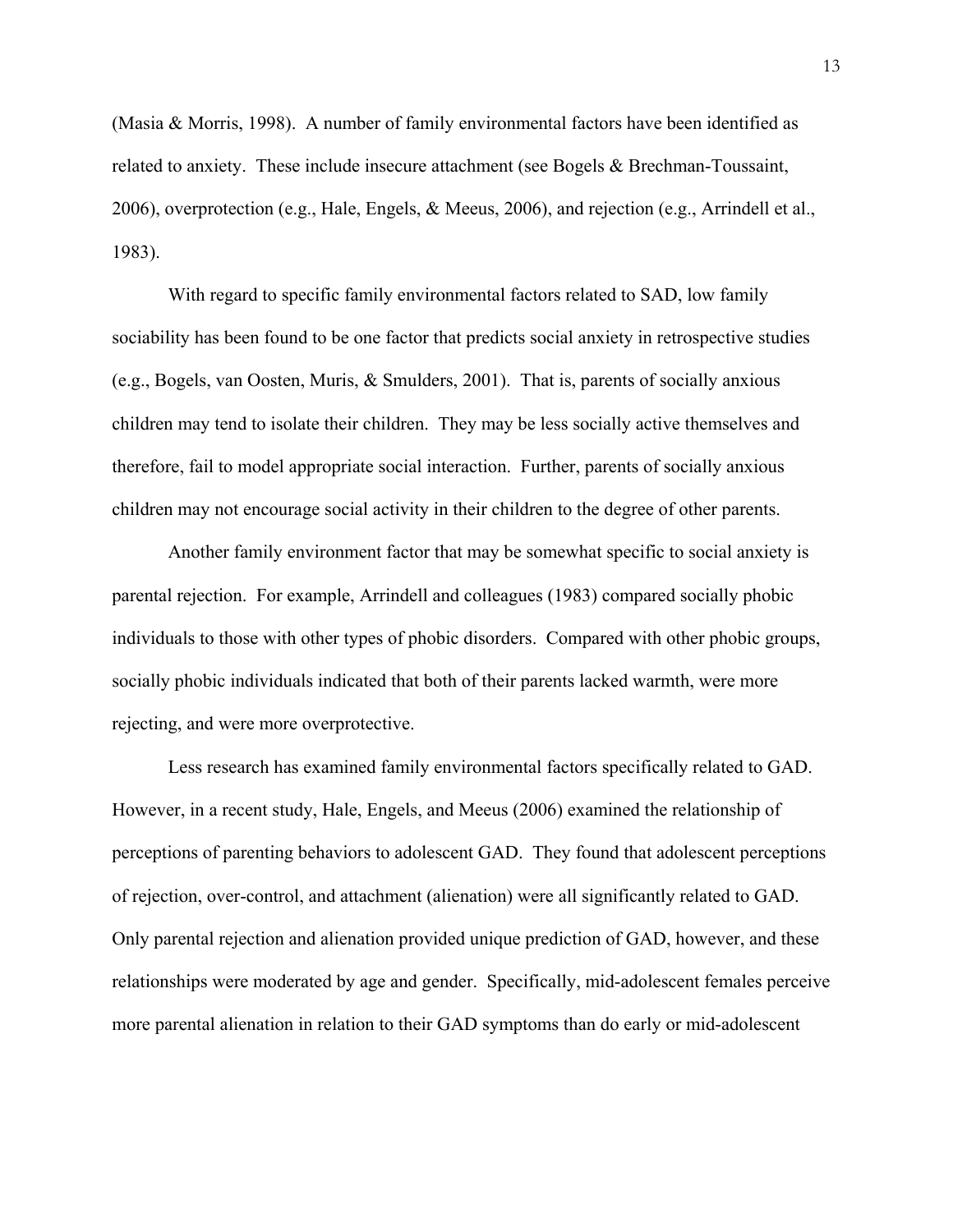(Masia & Morris, 1998). A number of family environmental factors have been identified as related to anxiety. These include insecure attachment (see Bogels & Brechman-Toussaint, 2006), overprotection (e.g., Hale, Engels, & Meeus, 2006), and rejection (e.g., Arrindell et al., 1983).

With regard to specific family environmental factors related to SAD, low family sociability has been found to be one factor that predicts social anxiety in retrospective studies (e.g., Bogels, van Oosten, Muris, & Smulders, 2001). That is, parents of socially anxious children may tend to isolate their children. They may be less socially active themselves and therefore, fail to model appropriate social interaction. Further, parents of socially anxious children may not encourage social activity in their children to the degree of other parents.

Another family environment factor that may be somewhat specific to social anxiety is parental rejection. For example, Arrindell and colleagues (1983) compared socially phobic individuals to those with other types of phobic disorders. Compared with other phobic groups, socially phobic individuals indicated that both of their parents lacked warmth, were more rejecting, and were more overprotective.

Less research has examined family environmental factors specifically related to GAD. However, in a recent study, Hale, Engels, and Meeus (2006) examined the relationship of perceptions of parenting behaviors to adolescent GAD. They found that adolescent perceptions of rejection, over-control, and attachment (alienation) were all significantly related to GAD. Only parental rejection and alienation provided unique prediction of GAD, however, and these relationships were moderated by age and gender. Specifically, mid-adolescent females perceive more parental alienation in relation to their GAD symptoms than do early or mid-adolescent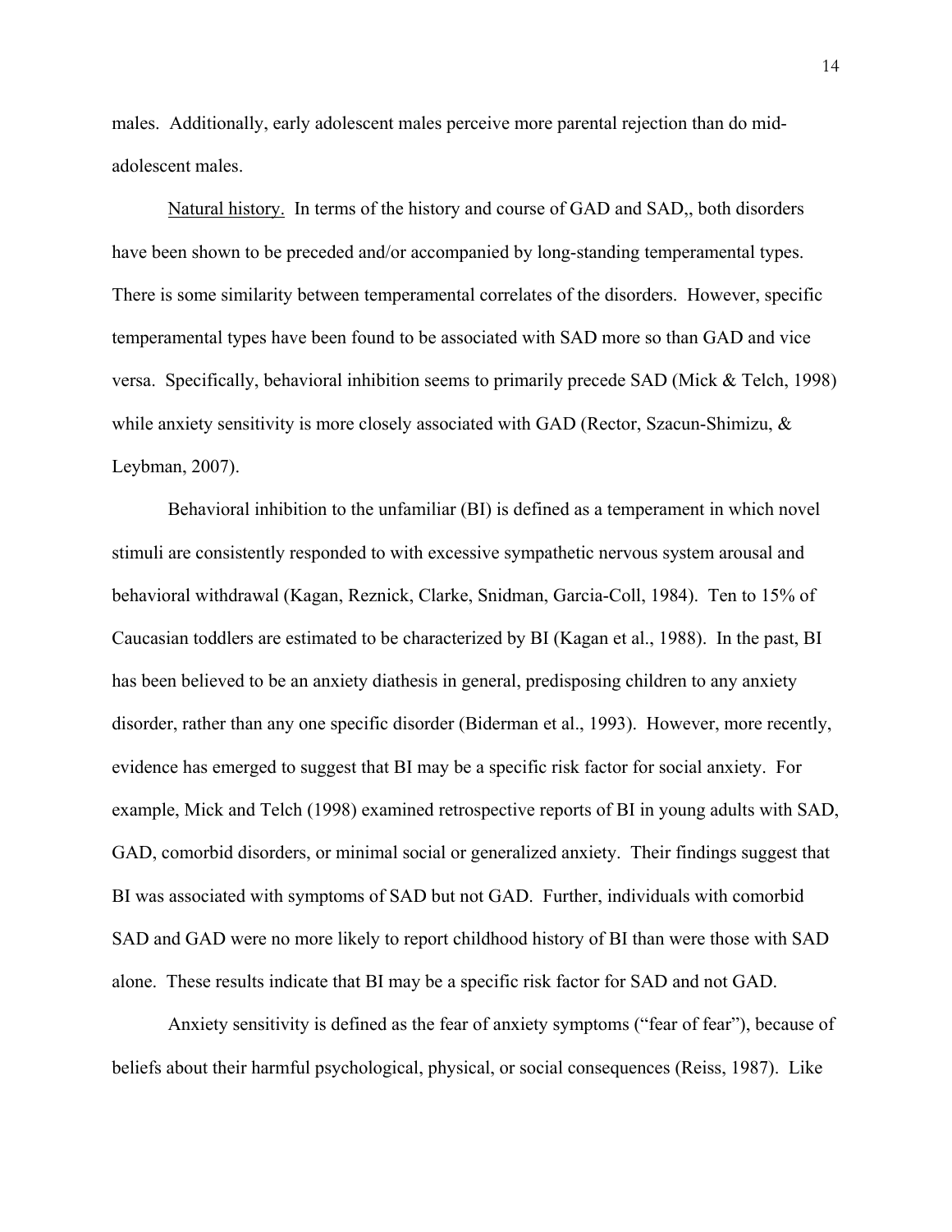males. Additionally, early adolescent males perceive more parental rejection than do mid-adolescent males.

Natural history. In terms of the history and course of GAD and SAD,, both disorders have been shown to be preceded and/or accompanied by long-standing temperamental types. There is some similarity between temperamental correlates of the disorders. However, specific temperamental types have been found to be associated with SAD more so than GAD and vice versa. Specifically, behavioral inhibition seems to primarily precede SAD (Mick & Telch, 1998) while anxiety sensitivity is more closely associated with GAD (Rector, Szacun-Shimizu, & Leybman, 2007).

Behavioral inhibition to the unfamiliar (BI) is defined as a temperament in which novel stimuli are consistently responded to with excessive sympathetic nervous system arousal and behavioral withdrawal (Kagan, Reznick, Clarke, Snidman, Garcia-Coll, 1984). Ten to 15% of Caucasian toddlers are estimated to be characterized by BI (Kagan et al., 1988). In the past, BI has been believed to be an anxiety diathesis in general, predisposing children to any anxiety disorder, rather than any one specific disorder (Biderman et al., 1993). However, more recently, evidence has emerged to suggest that BI may be a specific risk factor for social anxiety. For example, Mick and Telch (1998) examined retrospective reports of BI in young adults with SAD, GAD, comorbid disorders, or minimal social or generalized anxiety. Their findings suggest that BI was associated with symptoms of SAD but not GAD. Further, individuals with comorbid SAD and GAD were no more likely to report childhood history of BI than were those with SAD alone. These results indicate that BI may be a specific risk factor for SAD and not GAD.

Anxiety sensitivity is defined as the fear of anxiety symptoms ("fear of fear"), because of beliefs about their harmful psychological, physical, or social consequences (Reiss, 1987). Like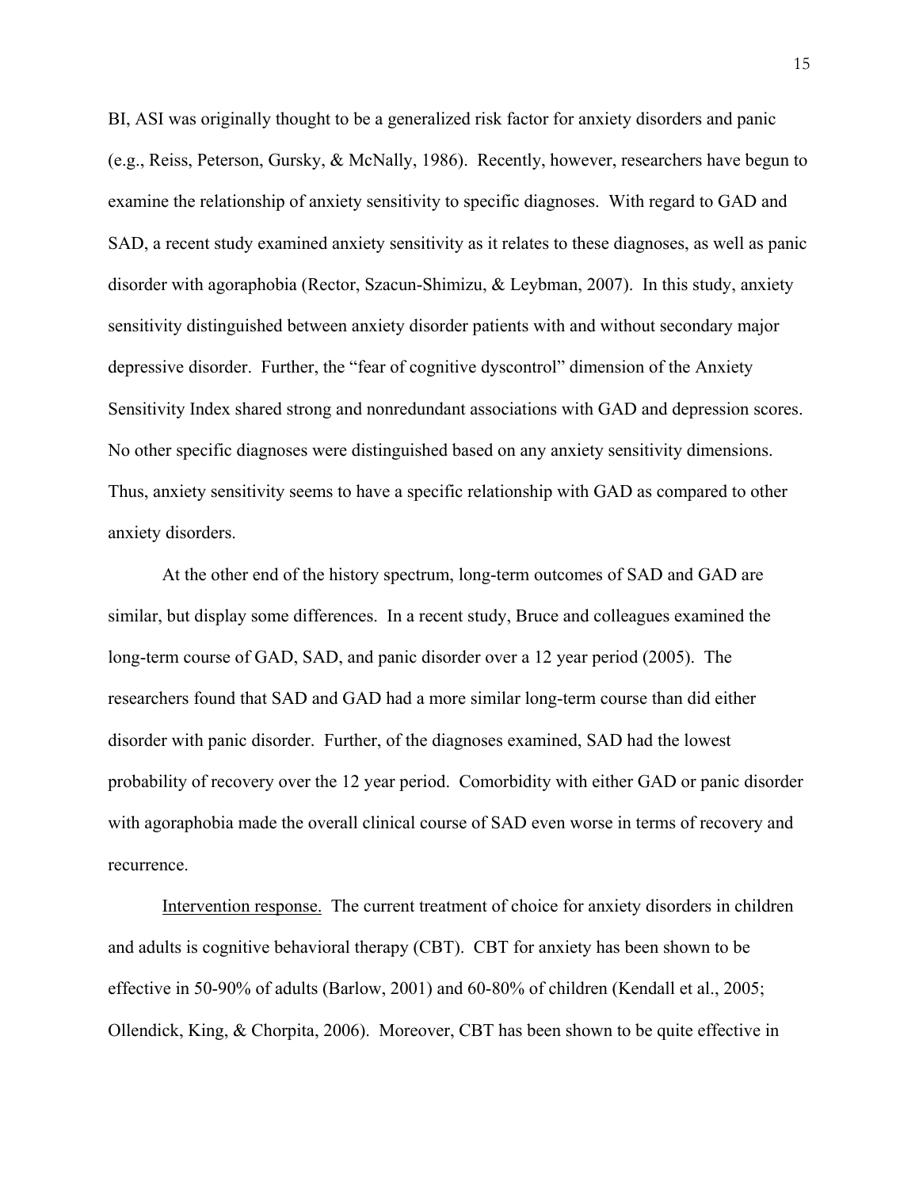BI, ASI was originally thought to be a generalized risk factor for anxiety disorders and panic (e.g., Reiss, Peterson, Gursky, & McNally, 1986). Recently, however, researchers have begun to examine the relationship of anxiety sensitivity to specific diagnoses. With regard to GAD and SAD, a recent study examined anxiety sensitivity as it relates to these diagnoses, as well as panic disorder with agoraphobia (Rector, Szacun-Shimizu, & Leybman, 2007). In this study, anxiety sensitivity distinguished between anxiety disorder patients with and without secondary major depressive disorder. Further, the "fear of cognitive dyscontrol" dimension of the Anxiety Sensitivity Index shared strong and nonredundant associations with GAD and depression scores. No other specific diagnoses were distinguished based on any anxiety sensitivity dimensions. Thus, anxiety sensitivity seems to have a specific relationship with GAD as compared to other anxiety disorders.

At the other end of the history spectrum, long-term outcomes of SAD and GAD are similar, but display some differences. In a recent study, Bruce and colleagues examined the long-term course of GAD, SAD, and panic disorder over a 12 year period (2005). The researchers found that SAD and GAD had a more similar long-term course than did either disorder with panic disorder. Further, of the diagnoses examined, SAD had the lowest probability of recovery over the 12 year period. Comorbidity with either GAD or panic disorder with agoraphobia made the overall clinical course of SAD even worse in terms of recovery and recurrence.

<u>Intervention response.</u> The current treatment of choice for anxiety disorders in children and adults is cognitive behavioral therapy (CBT). CBT for anxiety has been shown to be effective in 50-90% of adults (Barlow, 2001) and 60-80% of children (Kendall et al., 2005; Ollendick, King, & Chorpita, 2006). Moreover, CBT has been shown to be quite effective in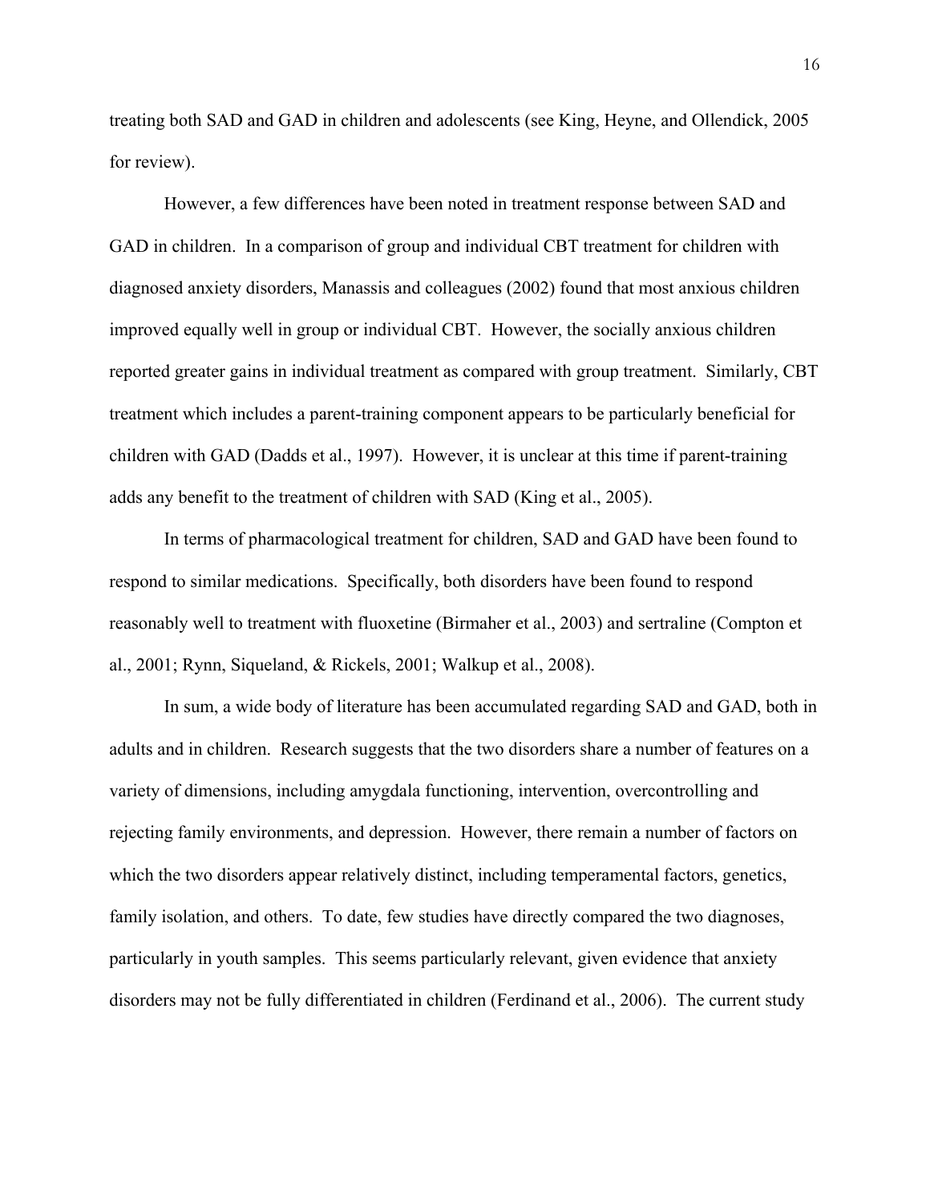treating both SAD and GAD in children and adolescents (see King, Heyne, and Ollendick, 2005 for review).

However, a few differences have been noted in treatment response between SAD and GAD in children. In a comparison of group and individual CBT treatment for children with diagnosed anxiety disorders, Manassis and colleagues (2002) found that most anxious children improved equally well in group or individual CBT. However, the socially anxious children reported greater gains in individual treatment as compared with group treatment. Similarly, CBT treatment which includes a parent-training component appears to be particularly beneficial for children with GAD (Dadds et al., 1997). However, it is unclear at this time if parent-training adds any benefit to the treatment of children with SAD (King et al., 2005).

In terms of pharmacological treatment for children, SAD and GAD have been found to respond to similar medications. Specifically, both disorders have been found to respond reasonably well to treatment with fluoxetine (Birmaher et al., 2003) and sertraline (Compton et al., 2001; Rynn, Siqueland, & Rickels, 2001; Walkup et al., 2008).

In sum, a wide body of literature has been accumulated regarding SAD and GAD, both in adults and in children. Research suggests that the two disorders share a number of features on a variety of dimensions, including amygdala functioning, intervention, overcontrolling and rejecting family environments, and depression. However, there remain a number of factors on which the two disorders appear relatively distinct, including temperamental factors, genetics, family isolation, and others. To date, few studies have directly compared the two diagnoses, particularly in youth samples. This seems particularly relevant, given evidence that anxiety disorders may not be fully differentiated in children (Ferdinand et al., 2006). The current study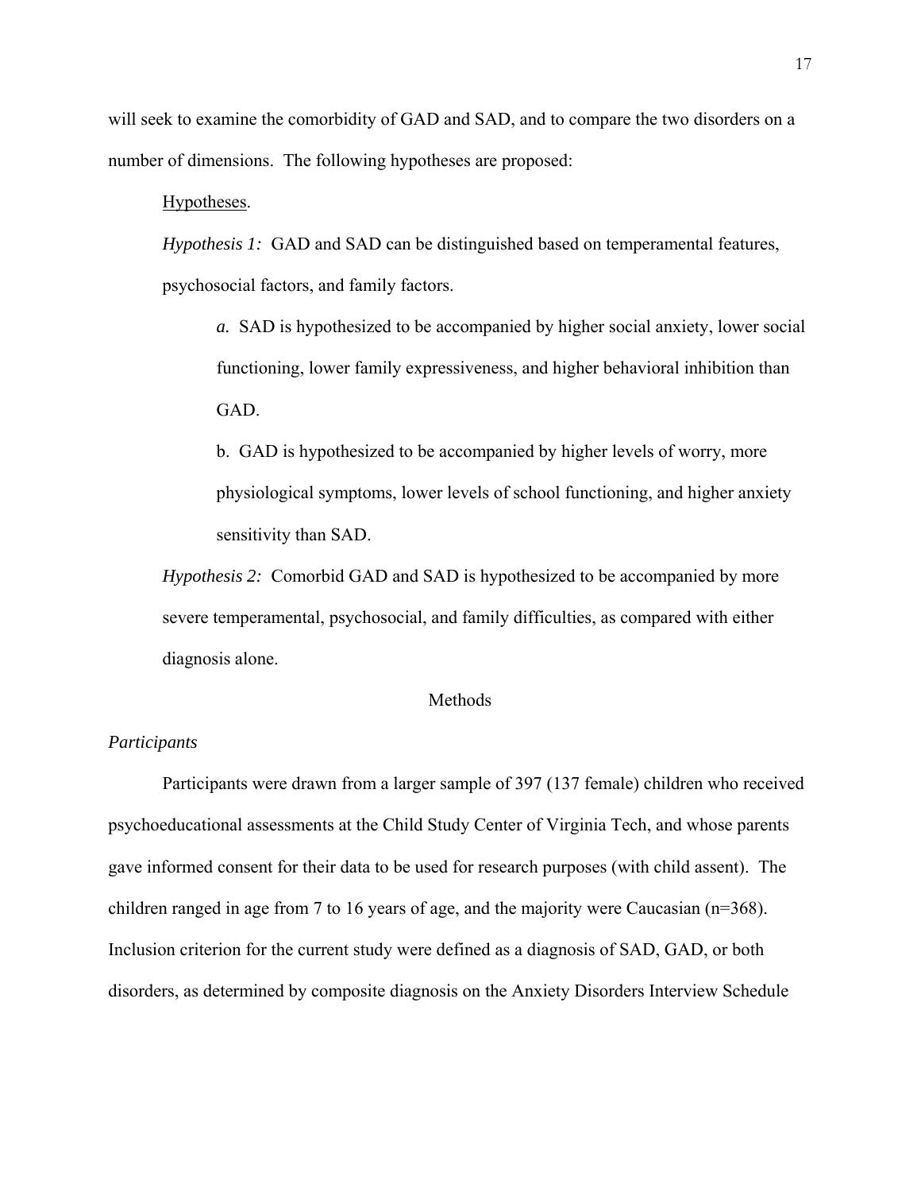will seek to examine the comorbidity of GAD and SAD, and to compare the two disorders on a number of dimensions. The following hypotheses are proposed:

Hypotheses.

*Hypothesis 1:* GAD and SAD can be distinguished based on temperamental features, psychosocial factors, and family factors.

*a.* SAD is hypothesized to be accompanied by higher social anxiety, lower social functioning, lower family expressiveness, and higher behavioral inhibition than GAD.

b. GAD is hypothesized to be accompanied by higher levels of worry, more physiological symptoms, lower levels of school functioning, and higher anxiety sensitivity than SAD.

*Hypothesis 2:* Comorbid GAD and SAD is hypothesized to be accompanied by more severe temperamental, psychosocial, and family difficulties, as compared with either diagnosis alone.

# Methods

*Participants*

Participants were drawn from a larger sample of 397 (137 female) children who received psychoeducational assessments at the Child Study Center of Virginia Tech, and whose parents gave informed consent for their data to be used for research purposes (with child assent). The children ranged in age from 7 to 16 years of age, and the majority were Caucasian (n=368). Inclusion criterion for the current study were defined as a diagnosis of SAD, GAD, or both disorders, as determined by composite diagnosis on the Anxiety Disorders Interview Schedule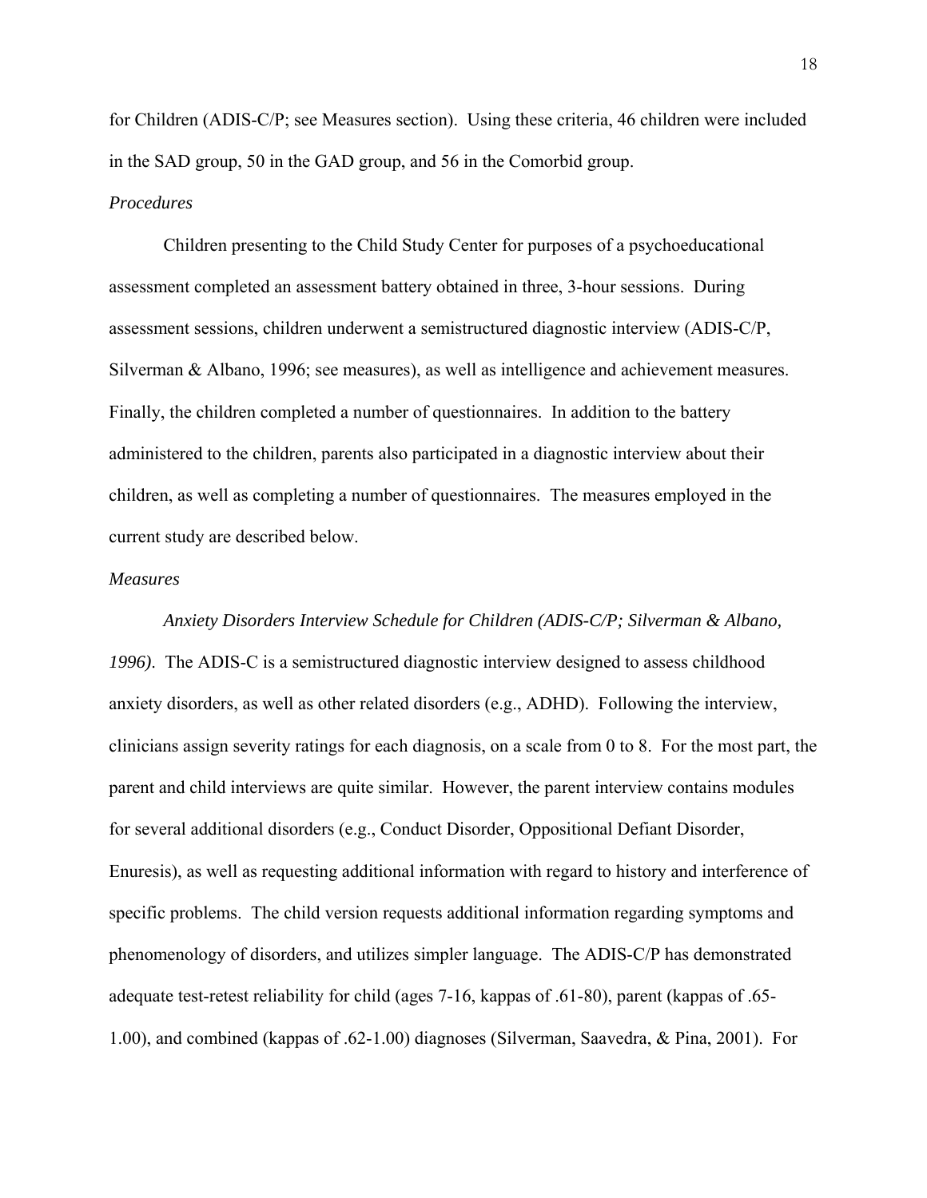for Children (ADIS-C/P; see Measures section). Using these criteria, 46 children were included in the SAD group, 50 in the GAD group, and 56 in the Comorbid group.

*Procedures*

Children presenting to the Child Study Center for purposes of a psychoeducational assessment completed an assessment battery obtained in three, 3-hour sessions. During assessment sessions, children underwent a semistructured diagnostic interview (ADIS-C/P, Silverman & Albano, 1996; see measures), as well as intelligence and achievement measures. Finally, the children completed a number of questionnaires. In addition to the battery administered to the children, parents also participated in a diagnostic interview about their children, as well as completing a number of questionnaires. The measures employed in the current study are described below.

*Measures*

*Anxiety Disorders Interview Schedule for Children (ADIS-C/P; Silverman & Albano, 1996).* The ADIS-C is a semistructured diagnostic interview designed to assess childhood anxiety disorders, as well as other related disorders (e.g., ADHD). Following the interview, clinicians assign severity ratings for each diagnosis, on a scale from 0 to 8. For the most part, the parent and child interviews are quite similar. However, the parent interview contains modules for several additional disorders (e.g., Conduct Disorder, Oppositional Defiant Disorder, Enuresis), as well as requesting additional information with regard to history and interference of specific problems. The child version requests additional information regarding symptoms and phenomenology of disorders, and utilizes simpler language. The ADIS-C/P has demonstrated adequate test-retest reliability for child (ages 7-16, kappas of .61-80), parent (kappas of .65-1.00), and combined (kappas of .62-1.00) diagnoses (Silverman, Saavedra, & Pina, 2001). For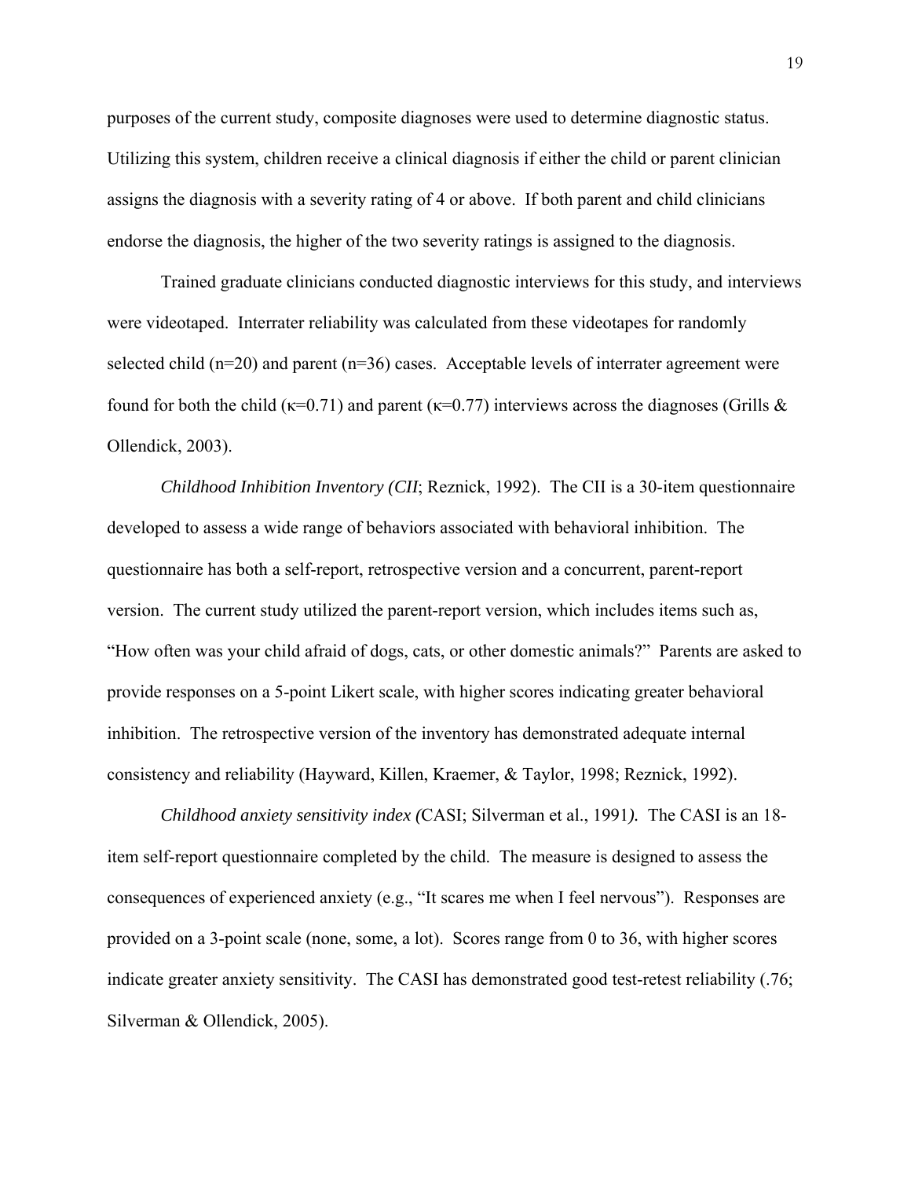purposes of the current study, composite diagnoses were used to determine diagnostic status. Utilizing this system, children receive a clinical diagnosis if either the child or parent clinician assigns the diagnosis with a severity rating of 4 or above. If both parent and child clinicians endorse the diagnosis, the higher of the two severity ratings is assigned to the diagnosis.

Trained graduate clinicians conducted diagnostic interviews for this study, and interviews were videotaped. Interrater reliability was calculated from these videotapes for randomly selected child (n=20) and parent (n=36) cases. Acceptable levels of interrater agreement were found for both the child (κ=0.71) and parent (κ=0.77) interviews across the diagnoses (Grills & Ollendick, 2003).

*Childhood Inhibition Inventory (CII*; Reznick, 1992). The CII is a 30-item questionnaire developed to assess a wide range of behaviors associated with behavioral inhibition. The questionnaire has both a self-report, retrospective version and a concurrent, parent-report version. The current study utilized the parent-report version, which includes items such as, "How often was your child afraid of dogs, cats, or other domestic animals?" Parents are asked to provide responses on a 5-point Likert scale, with higher scores indicating greater behavioral inhibition. The retrospective version of the inventory has demonstrated adequate internal consistency and reliability (Hayward, Killen, Kraemer, & Taylor, 1998; Reznick, 1992).

*Childhood anxiety sensitivity index (*CASI; Silverman et al., 1991*).* The CASI is an 18-item self-report questionnaire completed by the child. The measure is designed to assess the consequences of experienced anxiety (e.g., "It scares me when I feel nervous"). Responses are provided on a 3-point scale (none, some, a lot). Scores range from 0 to 36, with higher scores indicate greater anxiety sensitivity. The CASI has demonstrated good test-retest reliability (.76; Silverman & Ollendick, 2005).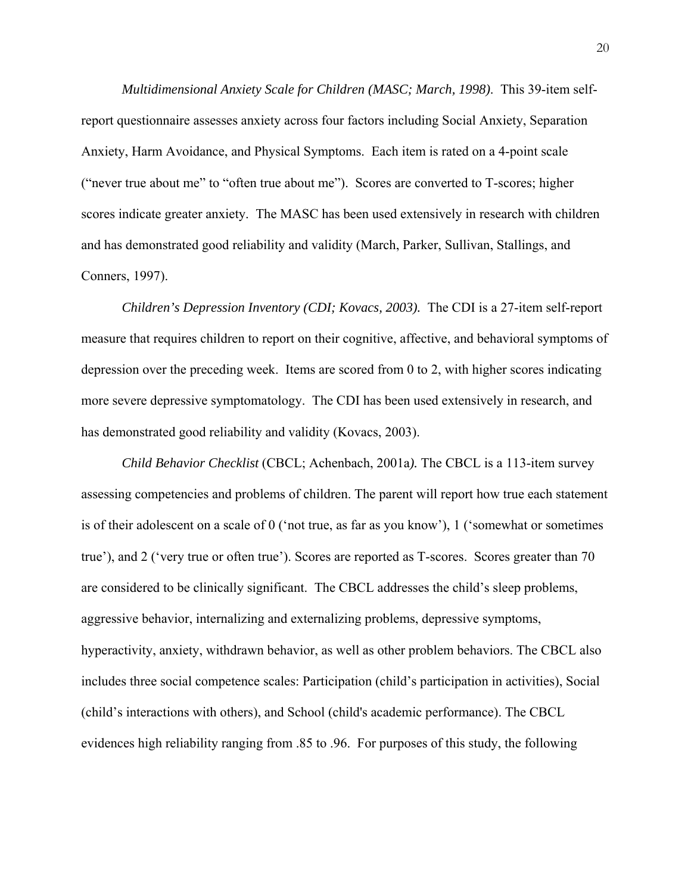*Multidimensional Anxiety Scale for Children (MASC; March, 1998)*. This 39-item self-report questionnaire assesses anxiety across four factors including Social Anxiety, Separation Anxiety, Harm Avoidance, and Physical Symptoms. Each item is rated on a 4-point scale ("never true about me" to "often true about me"). Scores are converted to T-scores; higher scores indicate greater anxiety. The MASC has been used extensively in research with children and has demonstrated good reliability and validity (March, Parker, Sullivan, Stallings, and Conners, 1997).

*Children's Depression Inventory (CDI; Kovacs, 2003).* The CDI is a 27-item self-report measure that requires children to report on their cognitive, affective, and behavioral symptoms of depression over the preceding week. Items are scored from 0 to 2, with higher scores indicating more severe depressive symptomatology. The CDI has been used extensively in research, and has demonstrated good reliability and validity (Kovacs, 2003).

*Child Behavior Checklist* (CBCL; Achenbach, 2001a*).* The CBCL is a 113-item survey assessing competencies and problems of children. The parent will report how true each statement is of their adolescent on a scale of 0 ('not true, as far as you know'), 1 ('somewhat or sometimes true'), and 2 ('very true or often true'). Scores are reported as T-scores. Scores greater than 70 are considered to be clinically significant. The CBCL addresses the child's sleep problems, aggressive behavior, internalizing and externalizing problems, depressive symptoms, hyperactivity, anxiety, withdrawn behavior, as well as other problem behaviors. The CBCL also includes three social competence scales: Participation (child's participation in activities), Social (child's interactions with others), and School (child's academic performance). The CBCL evidences high reliability ranging from .85 to .96. For purposes of this study, the following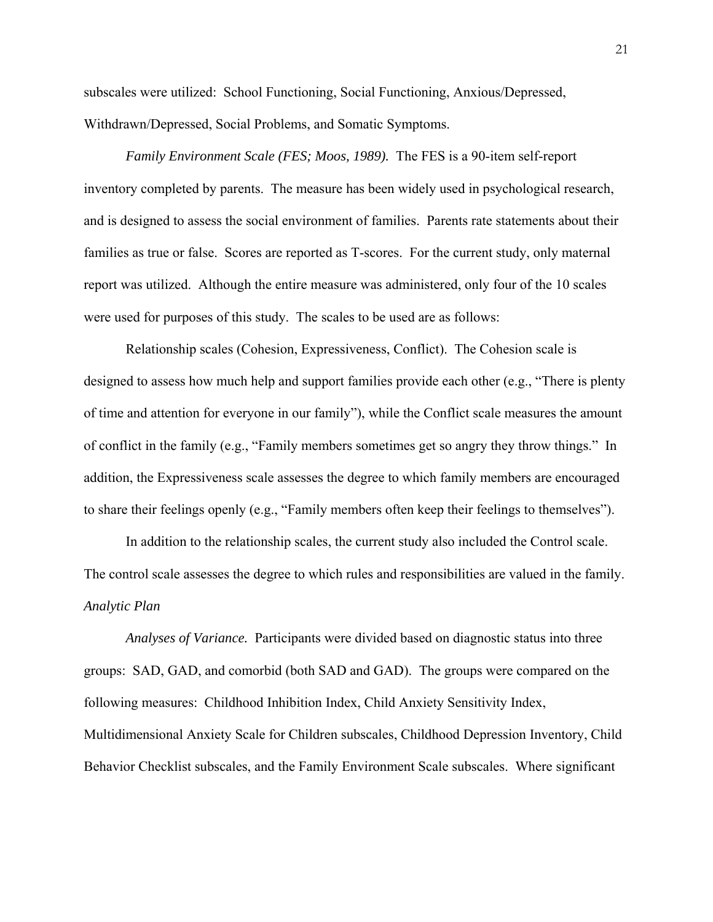subscales were utilized: School Functioning, Social Functioning, Anxious/Depressed, Withdrawn/Depressed, Social Problems, and Somatic Symptoms.

*Family Environment Scale (FES; Moos, 1989).* The FES is a 90-item self-report inventory completed by parents. The measure has been widely used in psychological research, and is designed to assess the social environment of families. Parents rate statements about their families as true or false. Scores are reported as T-scores. For the current study, only maternal report was utilized. Although the entire measure was administered, only four of the 10 scales were used for purposes of this study. The scales to be used are as follows:

Relationship scales (Cohesion, Expressiveness, Conflict). The Cohesion scale is designed to assess how much help and support families provide each other (e.g., "There is plenty of time and attention for everyone in our family"), while the Conflict scale measures the amount of conflict in the family (e.g., "Family members sometimes get so angry they throw things." In addition, the Expressiveness scale assesses the degree to which family members are encouraged to share their feelings openly (e.g., "Family members often keep their feelings to themselves").

In addition to the relationship scales, the current study also included the Control scale. The control scale assesses the degree to which rules and responsibilities are valued in the family.

*Analytic Plan*

*Analyses of Variance.* Participants were divided based on diagnostic status into three groups: SAD, GAD, and comorbid (both SAD and GAD). The groups were compared on the following measures: Childhood Inhibition Index, Child Anxiety Sensitivity Index, Multidimensional Anxiety Scale for Children subscales, Childhood Depression Inventory, Child Behavior Checklist subscales, and the Family Environment Scale subscales. Where significant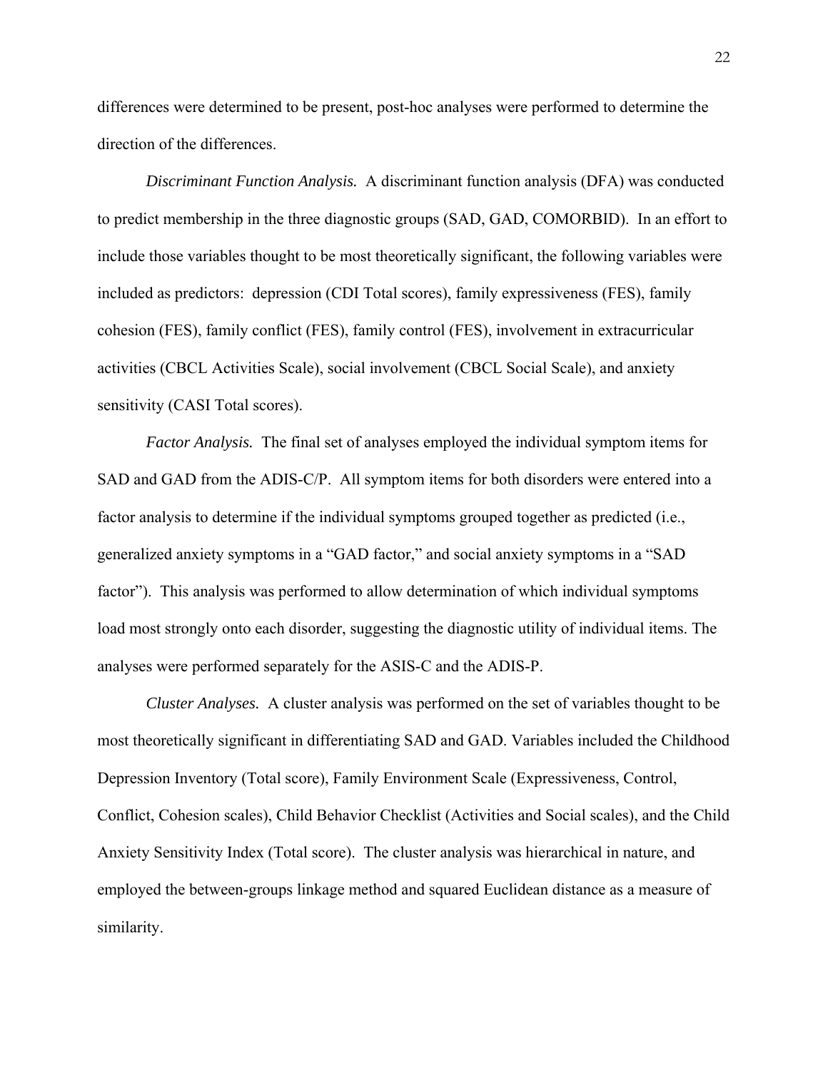differences were determined to be present, post-hoc analyses were performed to determine the direction of the differences.

*Discriminant Function Analysis.* A discriminant function analysis (DFA) was conducted to predict membership in the three diagnostic groups (SAD, GAD, COMORBID). In an effort to include those variables thought to be most theoretically significant, the following variables were included as predictors: depression (CDI Total scores), family expressiveness (FES), family cohesion (FES), family conflict (FES), family control (FES), involvement in extracurricular activities (CBCL Activities Scale), social involvement (CBCL Social Scale), and anxiety sensitivity (CASI Total scores).

*Factor Analysis.* The final set of analyses employed the individual symptom items for SAD and GAD from the ADIS-C/P. All symptom items for both disorders were entered into a factor analysis to determine if the individual symptoms grouped together as predicted (i.e., generalized anxiety symptoms in a "GAD factor," and social anxiety symptoms in a "SAD factor"). This analysis was performed to allow determination of which individual symptoms load most strongly onto each disorder, suggesting the diagnostic utility of individual items. The analyses were performed separately for the ASIS-C and the ADIS-P.

*Cluster Analyses.* A cluster analysis was performed on the set of variables thought to be most theoretically significant in differentiating SAD and GAD. Variables included the Childhood Depression Inventory (Total score), Family Environment Scale (Expressiveness, Control, Conflict, Cohesion scales), Child Behavior Checklist (Activities and Social scales), and the Child Anxiety Sensitivity Index (Total score). The cluster analysis was hierarchical in nature, and employed the between-groups linkage method and squared Euclidean distance as a measure of similarity.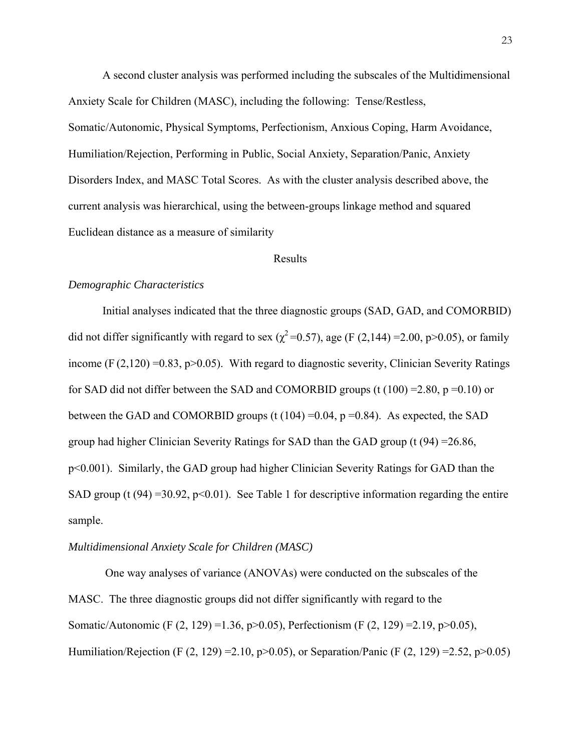A second cluster analysis was performed including the subscales of the Multidimensional Anxiety Scale for Children (MASC), including the following: Tense/Restless, Somatic/Autonomic, Physical Symptoms, Perfectionism, Anxious Coping, Harm Avoidance, Humiliation/Rejection, Performing in Public, Social Anxiety, Separation/Panic, Anxiety Disorders Index, and MASC Total Scores. As with the cluster analysis described above, the current analysis was hierarchical, using the between-groups linkage method and squared Euclidean distance as a measure of similarity

## Results

### *Demographic Characteristics*

Initial analyses indicated that the three diagnostic groups (SAD, GAD, and COMORBID) did not differ significantly with regard to sex ($\chi^2 = 0.57$), age ($F(2,144) = 2.00$, $p > 0.05$), or family income ($F(2,120) = 0.83$, $p > 0.05$). With regard to diagnostic severity, Clinician Severity Ratings for SAD did not differ between the SAD and COMORBID groups ($t(100) = 2.80$, $p = 0.10$) or between the GAD and COMORBID groups ($t(104) = 0.04$, $p = 0.84$). As expected, the SAD group had higher Clinician Severity Ratings for SAD than the GAD group ($t(94) = 26.86$, $p < 0.001$). Similarly, the GAD group had higher Clinician Severity Ratings for GAD than the SAD group ($t(94) = 30.92$, $p < 0.01$). See Table 1 for descriptive information regarding the entire sample.

### *Multidimensional Anxiety Scale for Children (MASC)*

One way analyses of variance (ANOVAs) were conducted on the subscales of the MASC. The three diagnostic groups did not differ significantly with regard to the Somatic/Autonomic ($F(2, 129) = 1.36$, $p > 0.05$), Perfectionism ($F(2, 129) = 2.19$, $p > 0.05$), Humiliation/Rejection ($F(2, 129) = 2.10$, $p > 0.05$), or Separation/Panic ($F(2, 129) = 2.52$, $p > 0.05$)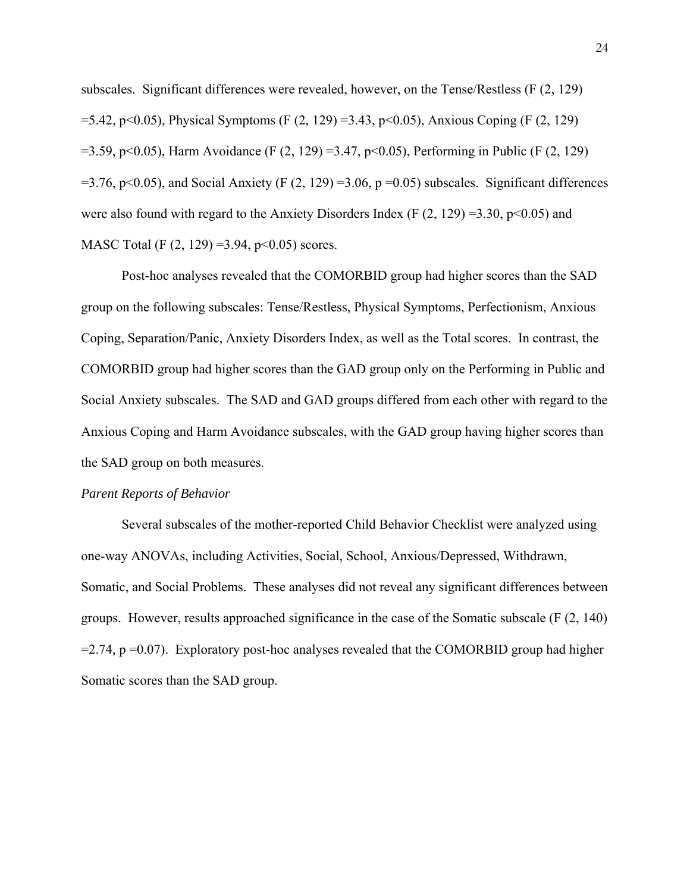subscales. Significant differences were revealed, however, on the Tense/Restless ($F(2, 129) = 5.42$, $p<0.05$), Physical Symptoms ($F(2, 129) = 3.43$, $p<0.05$), Anxious Coping ($F(2, 129) = 3.59$, $p<0.05$), Harm Avoidance ($F(2, 129) = 3.47$, $p<0.05$), Performing in Public ($F(2, 129) = 3.76$, $p<0.05$), and Social Anxiety ($F(2, 129) = 3.06$, $p = 0.05$) subscales. Significant differences were also found with regard to the Anxiety Disorders Index ($F(2, 129) = 3.30$, $p<0.05$) and MASC Total ($F(2, 129) = 3.94$, $p<0.05$) scores.

Post-hoc analyses revealed that the COMORBID group had higher scores than the SAD group on the following subscales: Tense/Restless, Physical Symptoms, Perfectionism, Anxious Coping, Separation/Panic, Anxiety Disorders Index, as well as the Total scores. In contrast, the COMORBID group had higher scores than the GAD group only on the Performing in Public and Social Anxiety subscales. The SAD and GAD groups differed from each other with regard to the Anxious Coping and Harm Avoidance subscales, with the GAD group having higher scores than the SAD group on both measures.

*Parent Reports of Behavior*

Several subscales of the mother-reported Child Behavior Checklist were analyzed using one-way ANOVAs, including Activities, Social, School, Anxious/Depressed, Withdrawn, Somatic, and Social Problems. These analyses did not reveal any significant differences between groups. However, results approached significance in the case of the Somatic subscale ($F(2, 140) = 2.74$, $p = 0.07$). Exploratory post-hoc analyses revealed that the COMORBID group had higher Somatic scores than the SAD group.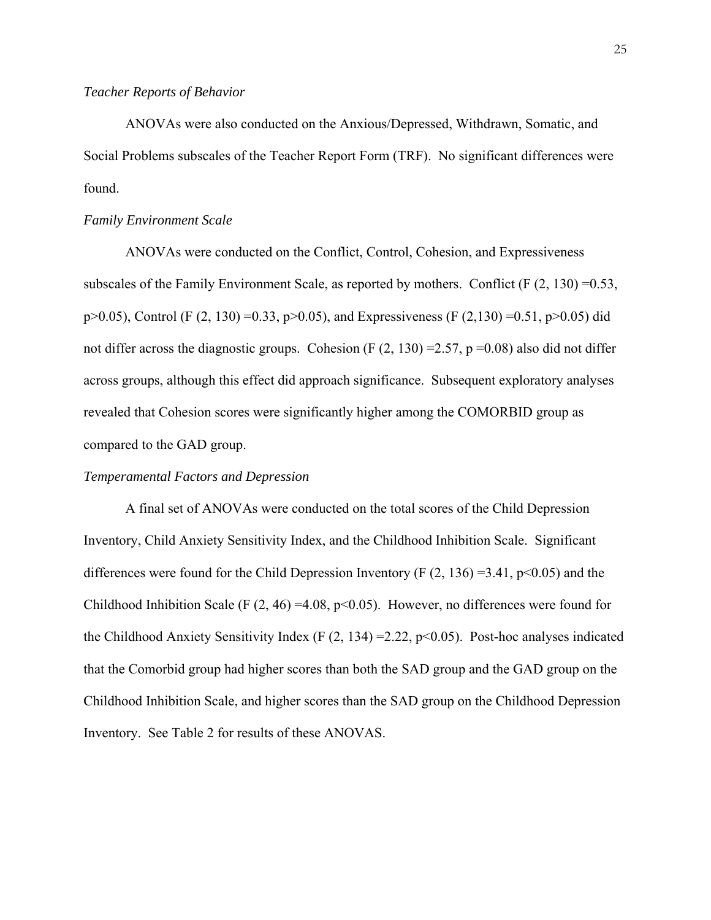*Teacher Reports of Behavior*

ANOVAs were also conducted on the Anxious/Depressed, Withdrawn, Somatic, and Social Problems subscales of the Teacher Report Form (TRF). No significant differences were found.

*Family Environment Scale*

ANOVAs were conducted on the Conflict, Control, Cohesion, and Expressiveness subscales of the Family Environment Scale, as reported by mothers. Conflict ($F$ (2, 130) =0.53, $p>0.05$), Control ($F$ (2, 130) =0.33, $p>0.05$), and Expressiveness ($F$ (2,130) =0.51, $p>0.05$) did not differ across the diagnostic groups. Cohesion ($F$ (2, 130) =2.57, $p$ =0.08) also did not differ across groups, although this effect did approach significance. Subsequent exploratory analyses revealed that Cohesion scores were significantly higher among the COMORBID group as compared to the GAD group.

*Temperamental Factors and Depression*

A final set of ANOVAs were conducted on the total scores of the Child Depression Inventory, Child Anxiety Sensitivity Index, and the Childhood Inhibition Scale. Significant differences were found for the Child Depression Inventory ($F$ (2, 136) =3.41, $p<0.05$) and the Childhood Inhibition Scale ($F$ (2, 46) =4.08, $p<0.05$). However, no differences were found for the Childhood Anxiety Sensitivity Index ($F$ (2, 134) =2.22, $p<0.05$). Post-hoc analyses indicated that the Comorbid group had higher scores than both the SAD group and the GAD group on the Childhood Inhibition Scale, and higher scores than the SAD group on the Childhood Depression Inventory. See Table 2 for results of these ANOVAS.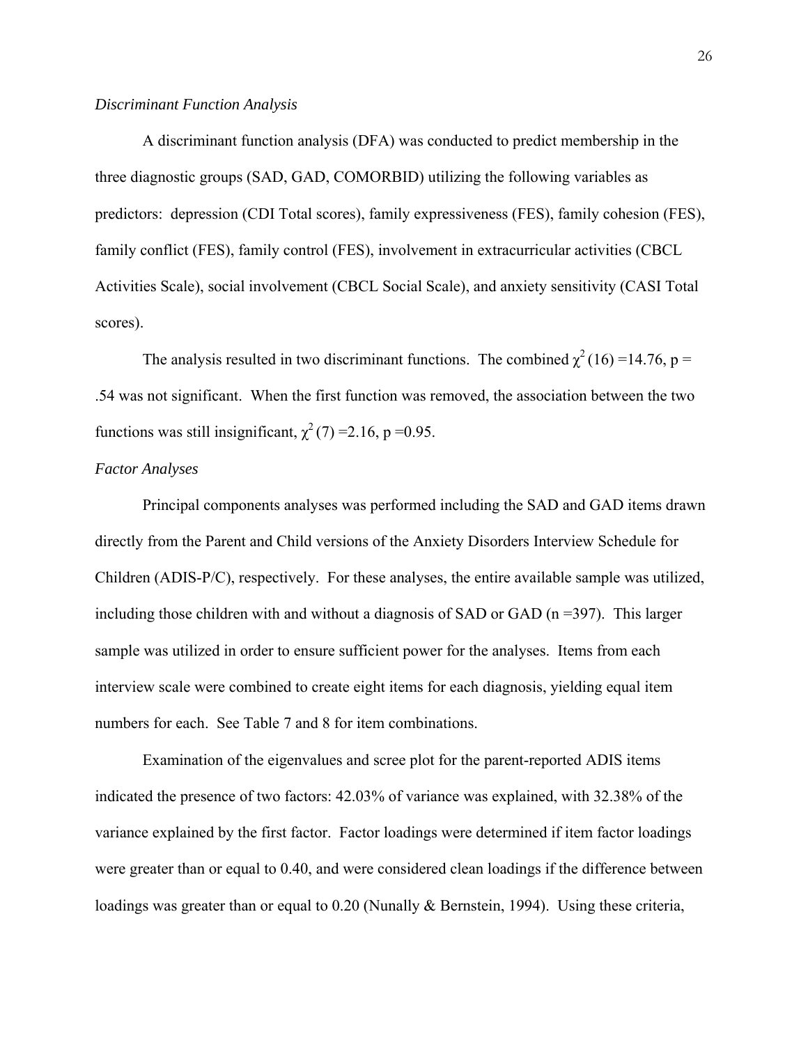*Discriminant Function Analysis*

A discriminant function analysis (DFA) was conducted to predict membership in the three diagnostic groups (SAD, GAD, COMORBID) utilizing the following variables as predictors: depression (CDI Total scores), family expressiveness (FES), family cohesion (FES), family conflict (FES), family control (FES), involvement in extracurricular activities (CBCL Activities Scale), social involvement (CBCL Social Scale), and anxiety sensitivity (CASI Total scores).

The analysis resulted in two discriminant functions. The combined $\chi^2$ (16) =14.76, p = .54 was not significant. When the first function was removed, the association between the two functions was still insignificant, $\chi^2$ (7) =2.16, p =0.95.

*Factor Analyses*

Principal components analyses was performed including the SAD and GAD items drawn directly from the Parent and Child versions of the Anxiety Disorders Interview Schedule for Children (ADIS-P/C), respectively. For these analyses, the entire available sample was utilized, including those children with and without a diagnosis of SAD or GAD (n =397). This larger sample was utilized in order to ensure sufficient power for the analyses. Items from each interview scale were combined to create eight items for each diagnosis, yielding equal item numbers for each. See Table 7 and 8 for item combinations.

Examination of the eigenvalues and scree plot for the parent-reported ADIS items indicated the presence of two factors: 42.03% of variance was explained, with 32.38% of the variance explained by the first factor. Factor loadings were determined if item factor loadings were greater than or equal to 0.40, and were considered clean loadings if the difference between loadings was greater than or equal to 0.20 (Nunally & Bernstein, 1994). Using these criteria,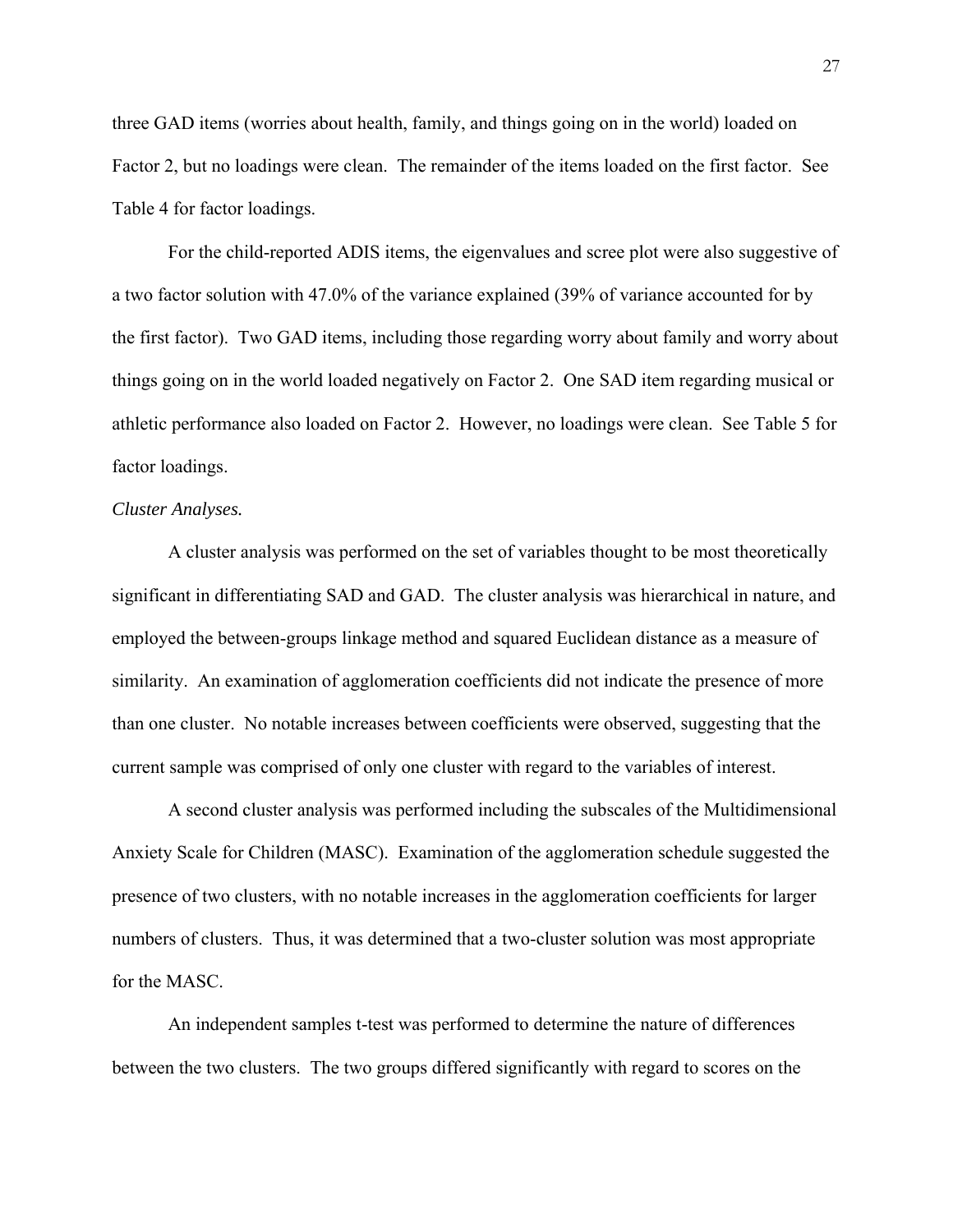three GAD items (worries about health, family, and things going on in the world) loaded on Factor 2, but no loadings were clean. The remainder of the items loaded on the first factor. See Table 4 for factor loadings.

For the child-reported ADIS items, the eigenvalues and scree plot were also suggestive of a two factor solution with 47.0% of the variance explained (39% of variance accounted for by the first factor). Two GAD items, including those regarding worry about family and worry about things going on in the world loaded negatively on Factor 2. One SAD item regarding musical or athletic performance also loaded on Factor 2. However, no loadings were clean. See Table 5 for factor loadings.

*Cluster Analyses.*

A cluster analysis was performed on the set of variables thought to be most theoretically significant in differentiating SAD and GAD. The cluster analysis was hierarchical in nature, and employed the between-groups linkage method and squared Euclidean distance as a measure of similarity. An examination of agglomeration coefficients did not indicate the presence of more than one cluster. No notable increases between coefficients were observed, suggesting that the current sample was comprised of only one cluster with regard to the variables of interest.

A second cluster analysis was performed including the subscales of the Multidimensional Anxiety Scale for Children (MASC). Examination of the agglomeration schedule suggested the presence of two clusters, with no notable increases in the agglomeration coefficients for larger numbers of clusters. Thus, it was determined that a two-cluster solution was most appropriate for the MASC.

An independent samples t-test was performed to determine the nature of differences between the two clusters. The two groups differed significantly with regard to scores on the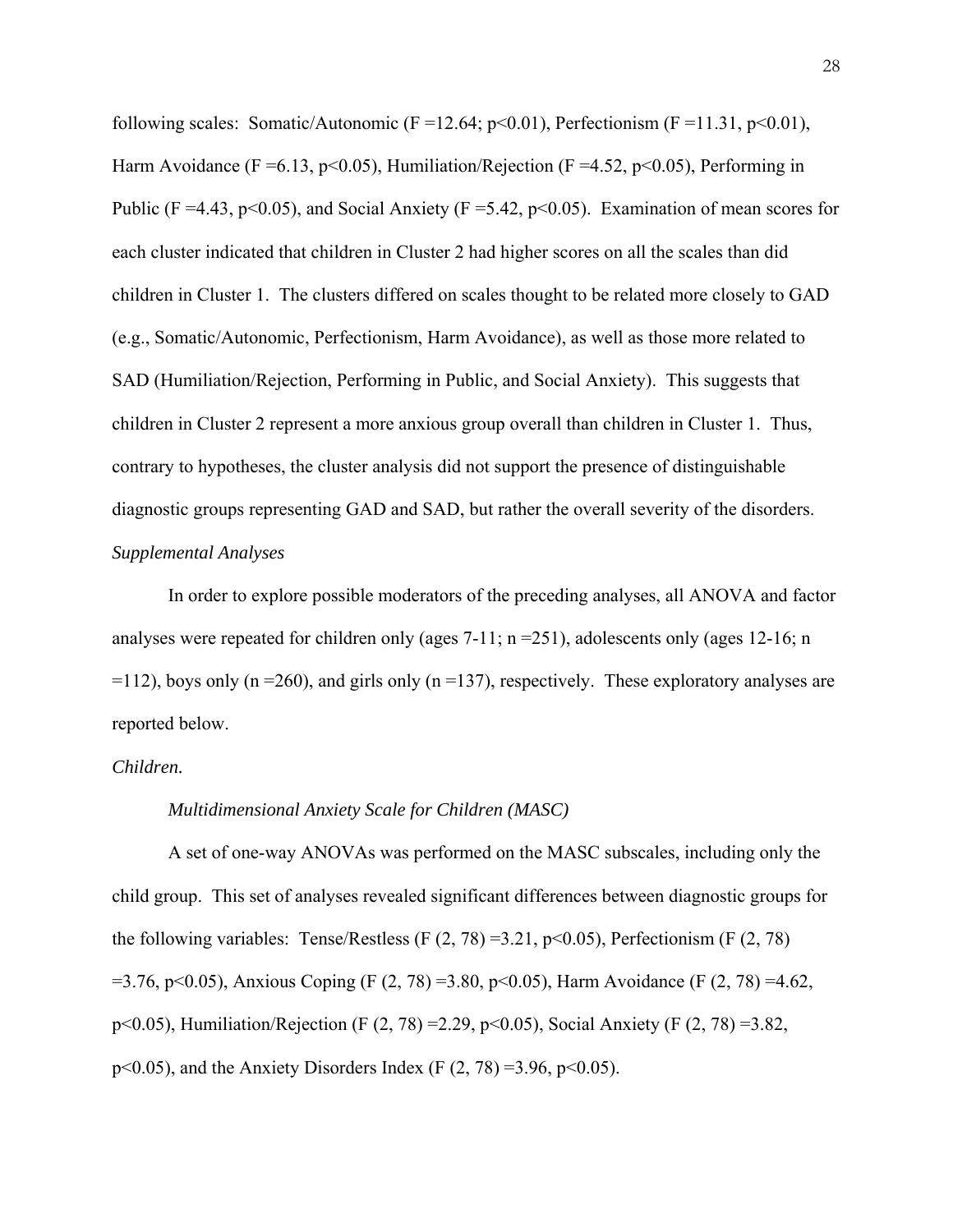following scales: Somatic/Autonomic ($F = 12.64$; $p < 0.01$), Perfectionism ($F = 11.31$, $p < 0.01$), Harm Avoidance ($F = 6.13$, $p < 0.05$), Humiliation/Rejection ($F = 4.52$, $p < 0.05$), Performing in Public ($F = 4.43$, $p < 0.05$), and Social Anxiety ($F = 5.42$, $p < 0.05$). Examination of mean scores for each cluster indicated that children in Cluster 2 had higher scores on all the scales than did children in Cluster 1. The clusters differed on scales thought to be related more closely to GAD (e.g., Somatic/Autonomic, Perfectionism, Harm Avoidance), as well as those more related to SAD (Humiliation/Rejection, Performing in Public, and Social Anxiety). This suggests that children in Cluster 2 represent a more anxious group overall than children in Cluster 1. Thus, contrary to hypotheses, the cluster analysis did not support the presence of distinguishable diagnostic groups representing GAD and SAD, but rather the overall severity of the disorders.

*Supplemental Analyses*

In order to explore possible moderators of the preceding analyses, all ANOVA and factor analyses were repeated for children only (ages 7-11; $n = 251$), adolescents only (ages 12-16; $n = 112$), boys only ($n = 260$), and girls only ($n = 137$), respectively. These exploratory analyses are reported below.

*Children.*

*Multidimensional Anxiety Scale for Children (MASC)*

A set of one-way ANOVAs was performed on the MASC subscales, including only the child group. This set of analyses revealed significant differences between diagnostic groups for the following variables: Tense/Restless ($F(2, 78) = 3.21$, $p < 0.05$), Perfectionism ($F(2, 78) = 3.76$, $p < 0.05$), Anxious Coping ($F(2, 78) = 3.80$, $p < 0.05$), Harm Avoidance ($F(2, 78) = 4.62$, $p < 0.05$), Humiliation/Rejection ($F(2, 78) = 2.29$, $p < 0.05$), Social Anxiety ($F(2, 78) = 3.82$, $p < 0.05$), and the Anxiety Disorders Index ($F(2, 78) = 3.96$, $p < 0.05$).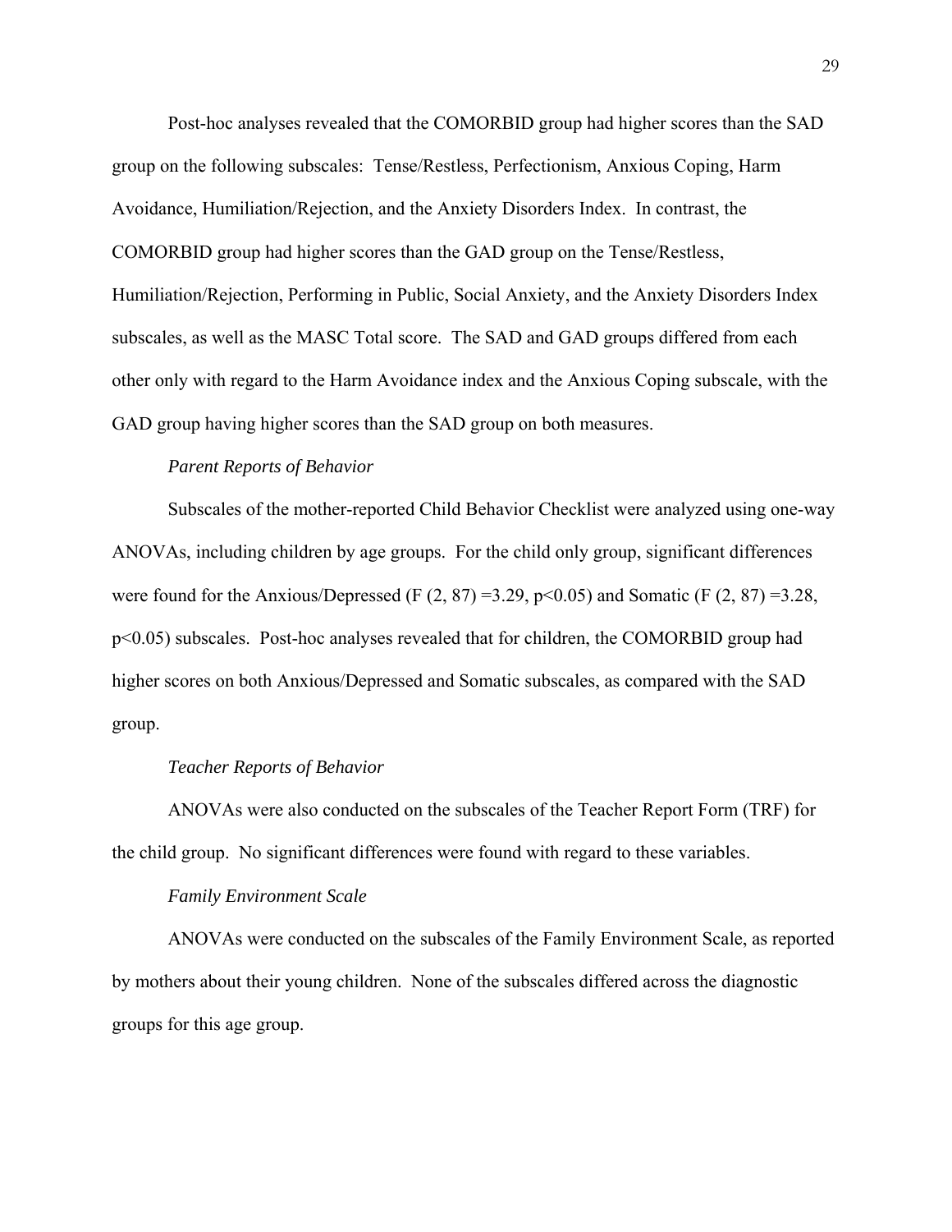Post-hoc analyses revealed that the COMORBID group had higher scores than the SAD group on the following subscales: Tense/Restless, Perfectionism, Anxious Coping, Harm Avoidance, Humiliation/Rejection, and the Anxiety Disorders Index. In contrast, the COMORBID group had higher scores than the GAD group on the Tense/Restless, Humiliation/Rejection, Performing in Public, Social Anxiety, and the Anxiety Disorders Index subscales, as well as the MASC Total score. The SAD and GAD groups differed from each other only with regard to the Harm Avoidance index and the Anxious Coping subscale, with the GAD group having higher scores than the SAD group on both measures.

*Parent Reports of Behavior*

Subscales of the mother-reported Child Behavior Checklist were analyzed using one-way ANOVAs, including children by age groups. For the child only group, significant differences were found for the Anxious/Depressed ($F(2, 87) = 3.29$, $p<0.05$) and Somatic ($F(2, 87) = 3.28$, $p<0.05$) subscales. Post-hoc analyses revealed that for children, the COMORBID group had higher scores on both Anxious/Depressed and Somatic subscales, as compared with the SAD group.

*Teacher Reports of Behavior*

ANOVAs were also conducted on the subscales of the Teacher Report Form (TRF) for the child group. No significant differences were found with regard to these variables.

*Family Environment Scale*

ANOVAs were conducted on the subscales of the Family Environment Scale, as reported by mothers about their young children. None of the subscales differed across the diagnostic groups for this age group.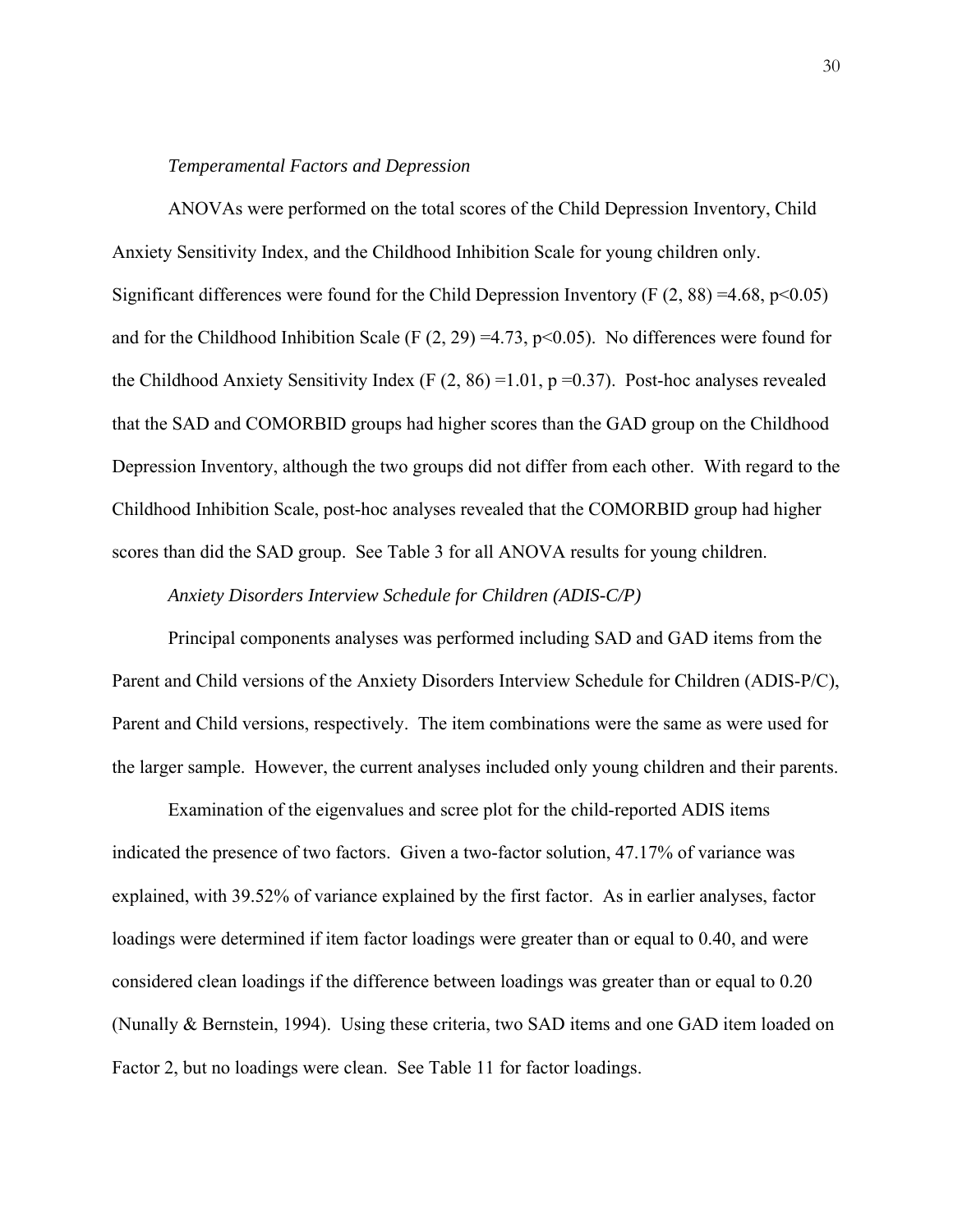*Temperamental Factors and Depression*

ANOVAs were performed on the total scores of the Child Depression Inventory, Child Anxiety Sensitivity Index, and the Childhood Inhibition Scale for young children only. Significant differences were found for the Child Depression Inventory ($F(2, 88) = 4.68$, $p<0.05$) and for the Childhood Inhibition Scale ($F(2, 29) = 4.73$, $p<0.05$). No differences were found for the Childhood Anxiety Sensitivity Index ($F(2, 86) = 1.01$, $p = 0.37$). Post-hoc analyses revealed that the SAD and COMORBID groups had higher scores than the GAD group on the Childhood Depression Inventory, although the two groups did not differ from each other. With regard to the Childhood Inhibition Scale, post-hoc analyses revealed that the COMORBID group had higher scores than did the SAD group. See Table 3 for all ANOVA results for young children.

*Anxiety Disorders Interview Schedule for Children (ADIS-C/P)*

Principal components analyses was performed including SAD and GAD items from the Parent and Child versions of the Anxiety Disorders Interview Schedule for Children (ADIS-P/C), Parent and Child versions, respectively. The item combinations were the same as were used for the larger sample. However, the current analyses included only young children and their parents.

Examination of the eigenvalues and scree plot for the child-reported ADIS items indicated the presence of two factors. Given a two-factor solution, 47.17% of variance was explained, with 39.52% of variance explained by the first factor. As in earlier analyses, factor loadings were determined if item factor loadings were greater than or equal to 0.40, and were considered clean loadings if the difference between loadings was greater than or equal to 0.20 (Nunally & Bernstein, 1994). Using these criteria, two SAD items and one GAD item loaded on Factor 2, but no loadings were clean. See Table 11 for factor loadings.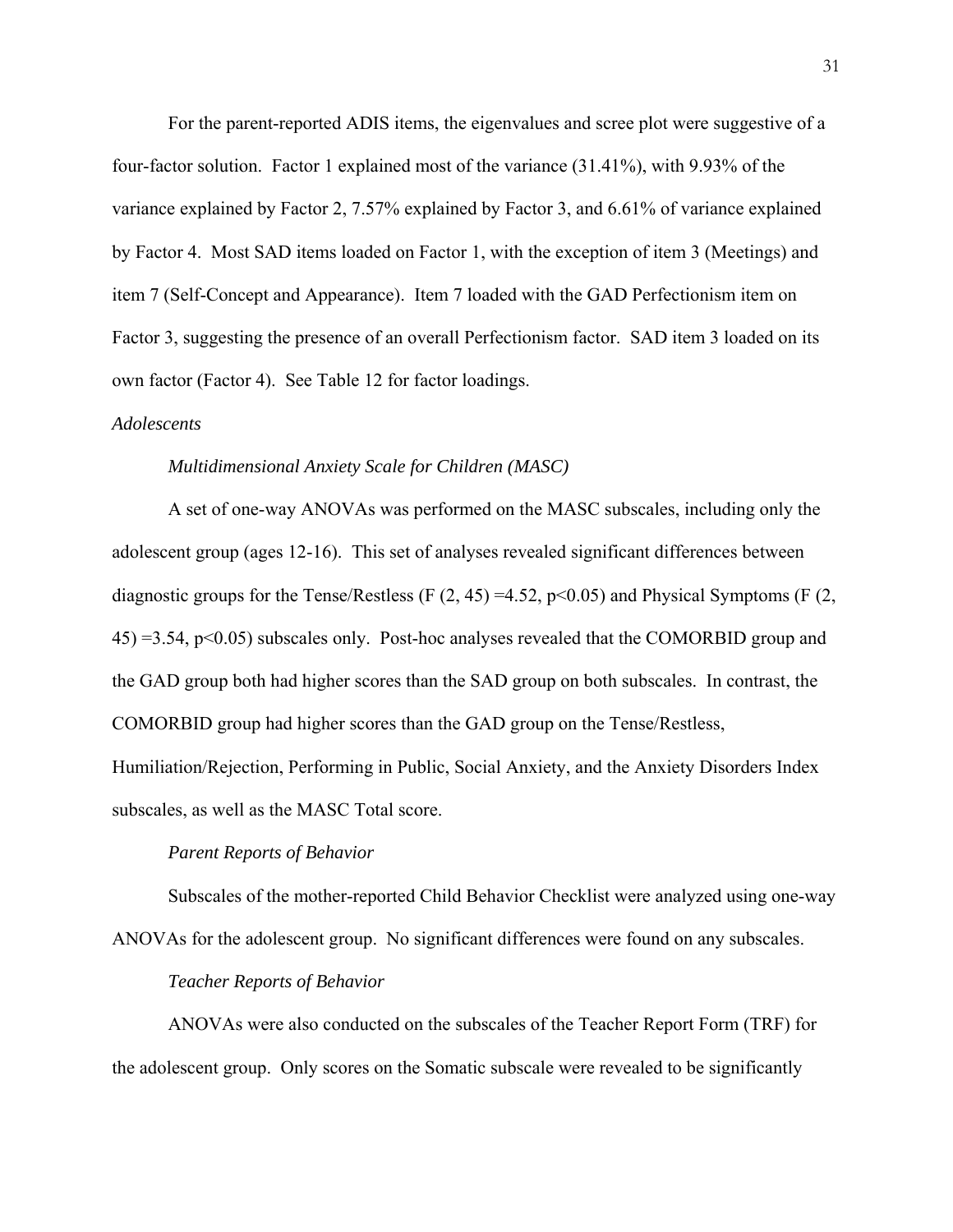For the parent-reported ADIS items, the eigenvalues and scree plot were suggestive of a four-factor solution. Factor 1 explained most of the variance (31.41%), with 9.93% of the variance explained by Factor 2, 7.57% explained by Factor 3, and 6.61% of variance explained by Factor 4. Most SAD items loaded on Factor 1, with the exception of item 3 (Meetings) and item 7 (Self-Concept and Appearance). Item 7 loaded with the GAD Perfectionism item on Factor 3, suggesting the presence of an overall Perfectionism factor. SAD item 3 loaded on its own factor (Factor 4). See Table 12 for factor loadings.

*Adolescents*

*Multidimensional Anxiety Scale for Children (MASC)*

A set of one-way ANOVAs was performed on the MASC subscales, including only the adolescent group (ages 12-16). This set of analyses revealed significant differences between diagnostic groups for the Tense/Restless ($F\ (2, 45) = 4.52$, $p<0.05$) and Physical Symptoms ($F\ (2, 45) = 3.54$, $p<0.05$) subscales only. Post-hoc analyses revealed that the COMORBID group and the GAD group both had higher scores than the SAD group on both subscales. In contrast, the COMORBID group had higher scores than the GAD group on the Tense/Restless, Humiliation/Rejection, Performing in Public, Social Anxiety, and the Anxiety Disorders Index subscales, as well as the MASC Total score.

*Parent Reports of Behavior*

Subscales of the mother-reported Child Behavior Checklist were analyzed using one-way ANOVAs for the adolescent group. No significant differences were found on any subscales.

*Teacher Reports of Behavior*

ANOVAs were also conducted on the subscales of the Teacher Report Form (TRF) for the adolescent group. Only scores on the Somatic subscale were revealed to be significantly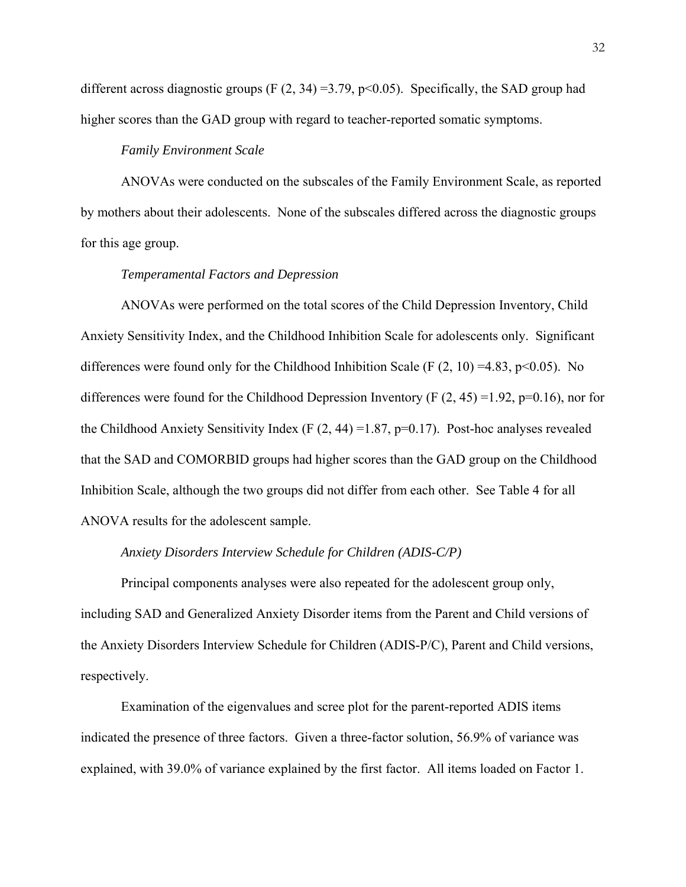different across diagnostic groups ($F(2, 34) = 3.79$, $p<0.05$). Specifically, the SAD group had higher scores than the GAD group with regard to teacher-reported somatic symptoms.

*Family Environment Scale*

ANOVAs were conducted on the subscales of the Family Environment Scale, as reported by mothers about their adolescents. None of the subscales differed across the diagnostic groups for this age group.

*Temperamental Factors and Depression*

ANOVAs were performed on the total scores of the Child Depression Inventory, Child Anxiety Sensitivity Index, and the Childhood Inhibition Scale for adolescents only. Significant differences were found only for the Childhood Inhibition Scale ($F(2, 10) = 4.83$, $p<0.05$). No differences were found for the Childhood Depression Inventory ($F(2, 45) = 1.92$, $p=0.16$), nor for the Childhood Anxiety Sensitivity Index ($F(2, 44) = 1.87$, $p=0.17$). Post-hoc analyses revealed that the SAD and COMORBID groups had higher scores than the GAD group on the Childhood Inhibition Scale, although the two groups did not differ from each other. See Table 4 for all ANOVA results for the adolescent sample.

*Anxiety Disorders Interview Schedule for Children (ADIS-C/P)*

Principal components analyses were also repeated for the adolescent group only, including SAD and Generalized Anxiety Disorder items from the Parent and Child versions of the Anxiety Disorders Interview Schedule for Children (ADIS-P/C), Parent and Child versions, respectively.

Examination of the eigenvalues and scree plot for the parent-reported ADIS items indicated the presence of three factors. Given a three-factor solution, 56.9% of variance was explained, with 39.0% of variance explained by the first factor. All items loaded on Factor 1.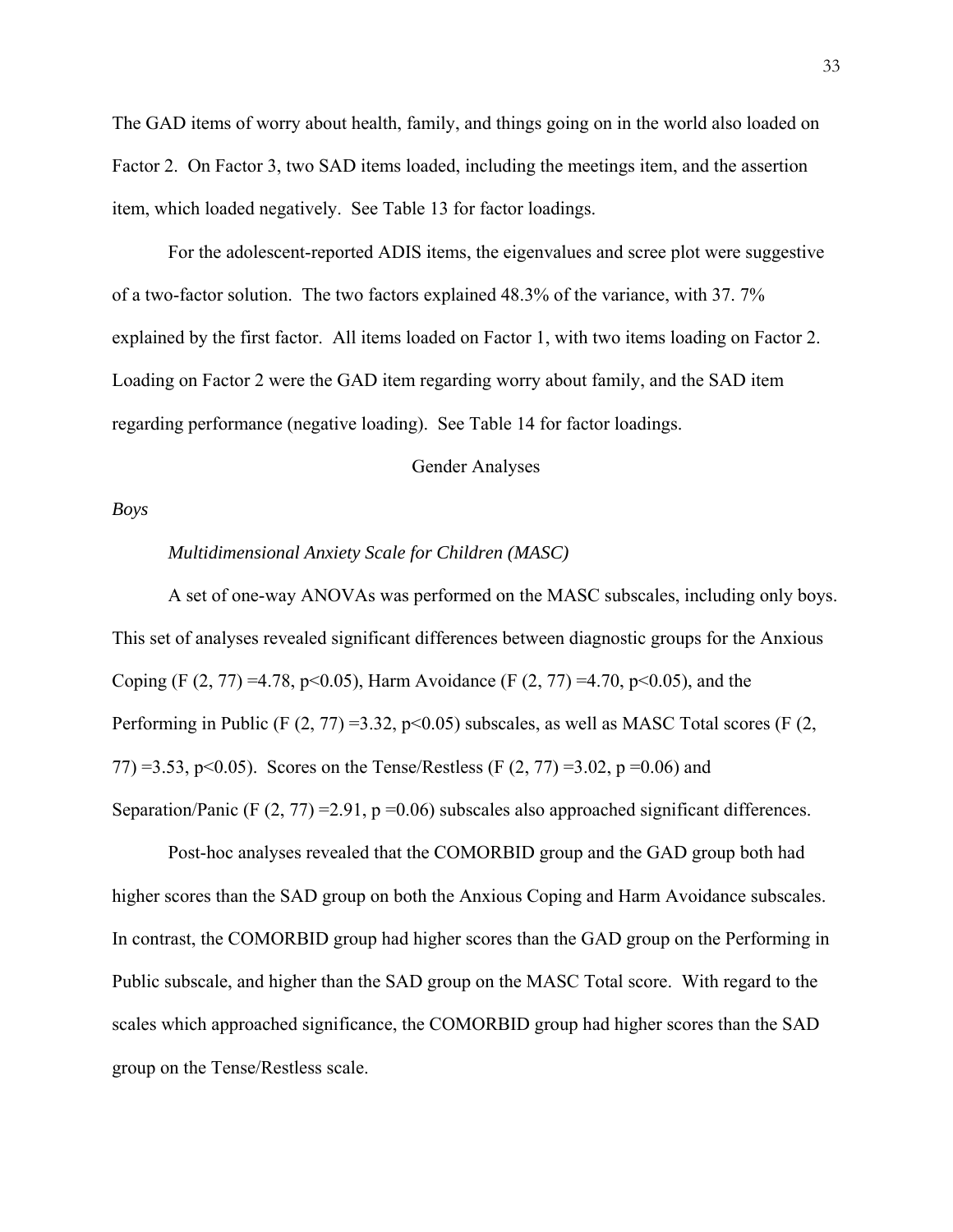The GAD items of worry about health, family, and things going on in the world also loaded on Factor 2. On Factor 3, two SAD items loaded, including the meetings item, and the assertion item, which loaded negatively. See Table 13 for factor loadings.

For the adolescent-reported ADIS items, the eigenvalues and scree plot were suggestive of a two-factor solution. The two factors explained 48.3% of the variance, with 37. 7% explained by the first factor. All items loaded on Factor 1, with two items loading on Factor 2. Loading on Factor 2 were the GAD item regarding worry about family, and the SAD item regarding performance (negative loading). See Table 14 for factor loadings.

## Gender Analyses

### *Boys*

#### *Multidimensional Anxiety Scale for Children (MASC)*

A set of one-way ANOVAs was performed on the MASC subscales, including only boys. This set of analyses revealed significant differences between diagnostic groups for the Anxious Coping ($F(2, 77) = 4.78$, $p < 0.05$), Harm Avoidance ($F(2, 77) = 4.70$, $p < 0.05$), and the Performing in Public ($F(2, 77) = 3.32$, $p < 0.05$) subscales, as well as MASC Total scores ($F(2, 77) = 3.53$, $p < 0.05$). Scores on the Tense/Restless ($F(2, 77) = 3.02$, $p = 0.06$) and Separation/Panic ($F(2, 77) = 2.91$, $p = 0.06$) subscales also approached significant differences.

Post-hoc analyses revealed that the COMORBID group and the GAD group both had higher scores than the SAD group on both the Anxious Coping and Harm Avoidance subscales. In contrast, the COMORBID group had higher scores than the GAD group on the Performing in Public subscale, and higher than the SAD group on the MASC Total score. With regard to the scales which approached significance, the COMORBID group had higher scores than the SAD group on the Tense/Restless scale.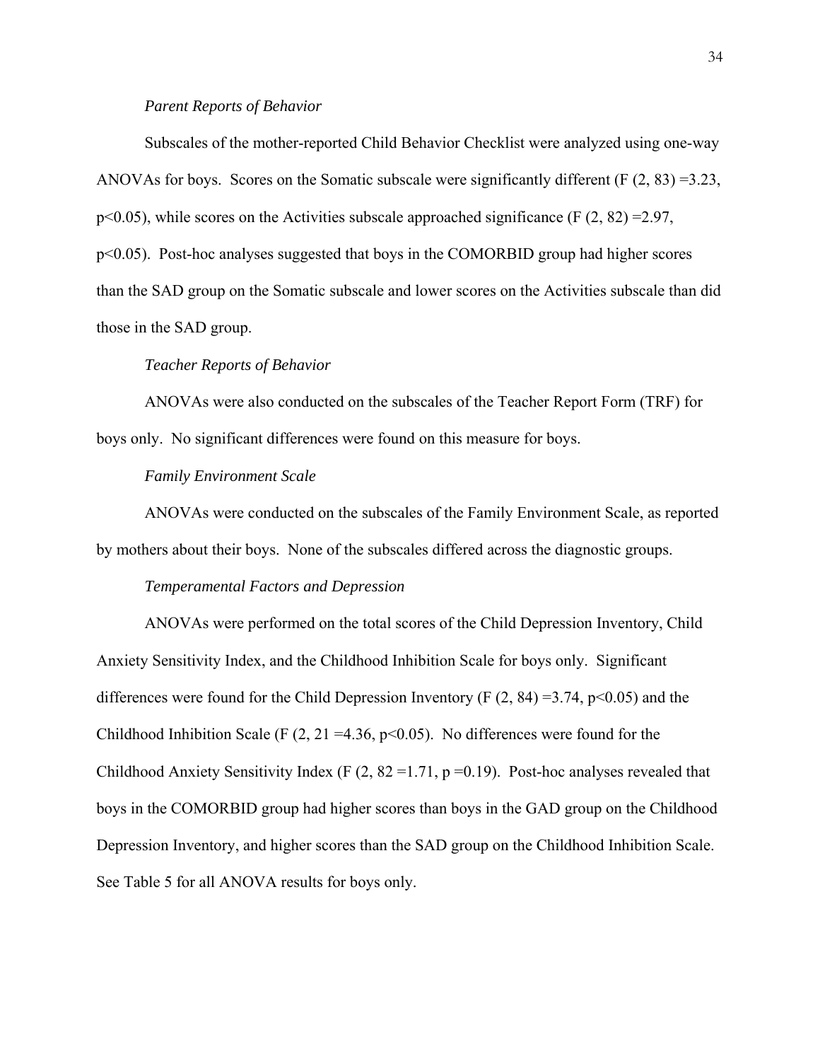*Parent Reports of Behavior*

Subscales of the mother-reported Child Behavior Checklist were analyzed using one-way ANOVAs for boys. Scores on the Somatic subscale were significantly different ($F$ (2, 83) =3.23, $p<0.05$), while scores on the Activities subscale approached significance ($F$ (2, 82) =2.97, $p<0.05$). Post-hoc analyses suggested that boys in the COMORBID group had higher scores than the SAD group on the Somatic subscale and lower scores on the Activities subscale than did those in the SAD group.

*Teacher Reports of Behavior*

ANOVAs were also conducted on the subscales of the Teacher Report Form (TRF) for boys only. No significant differences were found on this measure for boys.

*Family Environment Scale*

ANOVAs were conducted on the subscales of the Family Environment Scale, as reported by mothers about their boys. None of the subscales differed across the diagnostic groups.

*Temperamental Factors and Depression*

ANOVAs were performed on the total scores of the Child Depression Inventory, Child Anxiety Sensitivity Index, and the Childhood Inhibition Scale for boys only. Significant differences were found for the Child Depression Inventory ($F$ (2, 84) =3.74, $p<0.05$) and the Childhood Inhibition Scale ($F$ (2, 21 =4.36, $p<0.05$). No differences were found for the Childhood Anxiety Sensitivity Index ($F$ (2, 82 =1.71, $p$ =0.19). Post-hoc analyses revealed that boys in the COMORBID group had higher scores than boys in the GAD group on the Childhood Depression Inventory, and higher scores than the SAD group on the Childhood Inhibition Scale. See Table 5 for all ANOVA results for boys only.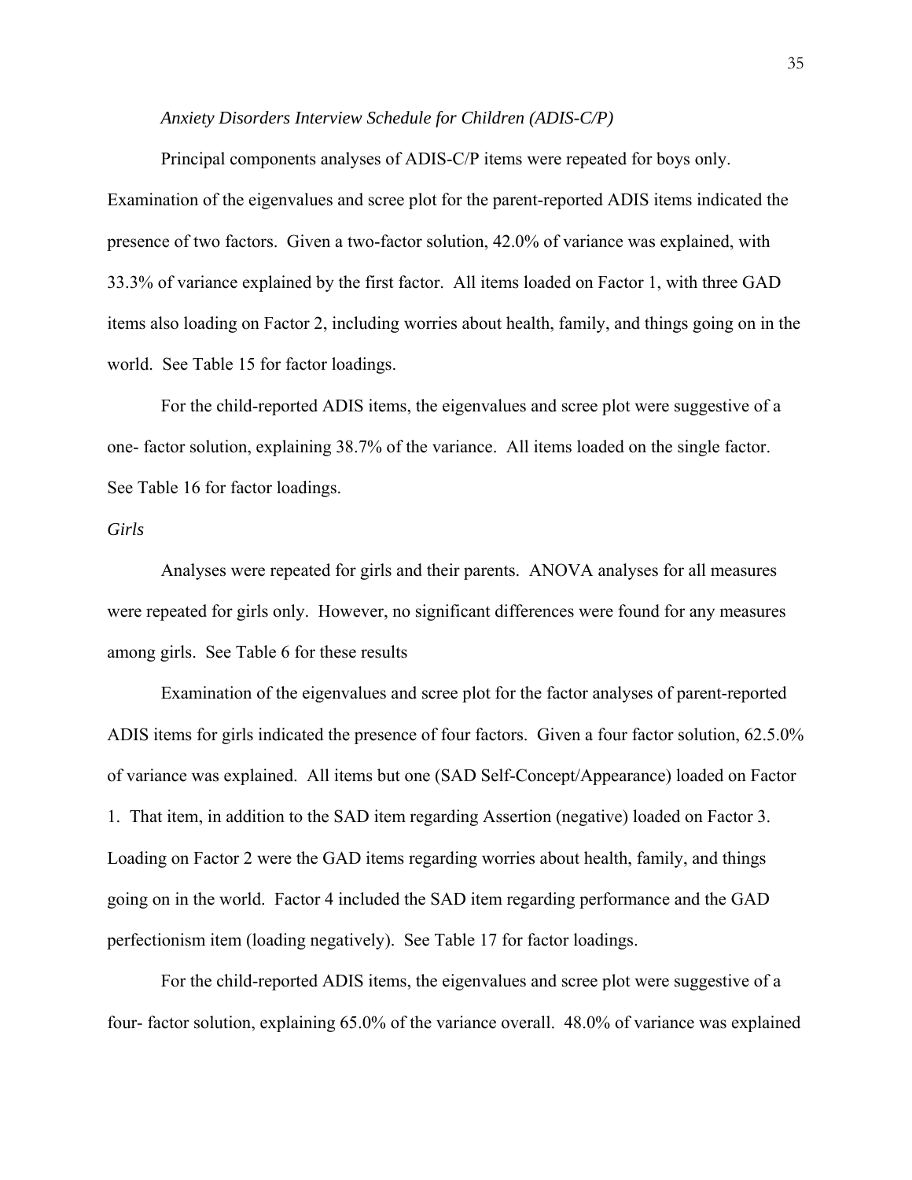*Anxiety Disorders Interview Schedule for Children (ADIS-C/P)*

Principal components analyses of ADIS-C/P items were repeated for boys only. Examination of the eigenvalues and scree plot for the parent-reported ADIS items indicated the presence of two factors. Given a two-factor solution, 42.0% of variance was explained, with 33.3% of variance explained by the first factor. All items loaded on Factor 1, with three GAD items also loading on Factor 2, including worries about health, family, and things going on in the world. See Table 15 for factor loadings.

For the child-reported ADIS items, the eigenvalues and scree plot were suggestive of a one- factor solution, explaining 38.7% of the variance. All items loaded on the single factor. See Table 16 for factor loadings.

*Girls*

Analyses were repeated for girls and their parents. ANOVA analyses for all measures were repeated for girls only. However, no significant differences were found for any measures among girls. See Table 6 for these results

Examination of the eigenvalues and scree plot for the factor analyses of parent-reported ADIS items for girls indicated the presence of four factors. Given a four factor solution, 62.5.0% of variance was explained. All items but one (SAD Self-Concept/Appearance) loaded on Factor 1. That item, in addition to the SAD item regarding Assertion (negative) loaded on Factor 3. Loading on Factor 2 were the GAD items regarding worries about health, family, and things going on in the world. Factor 4 included the SAD item regarding performance and the GAD perfectionism item (loading negatively). See Table 17 for factor loadings.

For the child-reported ADIS items, the eigenvalues and scree plot were suggestive of a four- factor solution, explaining 65.0% of the variance overall. 48.0% of variance was explained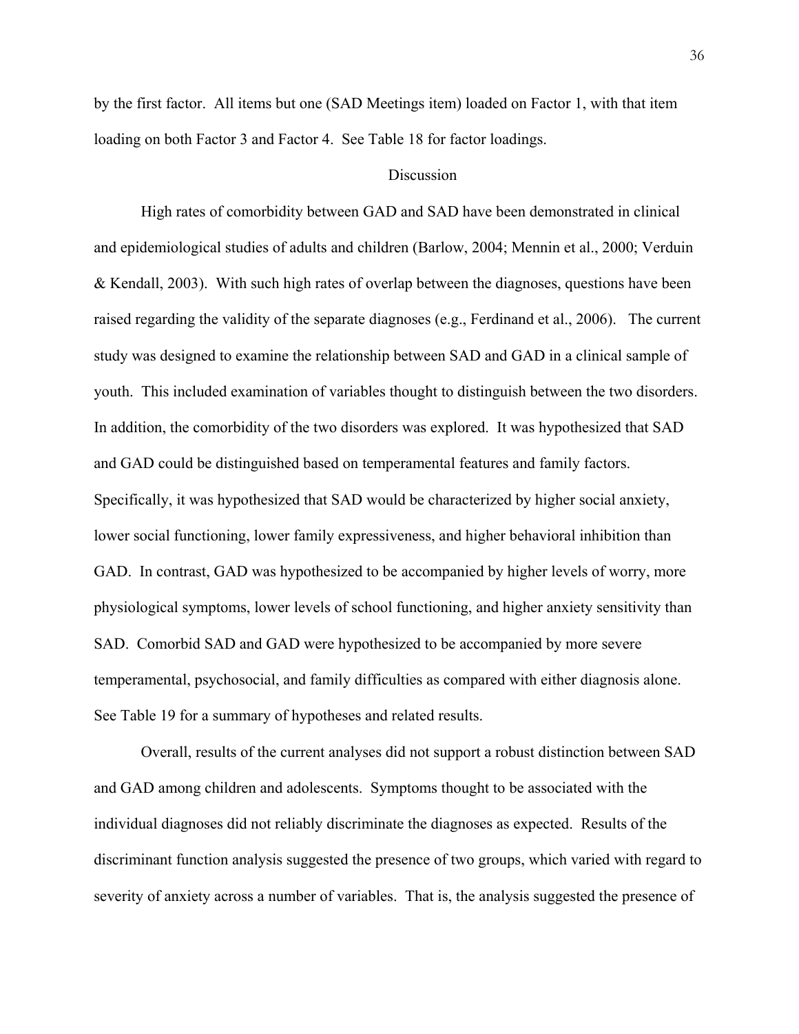by the first factor. All items but one (SAD Meetings item) loaded on Factor 1, with that item loading on both Factor 3 and Factor 4. See Table 18 for factor loadings.

## Discussion

High rates of comorbidity between GAD and SAD have been demonstrated in clinical and epidemiological studies of adults and children (Barlow, 2004; Mennin et al., 2000; Verduin & Kendall, 2003). With such high rates of overlap between the diagnoses, questions have been raised regarding the validity of the separate diagnoses (e.g., Ferdinand et al., 2006). The current study was designed to examine the relationship between SAD and GAD in a clinical sample of youth. This included examination of variables thought to distinguish between the two disorders. In addition, the comorbidity of the two disorders was explored. It was hypothesized that SAD and GAD could be distinguished based on temperamental features and family factors. Specifically, it was hypothesized that SAD would be characterized by higher social anxiety, lower social functioning, lower family expressiveness, and higher behavioral inhibition than GAD. In contrast, GAD was hypothesized to be accompanied by higher levels of worry, more physiological symptoms, lower levels of school functioning, and higher anxiety sensitivity than SAD. Comorbid SAD and GAD were hypothesized to be accompanied by more severe temperamental, psychosocial, and family difficulties as compared with either diagnosis alone. See Table 19 for a summary of hypotheses and related results.

Overall, results of the current analyses did not support a robust distinction between SAD and GAD among children and adolescents. Symptoms thought to be associated with the individual diagnoses did not reliably discriminate the diagnoses as expected. Results of the discriminant function analysis suggested the presence of two groups, which varied with regard to severity of anxiety across a number of variables. That is, the analysis suggested the presence of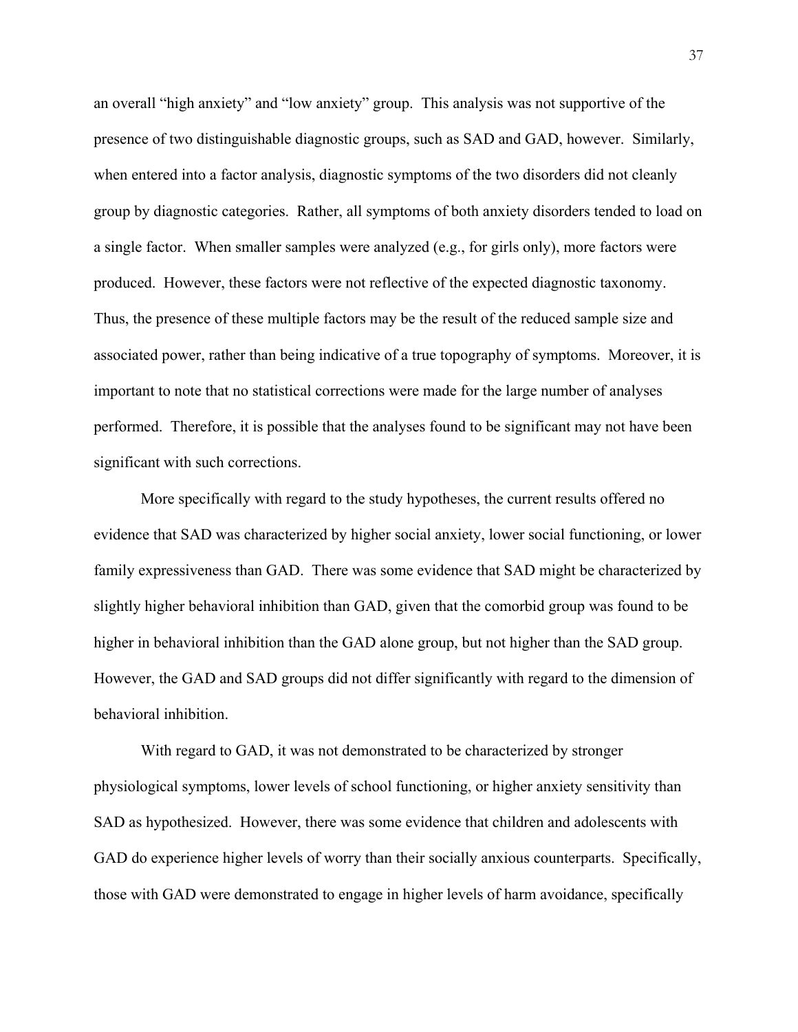an overall "high anxiety" and "low anxiety" group. This analysis was not supportive of the presence of two distinguishable diagnostic groups, such as SAD and GAD, however. Similarly, when entered into a factor analysis, diagnostic symptoms of the two disorders did not cleanly group by diagnostic categories. Rather, all symptoms of both anxiety disorders tended to load on a single factor. When smaller samples were analyzed (e.g., for girls only), more factors were produced. However, these factors were not reflective of the expected diagnostic taxonomy. Thus, the presence of these multiple factors may be the result of the reduced sample size and associated power, rather than being indicative of a true topography of symptoms. Moreover, it is important to note that no statistical corrections were made for the large number of analyses performed. Therefore, it is possible that the analyses found to be significant may not have been significant with such corrections.

More specifically with regard to the study hypotheses, the current results offered no evidence that SAD was characterized by higher social anxiety, lower social functioning, or lower family expressiveness than GAD. There was some evidence that SAD might be characterized by slightly higher behavioral inhibition than GAD, given that the comorbid group was found to be higher in behavioral inhibition than the GAD alone group, but not higher than the SAD group. However, the GAD and SAD groups did not differ significantly with regard to the dimension of behavioral inhibition.

With regard to GAD, it was not demonstrated to be characterized by stronger physiological symptoms, lower levels of school functioning, or higher anxiety sensitivity than SAD as hypothesized. However, there was some evidence that children and adolescents with GAD do experience higher levels of worry than their socially anxious counterparts. Specifically, those with GAD were demonstrated to engage in higher levels of harm avoidance, specifically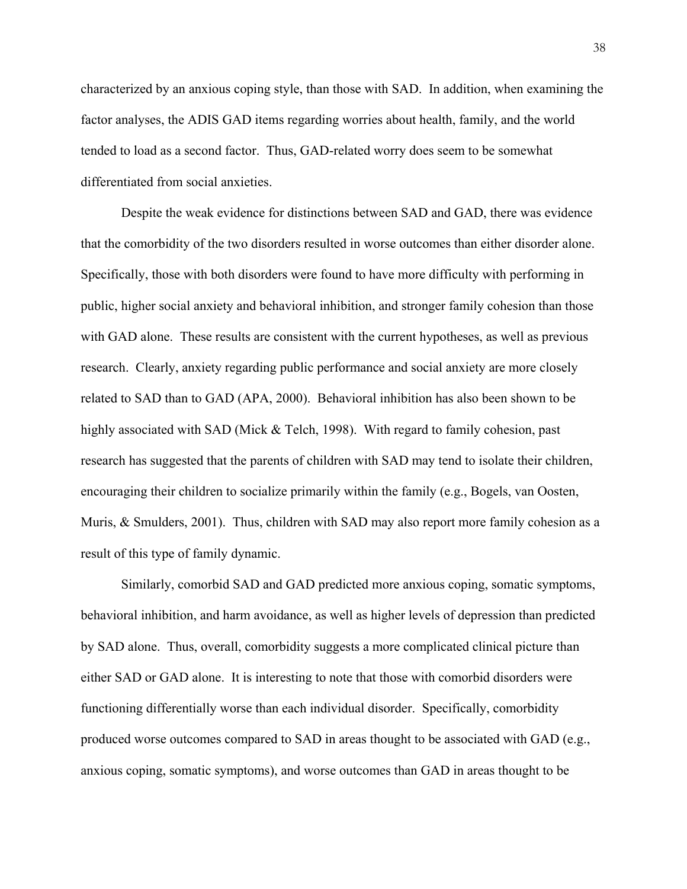characterized by an anxious coping style, than those with SAD. In addition, when examining the factor analyses, the ADIS GAD items regarding worries about health, family, and the world tended to load as a second factor. Thus, GAD-related worry does seem to be somewhat differentiated from social anxieties.

Despite the weak evidence for distinctions between SAD and GAD, there was evidence that the comorbidity of the two disorders resulted in worse outcomes than either disorder alone. Specifically, those with both disorders were found to have more difficulty with performing in public, higher social anxiety and behavioral inhibition, and stronger family cohesion than those with GAD alone. These results are consistent with the current hypotheses, as well as previous research. Clearly, anxiety regarding public performance and social anxiety are more closely related to SAD than to GAD (APA, 2000). Behavioral inhibition has also been shown to be highly associated with SAD (Mick & Telch, 1998). With regard to family cohesion, past research has suggested that the parents of children with SAD may tend to isolate their children, encouraging their children to socialize primarily within the family (e.g., Bogels, van Oosten, Muris, & Smulders, 2001). Thus, children with SAD may also report more family cohesion as a result of this type of family dynamic.

Similarly, comorbid SAD and GAD predicted more anxious coping, somatic symptoms, behavioral inhibition, and harm avoidance, as well as higher levels of depression than predicted by SAD alone. Thus, overall, comorbidity suggests a more complicated clinical picture than either SAD or GAD alone. It is interesting to note that those with comorbid disorders were functioning differentially worse than each individual disorder. Specifically, comorbidity produced worse outcomes compared to SAD in areas thought to be associated with GAD (e.g., anxious coping, somatic symptoms), and worse outcomes than GAD in areas thought to be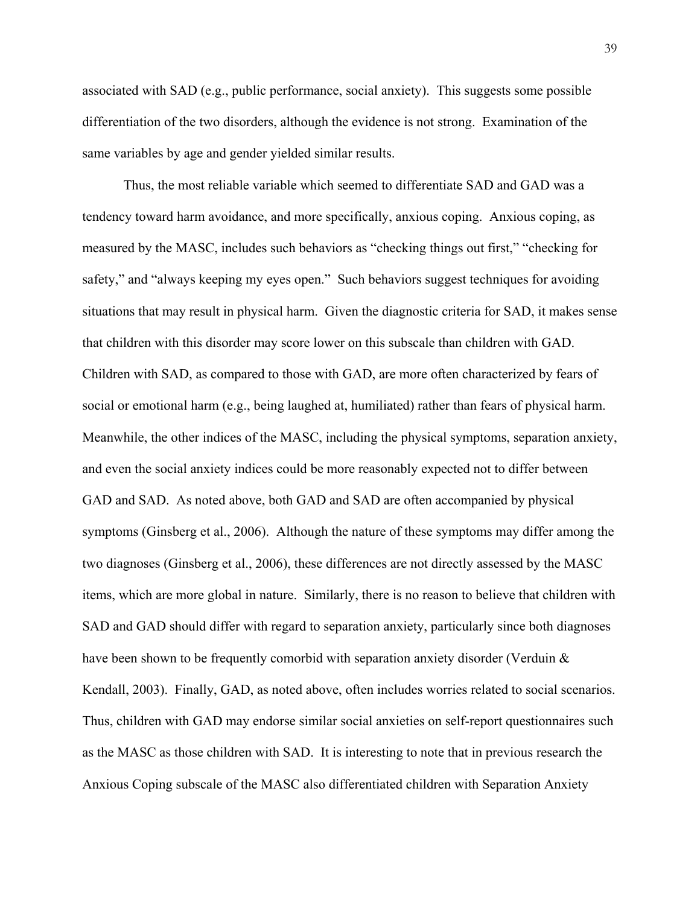associated with SAD (e.g., public performance, social anxiety). This suggests some possible differentiation of the two disorders, although the evidence is not strong. Examination of the same variables by age and gender yielded similar results.

Thus, the most reliable variable which seemed to differentiate SAD and GAD was a tendency toward harm avoidance, and more specifically, anxious coping. Anxious coping, as measured by the MASC, includes such behaviors as "checking things out first," "checking for safety," and "always keeping my eyes open." Such behaviors suggest techniques for avoiding situations that may result in physical harm. Given the diagnostic criteria for SAD, it makes sense that children with this disorder may score lower on this subscale than children with GAD. Children with SAD, as compared to those with GAD, are more often characterized by fears of social or emotional harm (e.g., being laughed at, humiliated) rather than fears of physical harm. Meanwhile, the other indices of the MASC, including the physical symptoms, separation anxiety, and even the social anxiety indices could be more reasonably expected not to differ between GAD and SAD. As noted above, both GAD and SAD are often accompanied by physical symptoms (Ginsberg et al., 2006). Although the nature of these symptoms may differ among the two diagnoses (Ginsberg et al., 2006), these differences are not directly assessed by the MASC items, which are more global in nature. Similarly, there is no reason to believe that children with SAD and GAD should differ with regard to separation anxiety, particularly since both diagnoses have been shown to be frequently comorbid with separation anxiety disorder (Verduin & Kendall, 2003). Finally, GAD, as noted above, often includes worries related to social scenarios. Thus, children with GAD may endorse similar social anxieties on self-report questionnaires such as the MASC as those children with SAD. It is interesting to note that in previous research the Anxious Coping subscale of the MASC also differentiated children with Separation Anxiety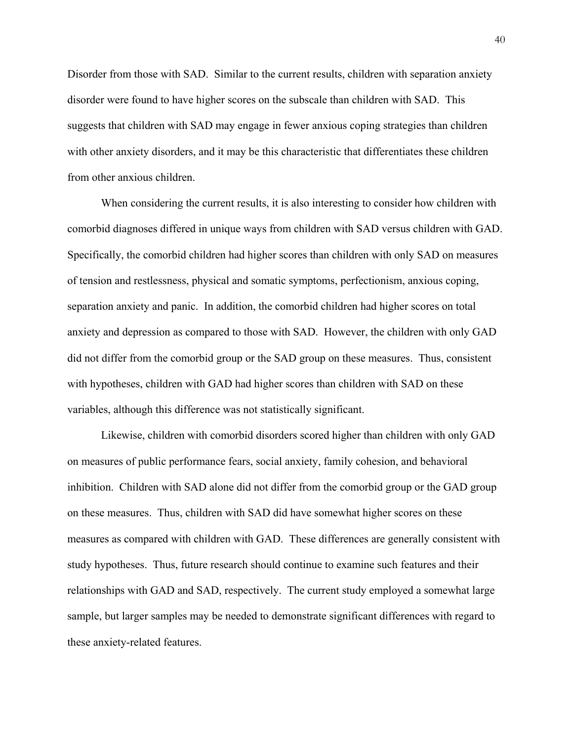Disorder from those with SAD. Similar to the current results, children with separation anxiety disorder were found to have higher scores on the subscale than children with SAD. This suggests that children with SAD may engage in fewer anxious coping strategies than children with other anxiety disorders, and it may be this characteristic that differentiates these children from other anxious children.

When considering the current results, it is also interesting to consider how children with comorbid diagnoses differed in unique ways from children with SAD versus children with GAD. Specifically, the comorbid children had higher scores than children with only SAD on measures of tension and restlessness, physical and somatic symptoms, perfectionism, anxious coping, separation anxiety and panic. In addition, the comorbid children had higher scores on total anxiety and depression as compared to those with SAD. However, the children with only GAD did not differ from the comorbid group or the SAD group on these measures. Thus, consistent with hypotheses, children with GAD had higher scores than children with SAD on these variables, although this difference was not statistically significant.

Likewise, children with comorbid disorders scored higher than children with only GAD on measures of public performance fears, social anxiety, family cohesion, and behavioral inhibition. Children with SAD alone did not differ from the comorbid group or the GAD group on these measures. Thus, children with SAD did have somewhat higher scores on these measures as compared with children with GAD. These differences are generally consistent with study hypotheses. Thus, future research should continue to examine such features and their relationships with GAD and SAD, respectively. The current study employed a somewhat large sample, but larger samples may be needed to demonstrate significant differences with regard to these anxiety-related features.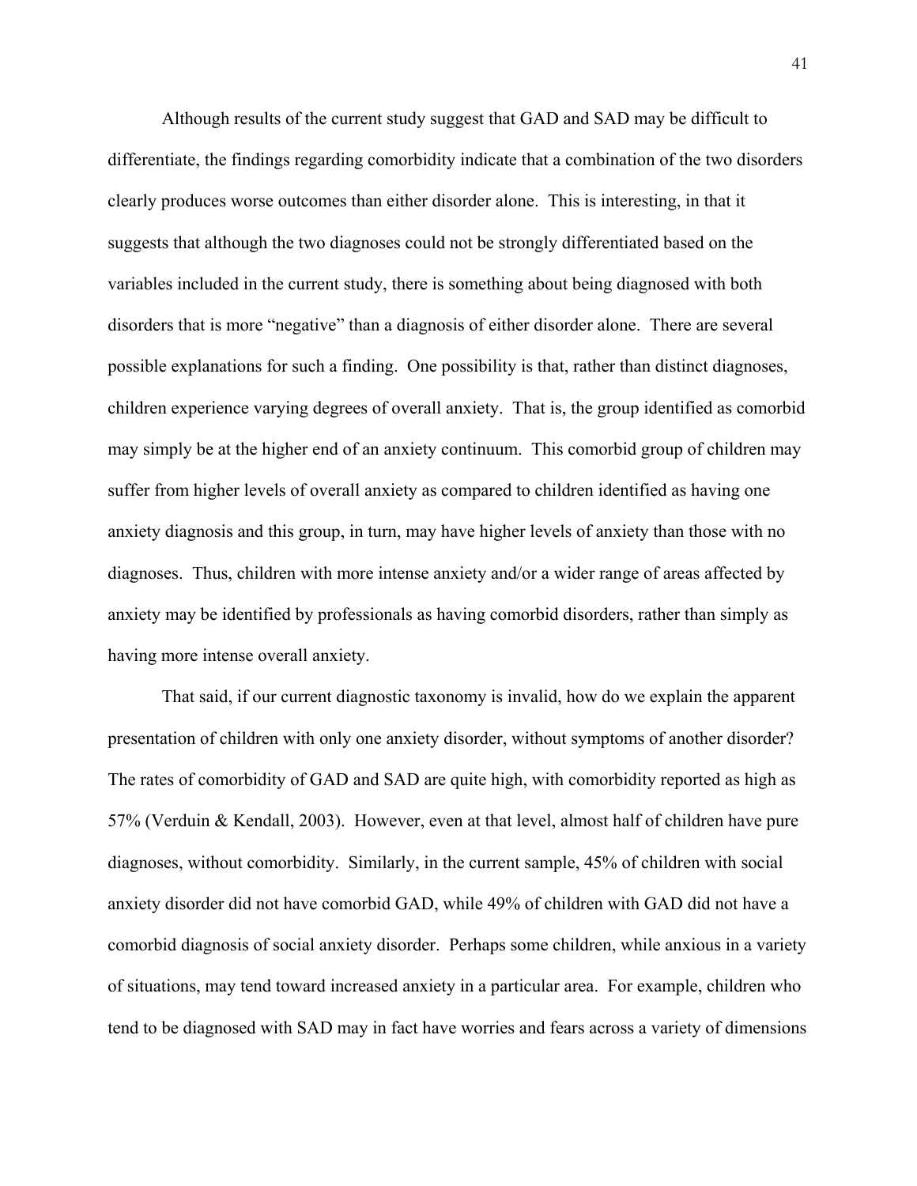Although results of the current study suggest that GAD and SAD may be difficult to differentiate, the findings regarding comorbidity indicate that a combination of the two disorders clearly produces worse outcomes than either disorder alone. This is interesting, in that it suggests that although the two diagnoses could not be strongly differentiated based on the variables included in the current study, there is something about being diagnosed with both disorders that is more "negative" than a diagnosis of either disorder alone. There are several possible explanations for such a finding. One possibility is that, rather than distinct diagnoses, children experience varying degrees of overall anxiety. That is, the group identified as comorbid may simply be at the higher end of an anxiety continuum. This comorbid group of children may suffer from higher levels of overall anxiety as compared to children identified as having one anxiety diagnosis and this group, in turn, may have higher levels of anxiety than those with no diagnoses. Thus, children with more intense anxiety and/or a wider range of areas affected by anxiety may be identified by professionals as having comorbid disorders, rather than simply as having more intense overall anxiety.

That said, if our current diagnostic taxonomy is invalid, how do we explain the apparent presentation of children with only one anxiety disorder, without symptoms of another disorder? The rates of comorbidity of GAD and SAD are quite high, with comorbidity reported as high as 57% (Verduin & Kendall, 2003). However, even at that level, almost half of children have pure diagnoses, without comorbidity. Similarly, in the current sample, 45% of children with social anxiety disorder did not have comorbid GAD, while 49% of children with GAD did not have a comorbid diagnosis of social anxiety disorder. Perhaps some children, while anxious in a variety of situations, may tend toward increased anxiety in a particular area. For example, children who tend to be diagnosed with SAD may in fact have worries and fears across a variety of dimensions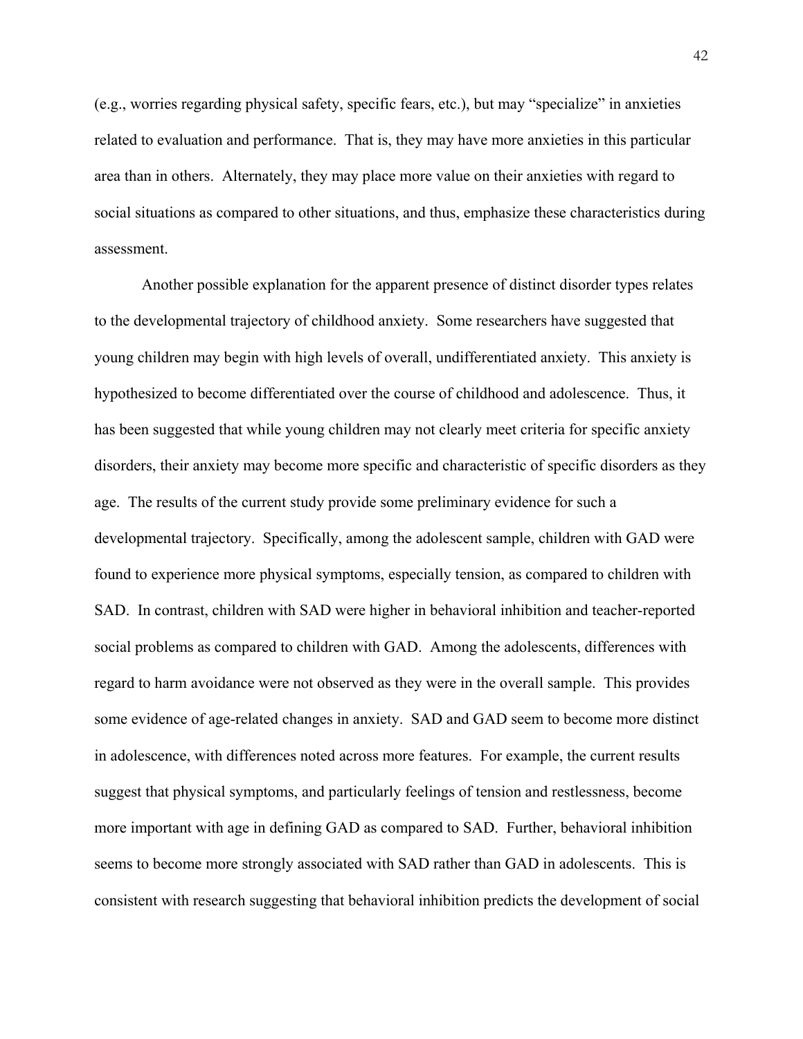(e.g., worries regarding physical safety, specific fears, etc.), but may "specialize" in anxieties related to evaluation and performance. That is, they may have more anxieties in this particular area than in others. Alternately, they may place more value on their anxieties with regard to social situations as compared to other situations, and thus, emphasize these characteristics during assessment.

Another possible explanation for the apparent presence of distinct disorder types relates to the developmental trajectory of childhood anxiety. Some researchers have suggested that young children may begin with high levels of overall, undifferentiated anxiety. This anxiety is hypothesized to become differentiated over the course of childhood and adolescence. Thus, it has been suggested that while young children may not clearly meet criteria for specific anxiety disorders, their anxiety may become more specific and characteristic of specific disorders as they age. The results of the current study provide some preliminary evidence for such a developmental trajectory. Specifically, among the adolescent sample, children with GAD were found to experience more physical symptoms, especially tension, as compared to children with SAD. In contrast, children with SAD were higher in behavioral inhibition and teacher-reported social problems as compared to children with GAD. Among the adolescents, differences with regard to harm avoidance were not observed as they were in the overall sample. This provides some evidence of age-related changes in anxiety. SAD and GAD seem to become more distinct in adolescence, with differences noted across more features. For example, the current results suggest that physical symptoms, and particularly feelings of tension and restlessness, become more important with age in defining GAD as compared to SAD. Further, behavioral inhibition seems to become more strongly associated with SAD rather than GAD in adolescents. This is consistent with research suggesting that behavioral inhibition predicts the development of social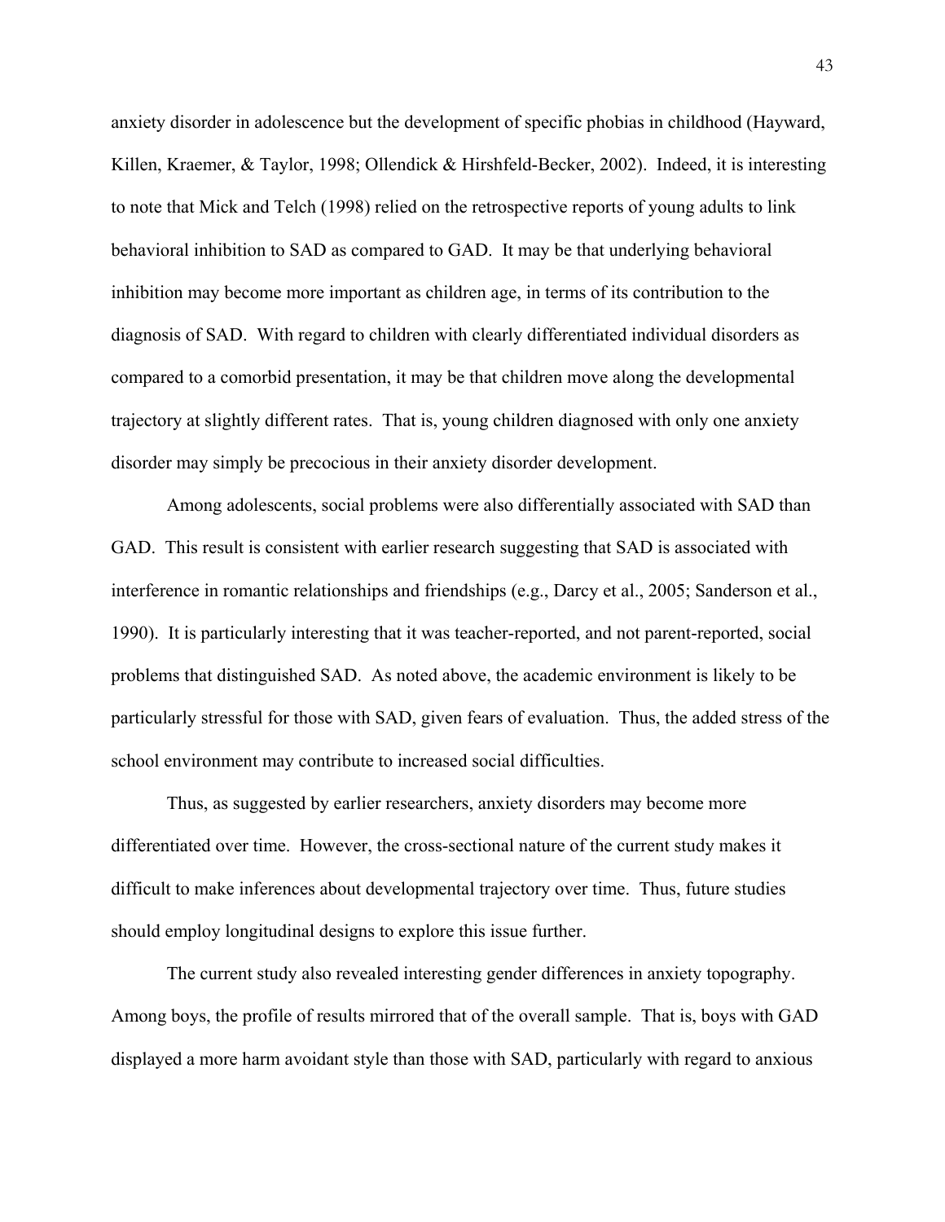anxiety disorder in adolescence but the development of specific phobias in childhood (Hayward, Killen, Kraemer, & Taylor, 1998; Ollendick & Hirshfeld-Becker, 2002). Indeed, it is interesting to note that Mick and Telch (1998) relied on the retrospective reports of young adults to link behavioral inhibition to SAD as compared to GAD. It may be that underlying behavioral inhibition may become more important as children age, in terms of its contribution to the diagnosis of SAD. With regard to children with clearly differentiated individual disorders as compared to a comorbid presentation, it may be that children move along the developmental trajectory at slightly different rates. That is, young children diagnosed with only one anxiety disorder may simply be precocious in their anxiety disorder development.

Among adolescents, social problems were also differentially associated with SAD than GAD. This result is consistent with earlier research suggesting that SAD is associated with interference in romantic relationships and friendships (e.g., Darcy et al., 2005; Sanderson et al., 1990). It is particularly interesting that it was teacher-reported, and not parent-reported, social problems that distinguished SAD. As noted above, the academic environment is likely to be particularly stressful for those with SAD, given fears of evaluation. Thus, the added stress of the school environment may contribute to increased social difficulties.

Thus, as suggested by earlier researchers, anxiety disorders may become more differentiated over time. However, the cross-sectional nature of the current study makes it difficult to make inferences about developmental trajectory over time. Thus, future studies should employ longitudinal designs to explore this issue further.

The current study also revealed interesting gender differences in anxiety topography. Among boys, the profile of results mirrored that of the overall sample. That is, boys with GAD displayed a more harm avoidant style than those with SAD, particularly with regard to anxious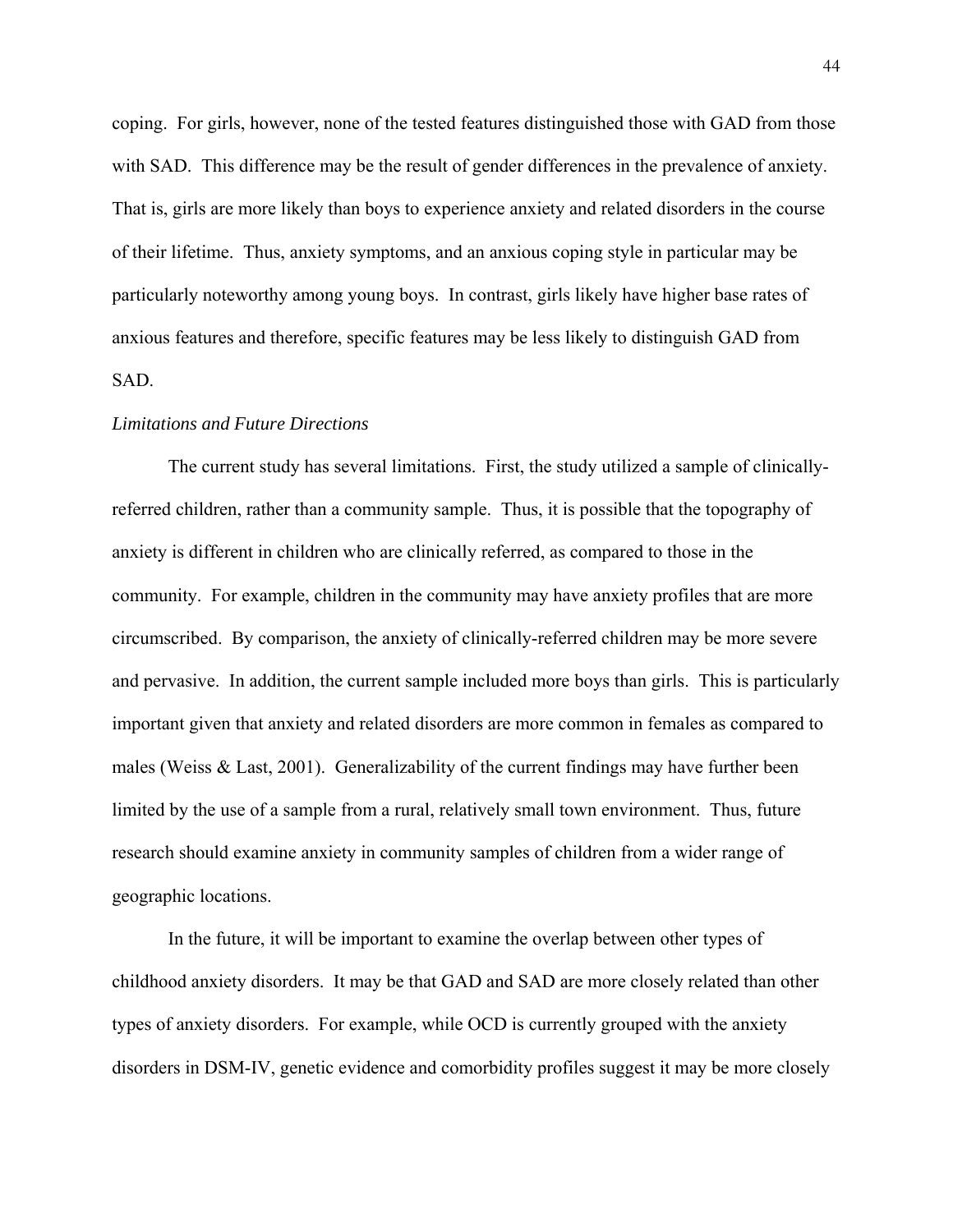coping. For girls, however, none of the tested features distinguished those with GAD from those with SAD. This difference may be the result of gender differences in the prevalence of anxiety. That is, girls are more likely than boys to experience anxiety and related disorders in the course of their lifetime. Thus, anxiety symptoms, and an anxious coping style in particular may be particularly noteworthy among young boys. In contrast, girls likely have higher base rates of anxious features and therefore, specific features may be less likely to distinguish GAD from SAD.

*Limitations and Future Directions*

The current study has several limitations. First, the study utilized a sample of clinically-referred children, rather than a community sample. Thus, it is possible that the topography of anxiety is different in children who are clinically referred, as compared to those in the community. For example, children in the community may have anxiety profiles that are more circumscribed. By comparison, the anxiety of clinically-referred children may be more severe and pervasive. In addition, the current sample included more boys than girls. This is particularly important given that anxiety and related disorders are more common in females as compared to males (Weiss & Last, 2001). Generalizability of the current findings may have further been limited by the use of a sample from a rural, relatively small town environment. Thus, future research should examine anxiety in community samples of children from a wider range of geographic locations.

In the future, it will be important to examine the overlap between other types of childhood anxiety disorders. It may be that GAD and SAD are more closely related than other types of anxiety disorders. For example, while OCD is currently grouped with the anxiety disorders in DSM-IV, genetic evidence and comorbidity profiles suggest it may be more closely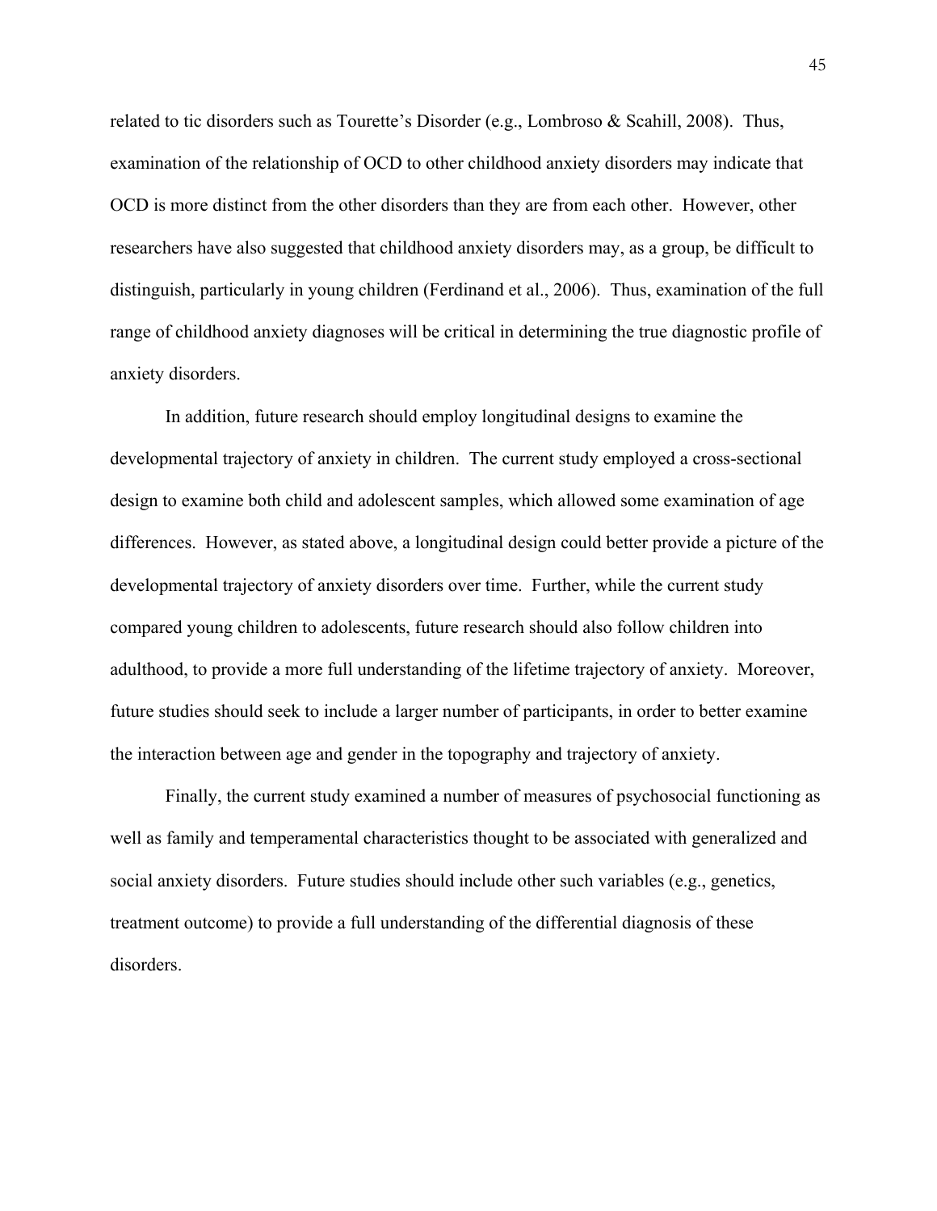related to tic disorders such as Tourette's Disorder (e.g., Lombroso & Scahill, 2008). Thus, examination of the relationship of OCD to other childhood anxiety disorders may indicate that OCD is more distinct from the other disorders than they are from each other. However, other researchers have also suggested that childhood anxiety disorders may, as a group, be difficult to distinguish, particularly in young children (Ferdinand et al., 2006). Thus, examination of the full range of childhood anxiety diagnoses will be critical in determining the true diagnostic profile of anxiety disorders.

In addition, future research should employ longitudinal designs to examine the developmental trajectory of anxiety in children. The current study employed a cross-sectional design to examine both child and adolescent samples, which allowed some examination of age differences. However, as stated above, a longitudinal design could better provide a picture of the developmental trajectory of anxiety disorders over time. Further, while the current study compared young children to adolescents, future research should also follow children into adulthood, to provide a more full understanding of the lifetime trajectory of anxiety. Moreover, future studies should seek to include a larger number of participants, in order to better examine the interaction between age and gender in the topography and trajectory of anxiety.

Finally, the current study examined a number of measures of psychosocial functioning as well as family and temperamental characteristics thought to be associated with generalized and social anxiety disorders. Future studies should include other such variables (e.g., genetics, treatment outcome) to provide a full understanding of the differential diagnosis of these disorders.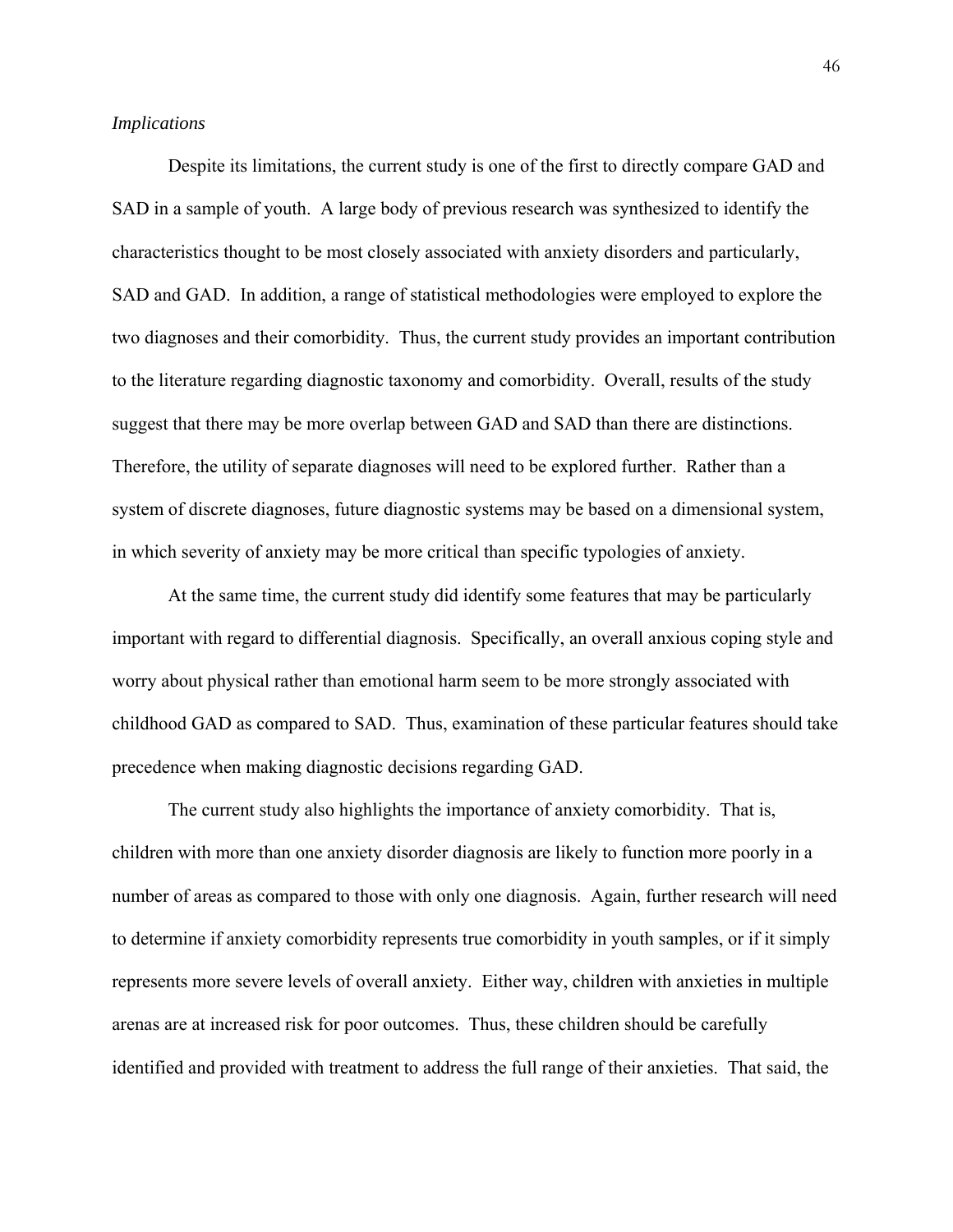*Implications*

Despite its limitations, the current study is one of the first to directly compare GAD and SAD in a sample of youth. A large body of previous research was synthesized to identify the characteristics thought to be most closely associated with anxiety disorders and particularly, SAD and GAD. In addition, a range of statistical methodologies were employed to explore the two diagnoses and their comorbidity. Thus, the current study provides an important contribution to the literature regarding diagnostic taxonomy and comorbidity. Overall, results of the study suggest that there may be more overlap between GAD and SAD than there are distinctions. Therefore, the utility of separate diagnoses will need to be explored further. Rather than a system of discrete diagnoses, future diagnostic systems may be based on a dimensional system, in which severity of anxiety may be more critical than specific typologies of anxiety.

At the same time, the current study did identify some features that may be particularly important with regard to differential diagnosis. Specifically, an overall anxious coping style and worry about physical rather than emotional harm seem to be more strongly associated with childhood GAD as compared to SAD. Thus, examination of these particular features should take precedence when making diagnostic decisions regarding GAD.

The current study also highlights the importance of anxiety comorbidity. That is, children with more than one anxiety disorder diagnosis are likely to function more poorly in a number of areas as compared to those with only one diagnosis. Again, further research will need to determine if anxiety comorbidity represents true comorbidity in youth samples, or if it simply represents more severe levels of overall anxiety. Either way, children with anxieties in multiple arenas are at increased risk for poor outcomes. Thus, these children should be carefully identified and provided with treatment to address the full range of their anxieties. That said, the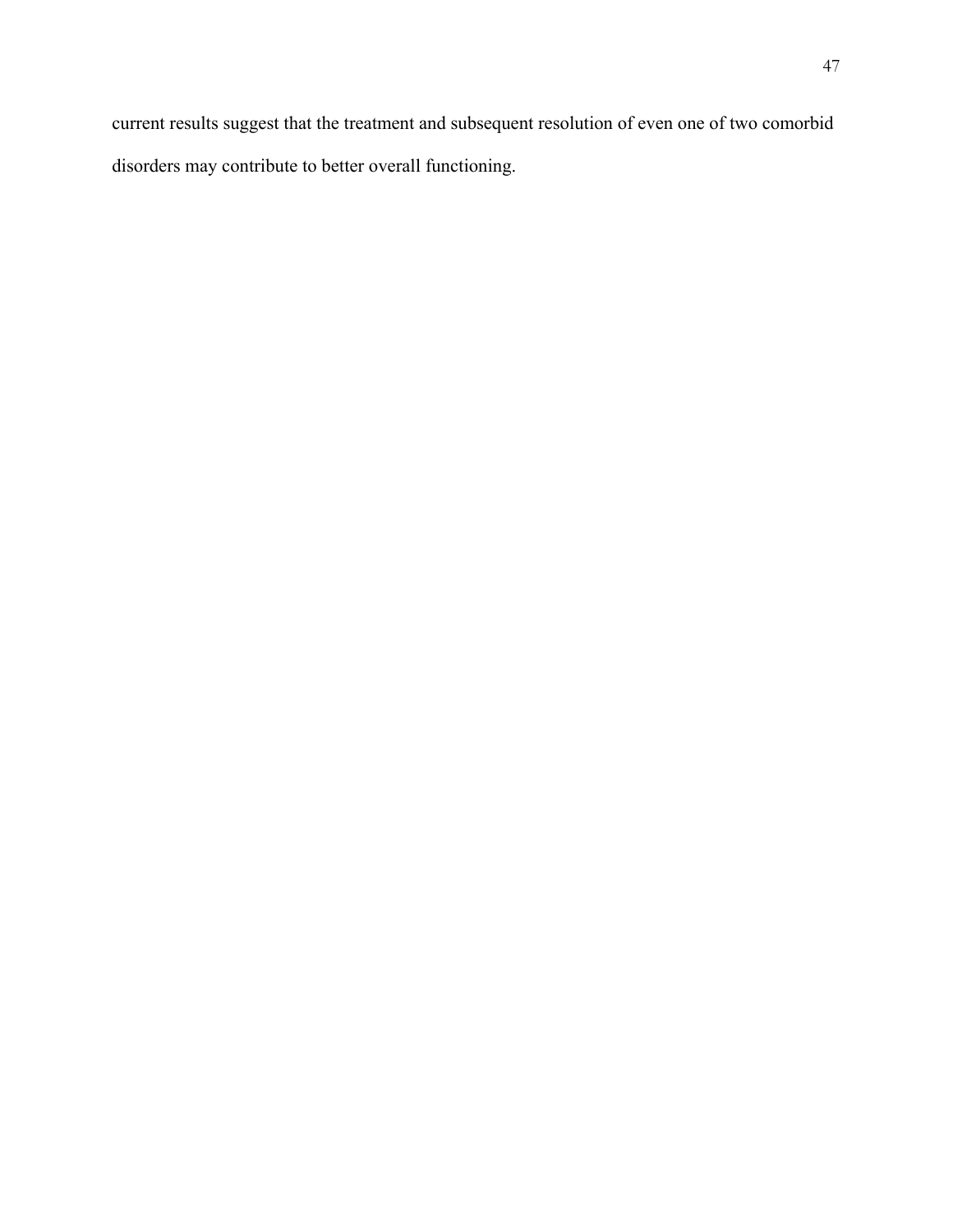current results suggest that the treatment and subsequent resolution of even one of two comorbid disorders may contribute to better overall functioning.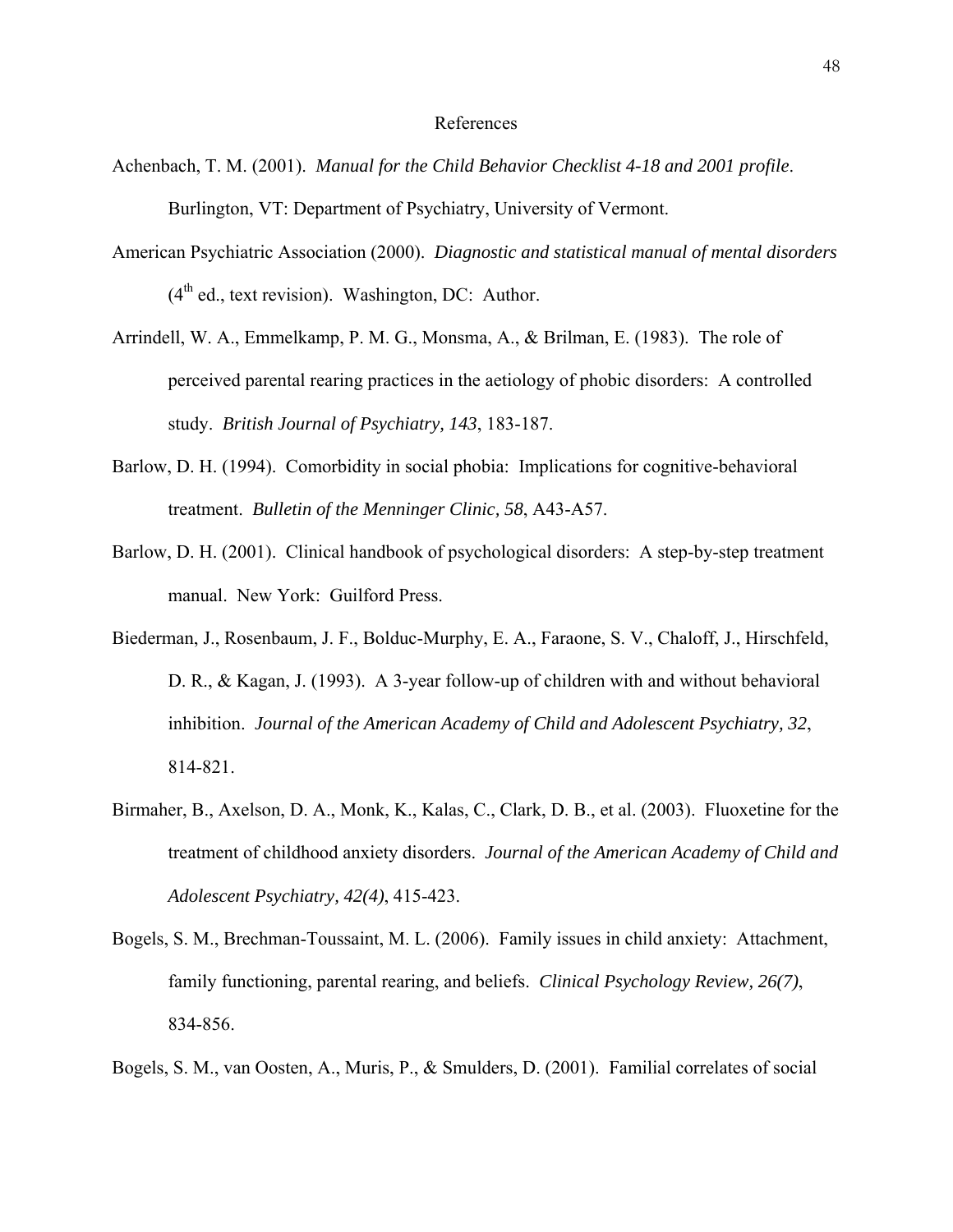# References

Achenbach, T. M. (2001). *Manual for the Child Behavior Checklist 4-18 and 2001 profile*. Burlington, VT: Department of Psychiatry, University of Vermont.

American Psychiatric Association (2000). *Diagnostic and statistical manual of mental disorders* ($4^{th}$ ed., text revision). Washington, DC: Author.

Arrindell, W. A., Emmelkamp, P. M. G., Monsma, A., & Brilman, E. (1983). The role of perceived parental rearing practices in the aetiology of phobic disorders: A controlled study. *British Journal of Psychiatry, 143*, 183-187.

Barlow, D. H. (1994). Comorbidity in social phobia: Implications for cognitive-behavioral treatment. *Bulletin of the Menninger Clinic, 58*, A43-A57.

Barlow, D. H. (2001). Clinical handbook of psychological disorders: A step-by-step treatment manual. New York: Guilford Press.

Biederman, J., Rosenbaum, J. F., Bolduc-Murphy, E. A., Faraone, S. V., Chaloff, J., Hirschfeld, D. R., & Kagan, J. (1993). A 3-year follow-up of children with and without behavioral inhibition. *Journal of the American Academy of Child and Adolescent Psychiatry, 32*, 814-821.

Birmaher, B., Axelson, D. A., Monk, K., Kalas, C., Clark, D. B., et al. (2003). Fluoxetine for the treatment of childhood anxiety disorders. *Journal of the American Academy of Child and Adolescent Psychiatry, 42(4)*, 415-423.

Bogels, S. M., Brechman-Toussaint, M. L. (2006). Family issues in child anxiety: Attachment, family functioning, parental rearing, and beliefs. *Clinical Psychology Review, 26(7)*, 834-856.

Bogels, S. M., van Oosten, A., Muris, P., & Smulders, D. (2001). Familial correlates of social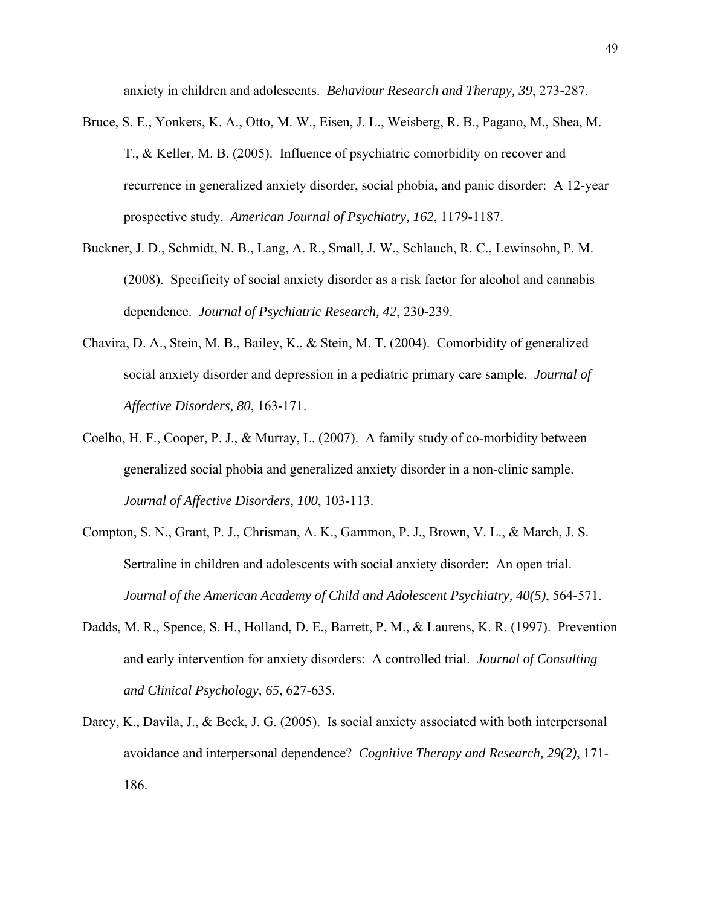anxiety in children and adolescents. *Behaviour Research and Therapy, 39*, 273-287.

Bruce, S. E., Yonkers, K. A., Otto, M. W., Eisen, J. L., Weisberg, R. B., Pagano, M., Shea, M. T., & Keller, M. B. (2005). Influence of psychiatric comorbidity on recover and recurrence in generalized anxiety disorder, social phobia, and panic disorder: A 12-year prospective study. *American Journal of Psychiatry, 162*, 1179-1187.

Buckner, J. D., Schmidt, N. B., Lang, A. R., Small, J. W., Schlauch, R. C., Lewinsohn, P. M. (2008). Specificity of social anxiety disorder as a risk factor for alcohol and cannabis dependence. *Journal of Psychiatric Research, 42*, 230-239.

Chavira, D. A., Stein, M. B., Bailey, K., & Stein, M. T. (2004). Comorbidity of generalized social anxiety disorder and depression in a pediatric primary care sample. *Journal of Affective Disorders, 80*, 163-171.

Coelho, H. F., Cooper, P. J., & Murray, L. (2007). A family study of co-morbidity between generalized social phobia and generalized anxiety disorder in a non-clinic sample. *Journal of Affective Disorders, 100*, 103-113.

Compton, S. N., Grant, P. J., Chrisman, A. K., Gammon, P. J., Brown, V. L., & March, J. S. Sertraline in children and adolescents with social anxiety disorder: An open trial. *Journal of the American Academy of Child and Adolescent Psychiatry, 40(5)*, 564-571.

Dadds, M. R., Spence, S. H., Holland, D. E., Barrett, P. M., & Laurens, K. R. (1997). Prevention and early intervention for anxiety disorders: A controlled trial. *Journal of Consulting and Clinical Psychology, 65*, 627-635.

Darcy, K., Davila, J., & Beck, J. G. (2005). Is social anxiety associated with both interpersonal avoidance and interpersonal dependence? *Cognitive Therapy and Research, 29(2)*, 171-186.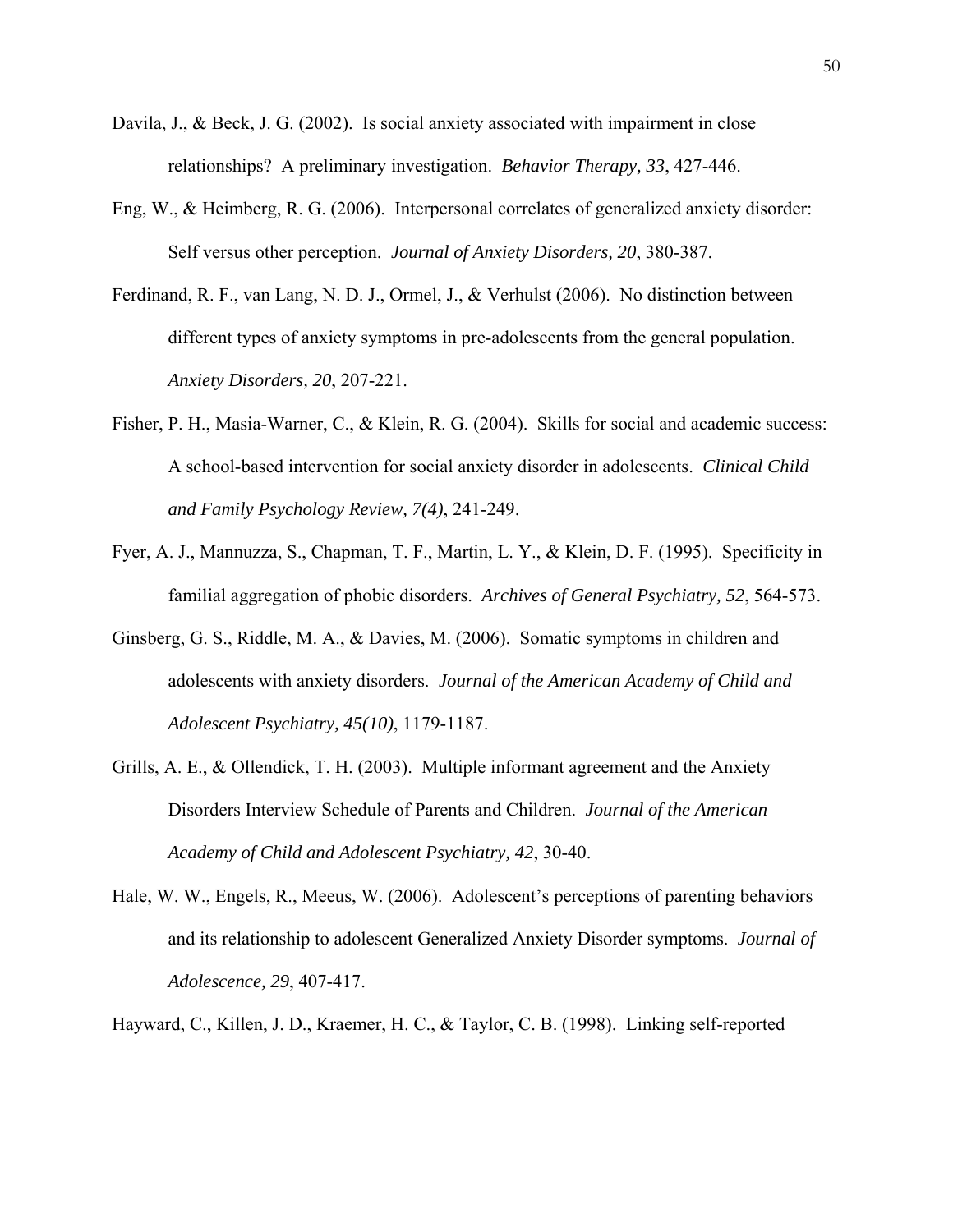Davila, J., & Beck, J. G. (2002). Is social anxiety associated with impairment in close relationships? A preliminary investigation. *Behavior Therapy, 33*, 427-446.

Eng, W., & Heimberg, R. G. (2006). Interpersonal correlates of generalized anxiety disorder: Self versus other perception. *Journal of Anxiety Disorders, 20*, 380-387.

Ferdinand, R. F., van Lang, N. D. J., Ormel, J., & Verhulst (2006). No distinction between different types of anxiety symptoms in pre-adolescents from the general population. *Anxiety Disorders, 20*, 207-221.

Fisher, P. H., Masia-Warner, C., & Klein, R. G. (2004). Skills for social and academic success: A school-based intervention for social anxiety disorder in adolescents. *Clinical Child and Family Psychology Review, 7(4)*, 241-249.

Fyer, A. J., Mannuzza, S., Chapman, T. F., Martin, L. Y., & Klein, D. F. (1995). Specificity in familial aggregation of phobic disorders. *Archives of General Psychiatry, 52*, 564-573.

Ginsberg, G. S., Riddle, M. A., & Davies, M. (2006). Somatic symptoms in children and adolescents with anxiety disorders. *Journal of the American Academy of Child and Adolescent Psychiatry, 45(10)*, 1179-1187.

Grills, A. E., & Ollendick, T. H. (2003). Multiple informant agreement and the Anxiety Disorders Interview Schedule of Parents and Children. *Journal of the American Academy of Child and Adolescent Psychiatry, 42*, 30-40.

Hale, W. W., Engels, R., Meeus, W. (2006). Adolescent's perceptions of parenting behaviors and its relationship to adolescent Generalized Anxiety Disorder symptoms. *Journal of Adolescence, 29*, 407-417.

Hayward, C., Killen, J. D., Kraemer, H. C., & Taylor, C. B. (1998). Linking self-reported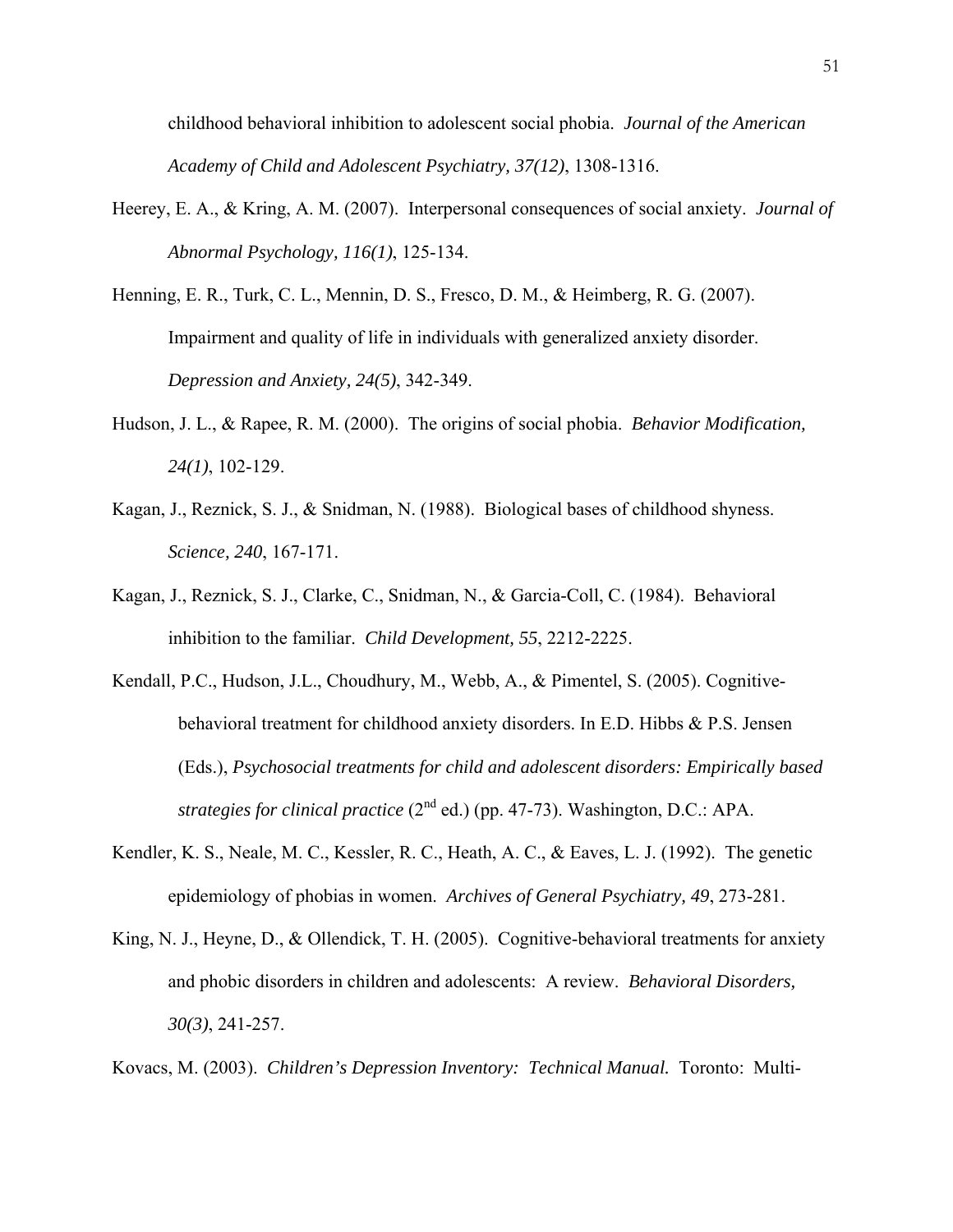childhood behavioral inhibition to adolescent social phobia. *Journal of the American Academy of Child and Adolescent Psychiatry, 37(12)*, 1308-1316.

Heerey, E. A., & Kring, A. M. (2007). Interpersonal consequences of social anxiety. *Journal of Abnormal Psychology, 116(1)*, 125-134.

Henning, E. R., Turk, C. L., Mennin, D. S., Fresco, D. M., & Heimberg, R. G. (2007). Impairment and quality of life in individuals with generalized anxiety disorder. *Depression and Anxiety, 24(5)*, 342-349.

Hudson, J. L., & Rapee, R. M. (2000). The origins of social phobia. *Behavior Modification, 24(1)*, 102-129.

Kagan, J., Reznick, S. J., & Snidman, N. (1988). Biological bases of childhood shyness. *Science, 240*, 167-171.

Kagan, J., Reznick, S. J., Clarke, C., Snidman, N., & Garcia-Coll, C. (1984). Behavioral inhibition to the familiar. *Child Development, 55*, 2212-2225.

Kendall, P.C., Hudson, J.L., Choudhury, M., Webb, A., & Pimentel, S. (2005). Cognitive-behavioral treatment for childhood anxiety disorders. In E.D. Hibbs & P.S. Jensen (Eds.), *Psychosocial treatments for child and adolescent disorders: Empirically based strategies for clinical practice* (2nd ed.) (pp. 47-73). Washington, D.C.: APA.

Kendler, K. S., Neale, M. C., Kessler, R. C., Heath, A. C., & Eaves, L. J. (1992). The genetic epidemiology of phobias in women. *Archives of General Psychiatry, 49*, 273-281.

King, N. J., Heyne, D., & Ollendick, T. H. (2005). Cognitive-behavioral treatments for anxiety and phobic disorders in children and adolescents: A review. *Behavioral Disorders, 30(3)*, 241-257.

Kovacs, M. (2003). *Children's Depression Inventory: Technical Manual.* Toronto: Multi-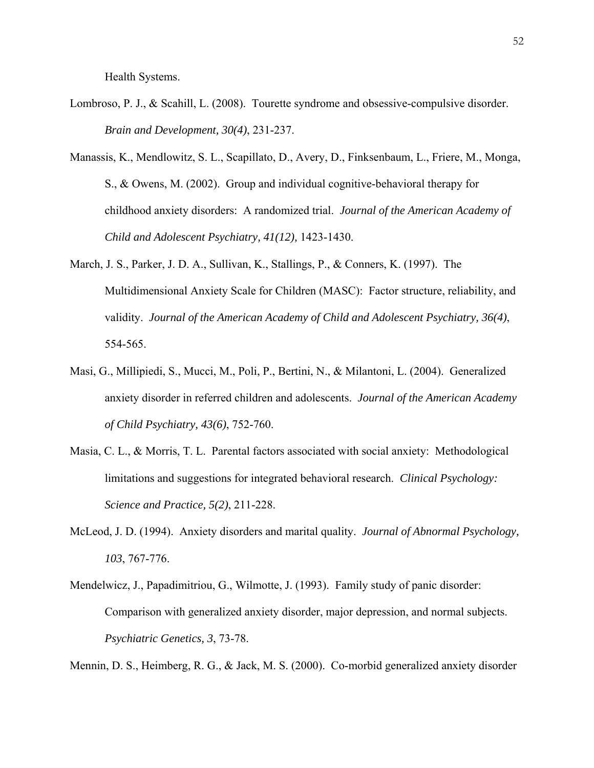Health Systems.

Lombroso, P. J., & Scahill, L. (2008). Tourette syndrome and obsessive-compulsive disorder. *Brain and Development, 30(4)*, 231-237.

Manassis, K., Mendlowitz, S. L., Scapillato, D., Avery, D., Finksenbaum, L., Friere, M., Monga, S., & Owens, M. (2002). Group and individual cognitive-behavioral therapy for childhood anxiety disorders: A randomized trial. *Journal of the American Academy of Child and Adolescent Psychiatry, 41(12),* 1423-1430.

March, J. S., Parker, J. D. A., Sullivan, K., Stallings, P., & Conners, K. (1997). The Multidimensional Anxiety Scale for Children (MASC): Factor structure, reliability, and validity. *Journal of the American Academy of Child and Adolescent Psychiatry, 36(4)*, 554-565.

Masi, G., Millipiedi, S., Mucci, M., Poli, P., Bertini, N., & Milantoni, L. (2004). Generalized anxiety disorder in referred children and adolescents. *Journal of the American Academy of Child Psychiatry, 43(6)*, 752-760.

Masia, C. L., & Morris, T. L. Parental factors associated with social anxiety: Methodological limitations and suggestions for integrated behavioral research. *Clinical Psychology: Science and Practice, 5(2)*, 211-228.

McLeod, J. D. (1994). Anxiety disorders and marital quality. *Journal of Abnormal Psychology, 103*, 767-776.

Mendelwicz, J., Papadimitriou, G., Wilmotte, J. (1993). Family study of panic disorder: Comparison with generalized anxiety disorder, major depression, and normal subjects. *Psychiatric Genetics, 3*, 73-78.

Mennin, D. S., Heimberg, R. G., & Jack, M. S. (2000). Co-morbid generalized anxiety disorder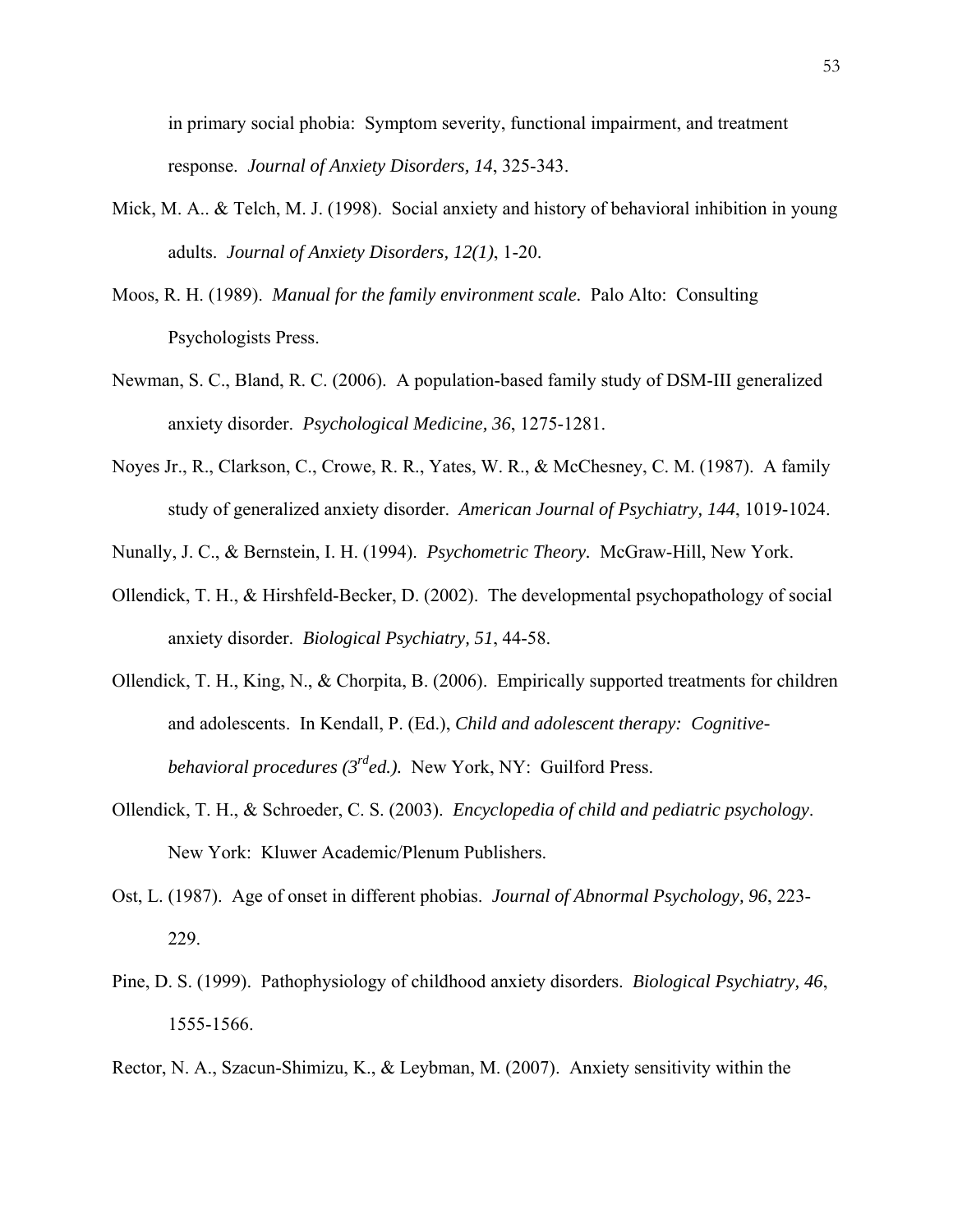in primary social phobia: Symptom severity, functional impairment, and treatment response. *Journal of Anxiety Disorders, 14*, 325-343.

Mick, M. A.. & Telch, M. J. (1998). Social anxiety and history of behavioral inhibition in young adults. *Journal of Anxiety Disorders, 12(1)*, 1-20.

Moos, R. H. (1989). *Manual for the family environment scale.* Palo Alto: Consulting Psychologists Press.

Newman, S. C., Bland, R. C. (2006). A population-based family study of DSM-III generalized anxiety disorder. *Psychological Medicine, 36*, 1275-1281.

Noyes Jr., R., Clarkson, C., Crowe, R. R., Yates, W. R., & McChesney, C. M. (1987). A family study of generalized anxiety disorder. *American Journal of Psychiatry, 144*, 1019-1024.

Nunally, J. C., & Bernstein, I. H. (1994). *Psychometric Theory.* McGraw-Hill, New York.

Ollendick, T. H., & Hirshfeld-Becker, D. (2002). The developmental psychopathology of social anxiety disorder. *Biological Psychiatry, 51*, 44-58.

Ollendick, T. H., King, N., & Chorpita, B. (2006). Empirically supported treatments for children and adolescents. In Kendall, P. (Ed.), *Child and adolescent therapy: Cognitive-behavioral procedures (3rd ed.).* New York, NY: Guilford Press.

Ollendick, T. H., & Schroeder, C. S. (2003). *Encyclopedia of child and pediatric psychology*. New York: Kluwer Academic/Plenum Publishers.

Ost, L. (1987). Age of onset in different phobias. *Journal of Abnormal Psychology, 96*, 223-229.

Pine, D. S. (1999). Pathophysiology of childhood anxiety disorders. *Biological Psychiatry, 46*, 1555-1566.

Rector, N. A., Szacun-Shimizu, K., & Leybman, M. (2007). Anxiety sensitivity within the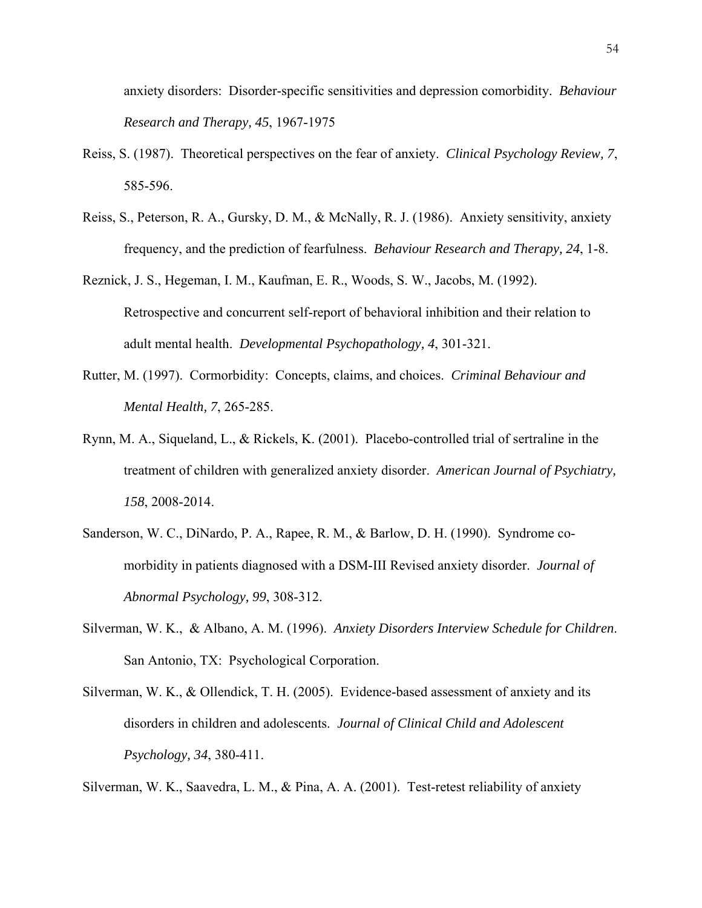anxiety disorders: Disorder-specific sensitivities and depression comorbidity. *Behaviour Research and Therapy, 45*, 1967-1975

Reiss, S. (1987). Theoretical perspectives on the fear of anxiety. *Clinical Psychology Review, 7*, 585-596.

Reiss, S., Peterson, R. A., Gursky, D. M., & McNally, R. J. (1986). Anxiety sensitivity, anxiety frequency, and the prediction of fearfulness. *Behaviour Research and Therapy, 24*, 1-8.

Reznick, J. S., Hegeman, I. M., Kaufman, E. R., Woods, S. W., Jacobs, M. (1992). Retrospective and concurrent self-report of behavioral inhibition and their relation to adult mental health. *Developmental Psychopathology, 4*, 301-321.

Rutter, M. (1997). Cormorbidity: Concepts, claims, and choices. *Criminal Behaviour and Mental Health, 7*, 265-285.

Rynn, M. A., Siqueland, L., & Rickels, K. (2001). Placebo-controlled trial of sertraline in the treatment of children with generalized anxiety disorder. *American Journal of Psychiatry, 158*, 2008-2014.

Sanderson, W. C., DiNardo, P. A., Rapee, R. M., & Barlow, D. H. (1990). Syndrome co-morbidity in patients diagnosed with a DSM-III Revised anxiety disorder. *Journal of Abnormal Psychology, 99*, 308-312.

Silverman, W. K., & Albano, A. M. (1996). *Anxiety Disorders Interview Schedule for Children*. San Antonio, TX: Psychological Corporation.

Silverman, W. K., & Ollendick, T. H. (2005). Evidence-based assessment of anxiety and its disorders in children and adolescents. *Journal of Clinical Child and Adolescent Psychology, 34*, 380-411.

Silverman, W. K., Saavedra, L. M., & Pina, A. A. (2001). Test-retest reliability of anxiety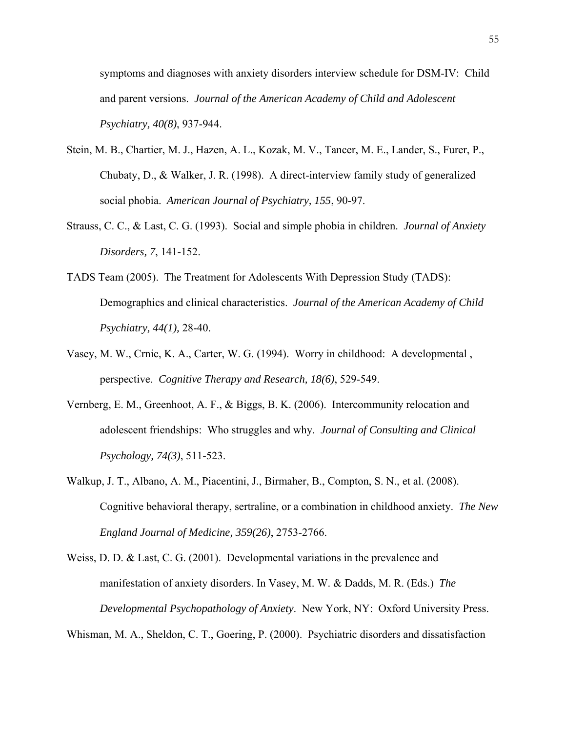symptoms and diagnoses with anxiety disorders interview schedule for DSM-IV: Child and parent versions. *Journal of the American Academy of Child and Adolescent Psychiatry, 40(8)*, 937-944.

Stein, M. B., Chartier, M. J., Hazen, A. L., Kozak, M. V., Tancer, M. E., Lander, S., Furer, P., Chubaty, D., & Walker, J. R. (1998). A direct-interview family study of generalized social phobia. *American Journal of Psychiatry, 155*, 90-97.

Strauss, C. C., & Last, C. G. (1993). Social and simple phobia in children. *Journal of Anxiety Disorders, 7*, 141-152.

TADS Team (2005). The Treatment for Adolescents With Depression Study (TADS): Demographics and clinical characteristics. *Journal of the American Academy of Child Psychiatry, 44(1),* 28-40.

Vasey, M. W., Crnic, K. A., Carter, W. G. (1994). Worry in childhood: A developmental , perspective. *Cognitive Therapy and Research, 18(6)*, 529-549.

Vernberg, E. M., Greenhoot, A. F., & Biggs, B. K. (2006). Intercommunity relocation and adolescent friendships: Who struggles and why. *Journal of Consulting and Clinical Psychology, 74(3)*, 511-523.

Walkup, J. T., Albano, A. M., Piacentini, J., Birmaher, B., Compton, S. N., et al. (2008). Cognitive behavioral therapy, sertraline, or a combination in childhood anxiety. *The New England Journal of Medicine, 359(26)*, 2753-2766.

Weiss, D. D. & Last, C. G. (2001). Developmental variations in the prevalence and manifestation of anxiety disorders. In Vasey, M. W. & Dadds, M. R. (Eds.) *The Developmental Psychopathology of Anxiety*. New York, NY: Oxford University Press.

Whisman, M. A., Sheldon, C. T., Goering, P. (2000). Psychiatric disorders and dissatisfaction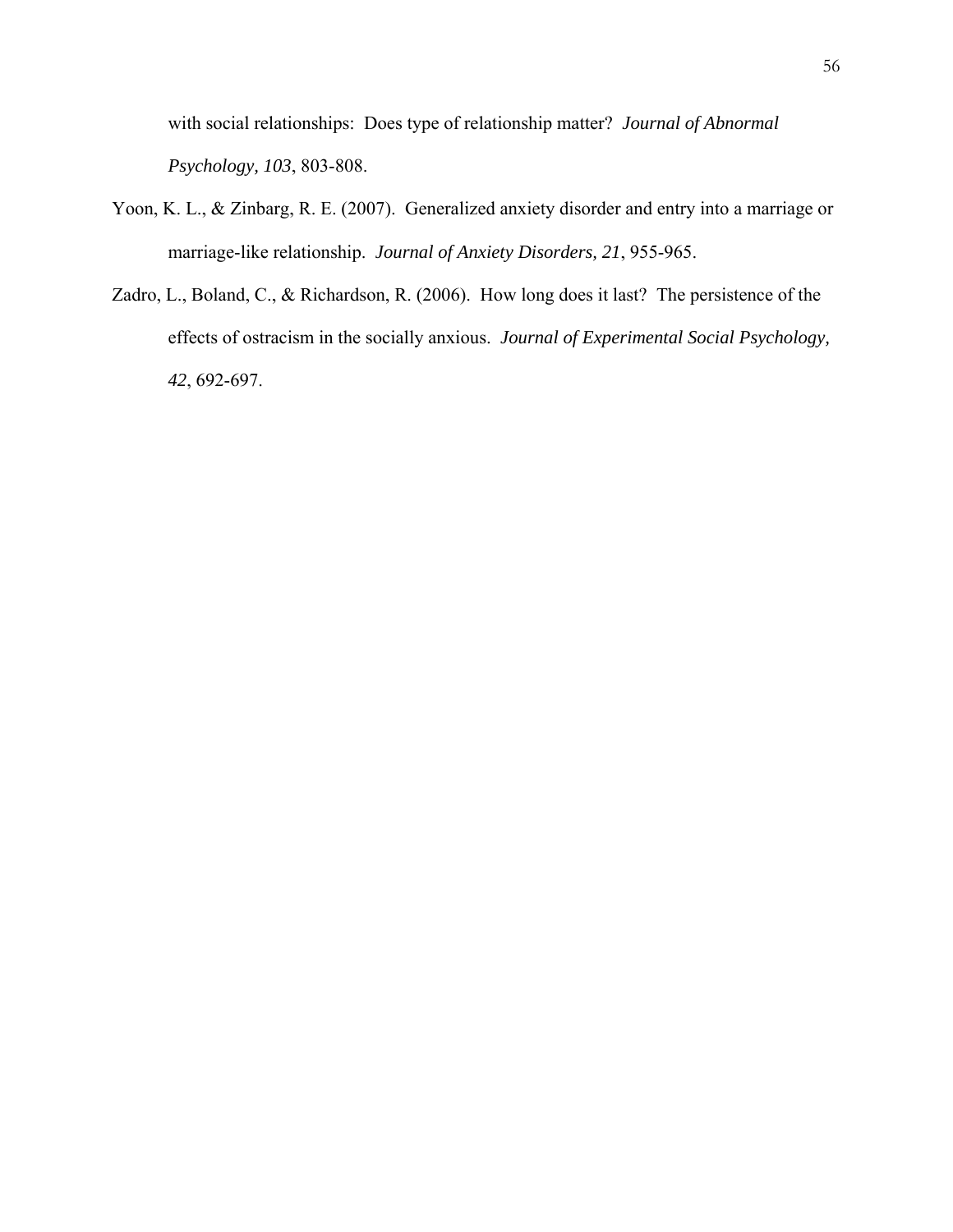with social relationships: Does type of relationship matter? *Journal of Abnormal Psychology, 103*, 803-808.

Yoon, K. L., & Zinbarg, R. E. (2007). Generalized anxiety disorder and entry into a marriage or marriage-like relationship. *Journal of Anxiety Disorders, 21*, 955-965.

Zadro, L., Boland, C., & Richardson, R. (2006). How long does it last? The persistence of the effects of ostracism in the socially anxious. *Journal of Experimental Social Psychology, 42*, 692-697.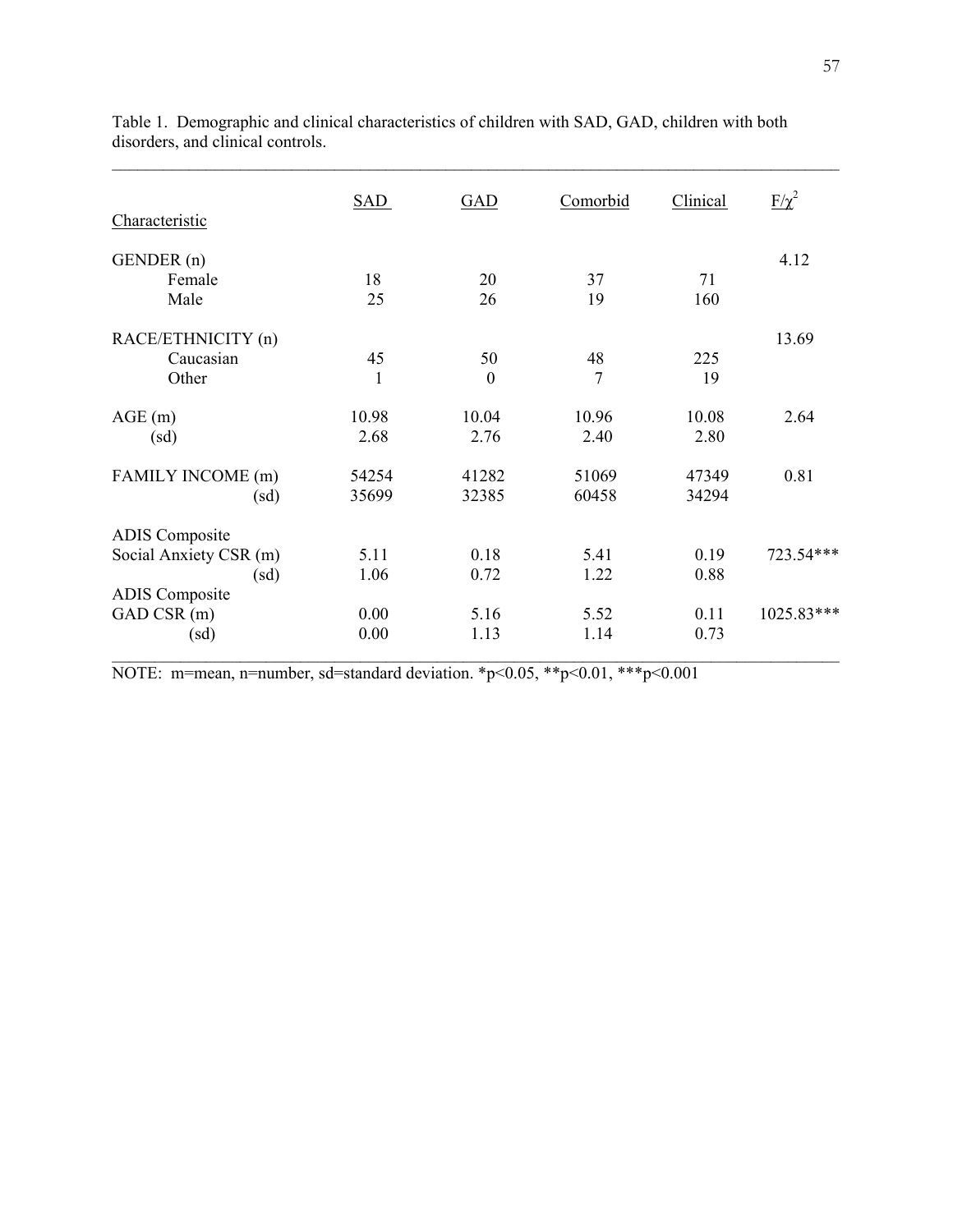Table 1. Demographic and clinical characteristics of children with SAD, GAD, children with both disorders, and clinical controls.

| Characteristic | SAD | GAD | Comorbid | Clinical | $F/\chi^2$ |
|---|---|---|---|---|---|
| GENDER (n) | | | | | 4.12 |
| Female | 18 | 20 | 37 | 71 | |
| Male | 25 | 26 | 19 | 160 | |
| RACE/ETHNICITY (n) | | | | | 13.69 |
| Caucasian | 45 | 50 | 48 | 225 | |
| Other | 1 | 0 | 7 | 19 | |
| AGE (m) | 10.98 | 10.04 | 10.96 | 10.08 | 2.64 |
| (sd) | 2.68 | 2.76 | 2.40 | 2.80 | |
| FAMILY INCOME (m) | 54254 | 41282 | 51069 | 47349 | 0.81 |
| (sd) | 35699 | 32385 | 60458 | 34294 | |
| ADIS Composite Social Anxiety CSR (m) | 5.11 | 0.18 | 5.41 | 0.19 | 723.54*** |
| (sd) | 1.06 | 0.72 | 1.22 | 0.88 | |
| ADIS Composite GAD CSR (m) | 0.00 | 5.16 | 5.52 | 0.11 | 1025.83*** |
| (sd) | 0.00 | 1.13 | 1.14 | 0.73 | |

NOTE: m=mean, n=number, sd=standard deviation. *$p<0.05$, **$p<0.01$, ***$p<0.001$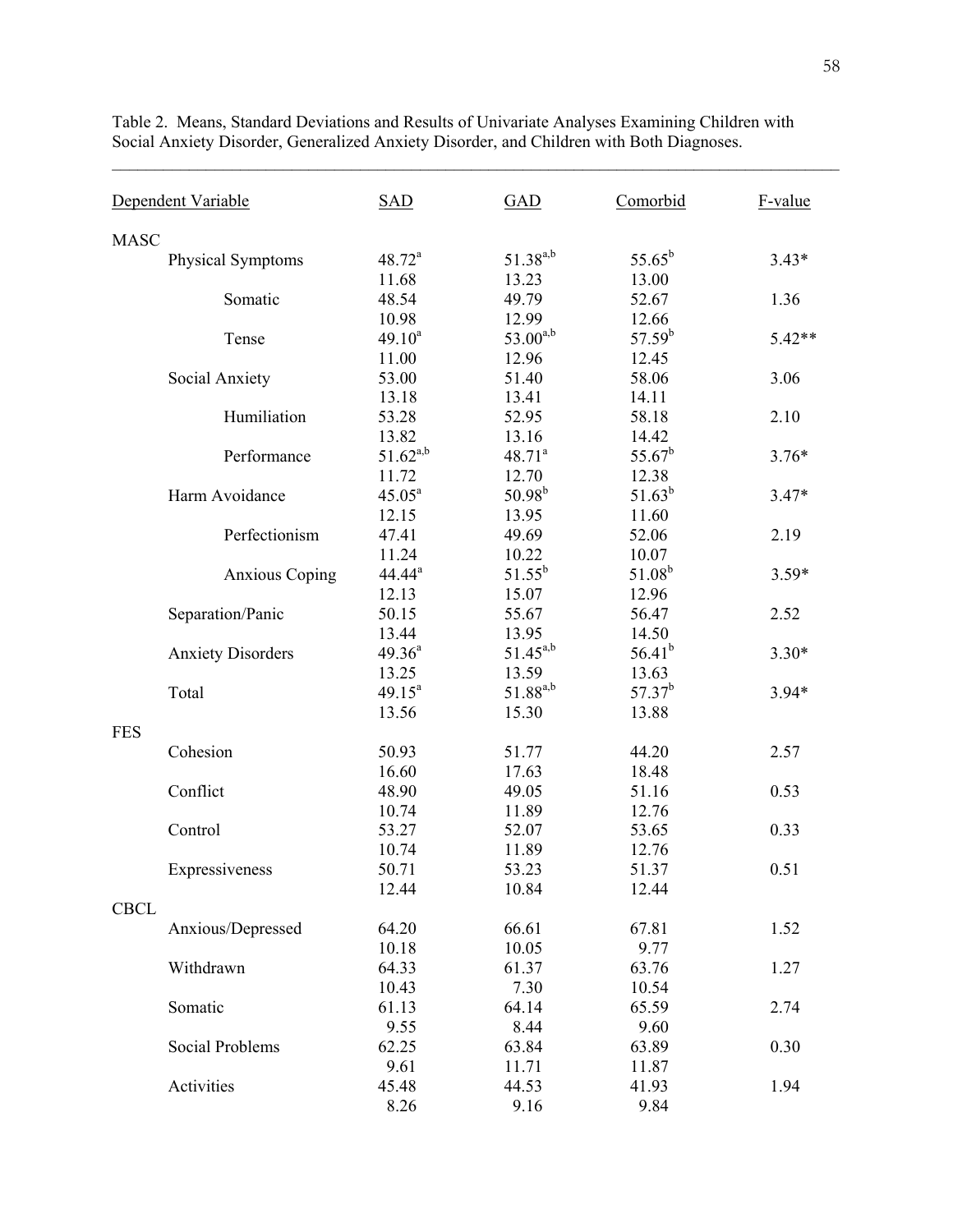Table 2. Means, Standard Deviations and Results of Univariate Analyses Examining Children with Social Anxiety Disorder, Generalized Anxiety Disorder, and Children with Both Diagnoses.

| Dependent Variable | SAD | GAD | Comorbid | F-value |
|---|---|---|---|---|
| **MASC** | | | | |
| Physical Symptoms | 48.72[a] | 51.38[a,b] | 55.65[b] | 3.43* |
| | 11.68 | 13.23 | 13.00 | |
| Somatic | 48.54 | 49.79 | 52.67 | 1.36 |
| | 10.98 | 12.99 | 12.66 | |
| Tense | 49.10[a] | 53.00[a,b] | 57.59[b] | 5.42** |
| | 11.00 | 12.96 | 12.45 | |
| Social Anxiety | 53.00 | 51.40 | 58.06 | 3.06 |
| | 13.18 | 13.41 | 14.11 | |
| Humiliation | 53.28 | 52.95 | 58.18 | 2.10 |
| | 13.82 | 13.16 | 14.42 | |
| Performance | 51.62[a,b] | 48.71[a] | 55.67[b] | 3.76* |
| | 11.72 | 12.70 | 12.38 | |
| Harm Avoidance | 45.05[a] | 50.98[b] | 51.63[b] | 3.47* |
| | 12.15 | 13.95 | 11.60 | |
| Perfectionism | 47.41 | 49.69 | 52.06 | 2.19 |
| | 11.24 | 10.22 | 10.07 | |
| Anxious Coping | 44.44[a] | 51.55[b] | 51.08[b] | 3.59* |
| | 12.13 | 15.07 | 12.96 | |
| Separation/Panic | 50.15 | 55.67 | 56.47 | 2.52 |
| | 13.44 | 13.95 | 14.50 | |
| Anxiety Disorders | 49.36[a] | 51.45[a,b] | 56.41[b] | 3.30* |
| | 13.25 | 13.59 | 13.63 | |
| Total | 49.15[a] | 51.88[a,b] | 57.37[b] | 3.94* |
| | 13.56 | 15.30 | 13.88 | |
| **FES** | | | | |
| Cohesion | 50.93 | 51.77 | 44.20 | 2.57 |
| | 16.60 | 17.63 | 18.48 | |
| Conflict | 48.90 | 49.05 | 51.16 | 0.53 |
| | 10.74 | 11.89 | 12.76 | |
| Control | 53.27 | 52.07 | 53.65 | 0.33 |
| | 10.74 | 11.89 | 12.76 | |
| Expressiveness | 50.71 | 53.23 | 51.37 | 0.51 |
| | 12.44 | 10.84 | 12.44 | |
| **CBCL** | | | | |
| Anxious/Depressed | 64.20 | 66.61 | 67.81 | 1.52 |
| | 10.18 | 10.05 | 9.77 | |
| Withdrawn | 64.33 | 61.37 | 63.76 | 1.27 |
| | 10.43 | 7.30 | 10.54 | |
| Somatic | 61.13 | 64.14 | 65.59 | 2.74 |
| | 9.55 | 8.44 | 9.60 | |
| Social Problems | 62.25 | 63.84 | 63.89 | 0.30 |
| | 9.61 | 11.71 | 11.87 | |
| Activities | 45.48 | 44.53 | 41.93 | 1.94 |
| | 8.26 | 9.16 | 9.84 | |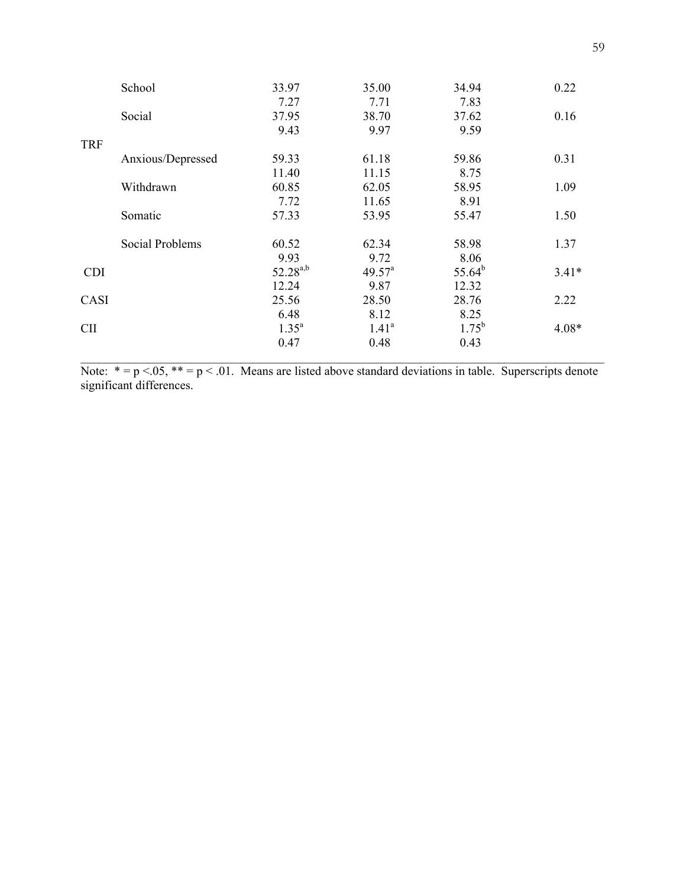| | | | | | |
|---|---|---|---|---|---|
| | School | 33.97 | 35.00 | 34.94 | 0.22 |
| | | 7.27 | 7.71 | 7.83 | |
| | Social | 37.95 | 38.70 | 37.62 | 0.16 |
| | | 9.43 | 9.97 | 9.59 | |
| TRF | | | | | |
| | Anxious/Depressed | 59.33 | 61.18 | 59.86 | 0.31 |
| | | 11.40 | 11.15 | 8.75 | |
| | Withdrawn | 60.85 | 62.05 | 58.95 | 1.09 |
| | | 7.72 | 11.65 | 8.91 | |
| | Somatic | 57.33 | 53.95 | 55.47 | 1.50 |
| | Social Problems | 60.52 | 62.34 | 58.98 | 1.37 |
| | | 9.93 | 9.72 | 8.06 | |
| CDI | | 52.28[a,b] | 49.57[a] | 55.64[b] | 3.41* |
| | | 12.24 | 9.87 | 12.32 | |
| CASI | | 25.56 | 28.50 | 28.76 | 2.22 |
| | | 6.48 | 8.12 | 8.25 | |
| CII | | 1.35[a] | 1.41[a] | 1.75[b] | 4.08* |
| | | 0.47 | 0.48 | 0.43 | |

Note: * = p <.05, ** = p < .01. Means are listed above standard deviations in table. Superscripts denote significant differences.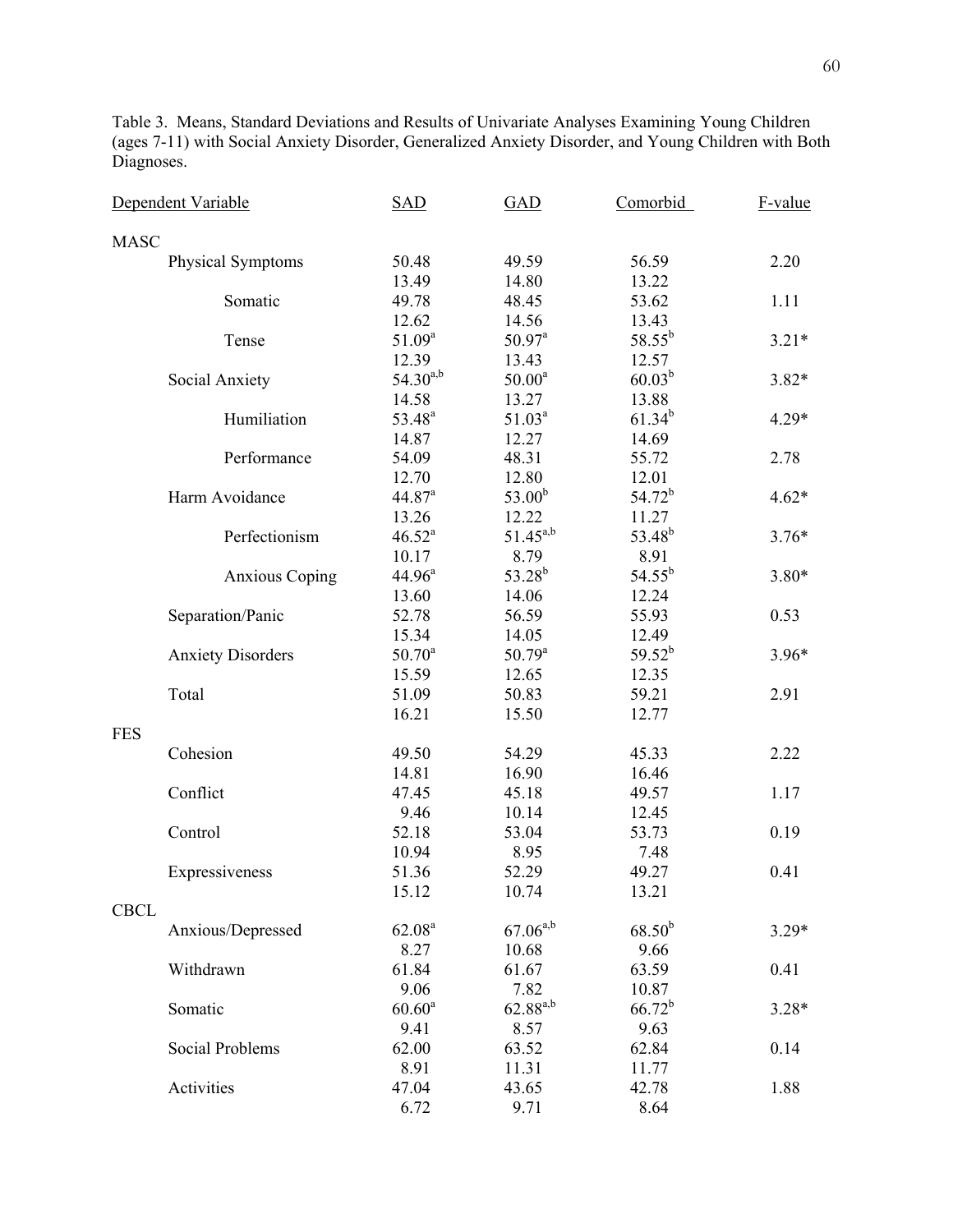Table 3. Means, Standard Deviations and Results of Univariate Analyses Examining Young Children (ages 7-11) with Social Anxiety Disorder, Generalized Anxiety Disorder, and Young Children with Both Diagnoses.

| Dependent Variable | SAD | GAD | Comorbid | F-value |
|---|---|---|---|---|
| MASC | | | | |
| Physical Symptoms | 50.48 | 49.59 | 56.59 | 2.20 |
| | 13.49 | 14.80 | 13.22 | |
| Somatic | 49.78 | 48.45 | 53.62 | 1.11 |
| | 12.62 | 14.56 | 13.43 | |
| Tense | 51.09[a] | 50.97[a] | 58.55[b] | 3.21* |
| | 12.39 | 13.43 | 12.57 | |
| Social Anxiety | 54.30[a,b] | 50.00[a] | 60.03[b] | 3.82* |
| | 14.58 | 13.27 | 13.88 | |
| Humiliation | 53.48[a] | 51.03[a] | 61.34[b] | 4.29* |
| | 14.87 | 12.27 | 14.69 | |
| Performance | 54.09 | 48.31 | 55.72 | 2.78 |
| | 12.70 | 12.80 | 12.01 | |
| Harm Avoidance | 44.87[a] | 53.00[b] | 54.72[b] | 4.62* |
| | 13.26 | 12.22 | 11.27 | |
| Perfectionism | 46.52[a] | 51.45[a,b] | 53.48[b] | 3.76* |
| | 10.17 | 8.79 | 8.91 | |
| Anxious Coping | 44.96[a] | 53.28[b] | 54.55[b] | 3.80* |
| | 13.60 | 14.06 | 12.24 | |
| Separation/Panic | 52.78 | 56.59 | 55.93 | 0.53 |
| | 15.34 | 14.05 | 12.49 | |
| Anxiety Disorders | 50.70[a] | 50.79[a] | 59.52[b] | 3.96* |
| | 15.59 | 12.65 | 12.35 | |
| Total | 51.09 | 50.83 | 59.21 | 2.91 |
| | 16.21 | 15.50 | 12.77 | |
| FES | | | | |
| Cohesion | 49.50 | 54.29 | 45.33 | 2.22 |
| | 14.81 | 16.90 | 16.46 | |
| Conflict | 47.45 | 45.18 | 49.57 | 1.17 |
| | 9.46 | 10.14 | 12.45 | |
| Control | 52.18 | 53.04 | 53.73 | 0.19 |
| | 10.94 | 8.95 | 7.48 | |
| Expressiveness | 51.36 | 52.29 | 49.27 | 0.41 |
| | 15.12 | 10.74 | 13.21 | |
| CBCL | | | | |
| Anxious/Depressed | 62.08[a] | 67.06[a,b] | 68.50[b] | 3.29* |
| | 8.27 | 10.68 | 9.66 | |
| Withdrawn | 61.84 | 61.67 | 63.59 | 0.41 |
| | 9.06 | 7.82 | 10.87 | |
| Somatic | 60.60[a] | 62.88[a,b] | 66.72[b] | 3.28* |
| | 9.41 | 8.57 | 9.63 | |
| Social Problems | 62.00 | 63.52 | 62.84 | 0.14 |
| | 8.91 | 11.31 | 11.77 | |
| Activities | 47.04 | 43.65 | 42.78 | 1.88 |
| | 6.72 | 9.71 | 8.64 | |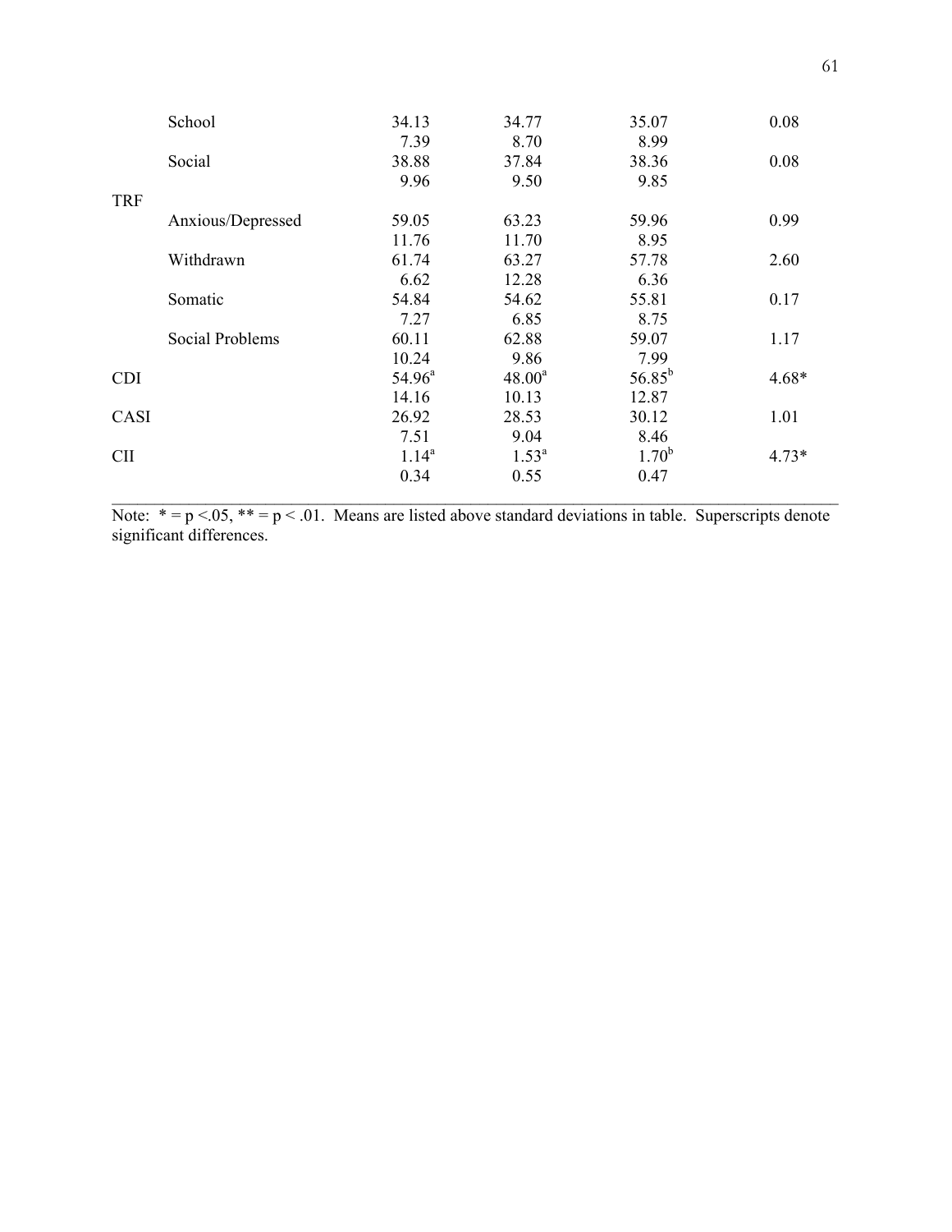| | | | | | |
|---|---|---|---|---|---|
| | School | 34.13 | 34.77 | 35.07 | 0.08 |
| | | 7.39 | 8.70 | 8.99 | |
| | Social | 38.88 | 37.84 | 38.36 | 0.08 |
| | | 9.96 | 9.50 | 9.85 | |
| TRF | | | | | |
| | Anxious/Depressed | 59.05 | 63.23 | 59.96 | 0.99 |
| | | 11.76 | 11.70 | 8.95 | |
| | Withdrawn | 61.74 | 63.27 | 57.78 | 2.60 |
| | | 6.62 | 12.28 | 6.36 | |
| | Somatic | 54.84 | 54.62 | 55.81 | 0.17 |
| | | 7.27 | 6.85 | 8.75 | |
| | Social Problems | 60.11 | 62.88 | 59.07 | 1.17 |
| | | 10.24 | 9.86 | 7.99 | |
| CDI | | 54.96[a] | 48.00[a] | 56.85[b] | 4.68* |
| | | 14.16 | 10.13 | 12.87 | |
| CASI | | 26.92 | 28.53 | 30.12 | 1.01 |
| | | 7.51 | 9.04 | 8.46 | |
| CII | | 1.14[a] | 1.53[a] | 1.70[b] | 4.73* |
| | | 0.34 | 0.55 | 0.47 | |

Note: * = $p < .05$, ** = $p < .01$. Means are listed above standard deviations in table. Superscripts denote significant differences.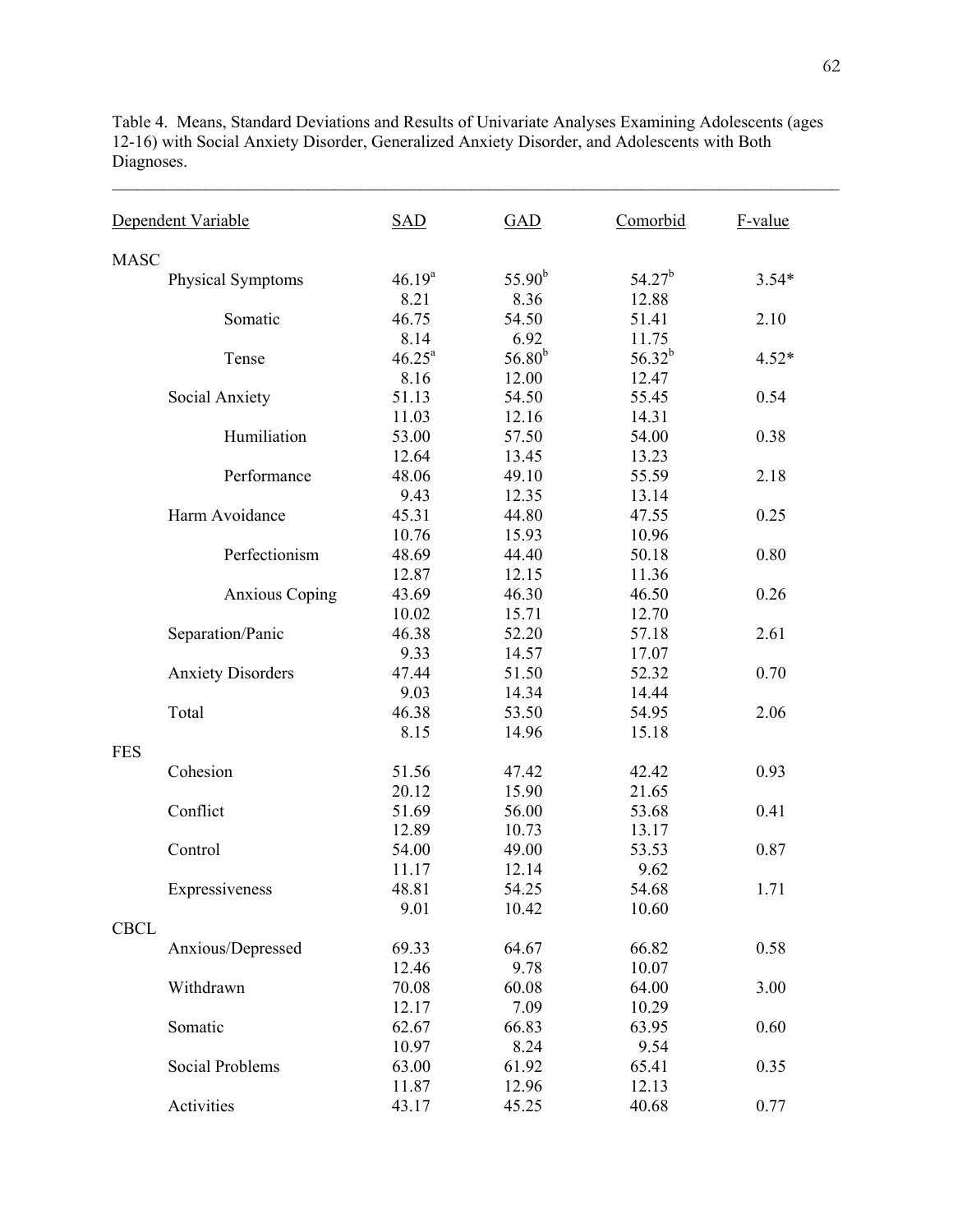Table 4. Means, Standard Deviations and Results of Univariate Analyses Examining Adolescents (ages 12-16) with Social Anxiety Disorder, Generalized Anxiety Disorder, and Adolescents with Both Diagnoses.

| Dependent Variable | SAD | GAD | Comorbid | F-value |
|---|---|---|---|---|
| MASC | | | | |
| Physical Symptoms | 46.19[a] | 55.90[b] | 54.27[b] | 3.54* |
| | 8.21 | 8.36 | 12.88 | |
| Somatic | 46.75 | 54.50 | 51.41 | 2.10 |
| | 8.14 | 6.92 | 11.75 | |
| Tense | 46.25[a] | 56.80[b] | 56.32[b] | 4.52* |
| | 8.16 | 12.00 | 12.47 | |
| Social Anxiety | 51.13 | 54.50 | 55.45 | 0.54 |
| | 11.03 | 12.16 | 14.31 | |
| Humiliation | 53.00 | 57.50 | 54.00 | 0.38 |
| | 12.64 | 13.45 | 13.23 | |
| Performance | 48.06 | 49.10 | 55.59 | 2.18 |
| | 9.43 | 12.35 | 13.14 | |
| Harm Avoidance | 45.31 | 44.80 | 47.55 | 0.25 |
| | 10.76 | 15.93 | 10.96 | |
| Perfectionism | 48.69 | 44.40 | 50.18 | 0.80 |
| | 12.87 | 12.15 | 11.36 | |
| Anxious Coping | 43.69 | 46.30 | 46.50 | 0.26 |
| | 10.02 | 15.71 | 12.70 | |
| Separation/Panic | 46.38 | 52.20 | 57.18 | 2.61 |
| | 9.33 | 14.57 | 17.07 | |
| Anxiety Disorders | 47.44 | 51.50 | 52.32 | 0.70 |
| | 9.03 | 14.34 | 14.44 | |
| Total | 46.38 | 53.50 | 54.95 | 2.06 |
| | 8.15 | 14.96 | 15.18 | |
| FES | | | | |
| Cohesion | 51.56 | 47.42 | 42.42 | 0.93 |
| | 20.12 | 15.90 | 21.65 | |
| Conflict | 51.69 | 56.00 | 53.68 | 0.41 |
| | 12.89 | 10.73 | 13.17 | |
| Control | 54.00 | 49.00 | 53.53 | 0.87 |
| | 11.17 | 12.14 | 9.62 | |
| Expressiveness | 48.81 | 54.25 | 54.68 | 1.71 |
| | 9.01 | 10.42 | 10.60 | |
| CBCL | | | | |
| Anxious/Depressed | 69.33 | 64.67 | 66.82 | 0.58 |
| | 12.46 | 9.78 | 10.07 | |
| Withdrawn | 70.08 | 60.08 | 64.00 | 3.00 |
| | 12.17 | 7.09 | 10.29 | |
| Somatic | 62.67 | 66.83 | 63.95 | 0.60 |
| | 10.97 | 8.24 | 9.54 | |
| Social Problems | 63.00 | 61.92 | 65.41 | 0.35 |
| | 11.87 | 12.96 | 12.13 | |
| Activities | 43.17 | 45.25 | 40.68 | 0.77 |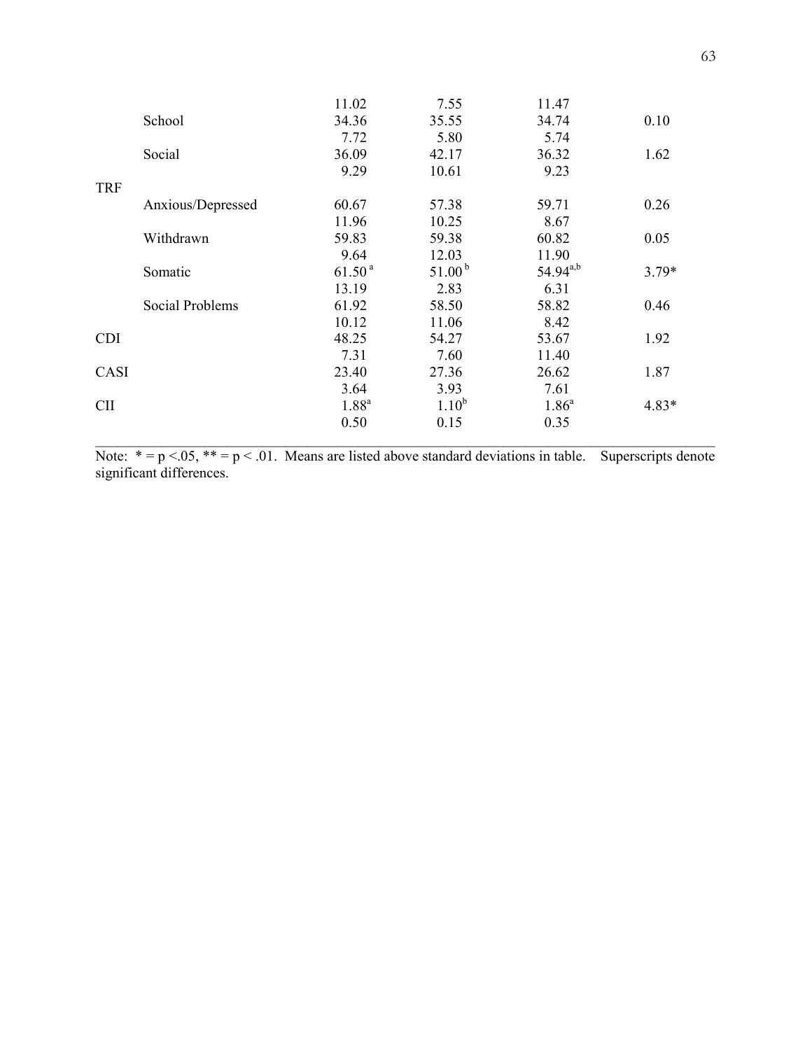| | | | | | |
|---|---|---|---|---|---|
| | | 11.02 | 7.55 | 11.47 | |
| | School | 34.36 | 35.55 | 34.74 | 0.10 |
| | | 7.72 | 5.80 | 5.74 | |
| | Social | 36.09 | 42.17 | 36.32 | 1.62 |
| | | 9.29 | 10.61 | 9.23 | |
| TRF | | | | | |
| | Anxious/Depressed | 60.67 | 57.38 | 59.71 | 0.26 |
| | | 11.96 | 10.25 | 8.67 | |
| | Withdrawn | 59.83 | 59.38 | 60.82 | 0.05 |
| | | 9.64 | 12.03 | 11.90 | |
| | Somatic | 61.50 [a] | 51.00 [b] | 54.94 [a,b] | 3.79* |
| | | 13.19 | 2.83 | 6.31 | |
| | Social Problems | 61.92 | 58.50 | 58.82 | 0.46 |
| | | 10.12 | 11.06 | 8.42 | |
| CDI | | 48.25 | 54.27 | 53.67 | 1.92 |
| | | 7.31 | 7.60 | 11.40 | |
| CASI | | 23.40 | 27.36 | 26.62 | 1.87 |
| | | 3.64 | 3.93 | 7.61 | |
| CII | | 1.88 [a] | 1.10 [b] | 1.86 [a] | 4.83* |
| | | 0.50 | 0.15 | 0.35 | |

Note: * = $p < .05$, ** = $p < .01$. Means are listed above standard deviations in table. Superscripts denote significant differences.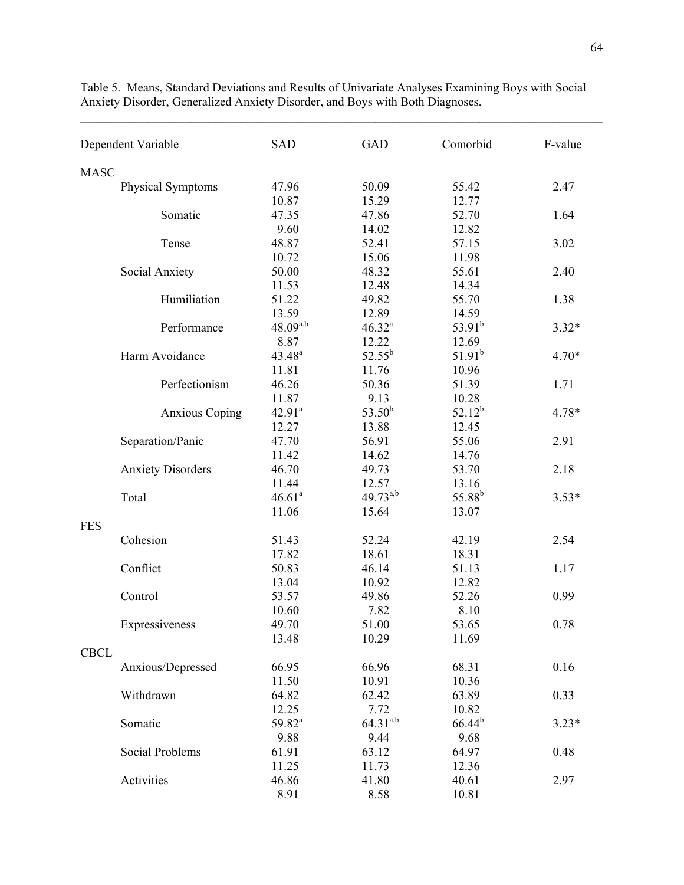Table 5. Means, Standard Deviations and Results of Univariate Analyses Examining Boys with Social Anxiety Disorder, Generalized Anxiety Disorder, and Boys with Both Diagnoses.

| Dependent Variable | SAD | GAD | Comorbid | F-value |
|---|---|---|---|---|
| MASC | | | | |
| Physical Symptoms | 47.96 | 50.09 | 55.42 | 2.47 |
| | 10.87 | 15.29 | 12.77 | |
| Somatic | 47.35 | 47.86 | 52.70 | 1.64 |
| | 9.60 | 14.02 | 12.82 | |
| Tense | 48.87 | 52.41 | 57.15 | 3.02 |
| | 10.72 | 15.06 | 11.98 | |
| Social Anxiety | 50.00 | 48.32 | 55.61 | 2.40 |
| | 11.53 | 12.48 | 14.34 | |
| Humiliation | 51.22 | 49.82 | 55.70 | 1.38 |
| | 13.59 | 12.89 | 14.59 | |
| Performance | 48.09[a,b] | 46.32[a] | 53.91[b] | 3.32* |
| | 8.87 | 12.22 | 12.69 | |
| Harm Avoidance | 43.48[a] | 52.55[b] | 51.91[b] | 4.70* |
| | 11.81 | 11.76 | 10.96 | |
| Perfectionism | 46.26 | 50.36 | 51.39 | 1.71 |
| | 11.87 | 9.13 | 10.28 | |
| Anxious Coping | 42.91[a] | 53.50[b] | 52.12[b] | 4.78* |
| | 12.27 | 13.88 | 12.45 | |
| Separation/Panic | 47.70 | 56.91 | 55.06 | 2.91 |
| | 11.42 | 14.62 | 14.76 | |
| Anxiety Disorders | 46.70 | 49.73 | 53.70 | 2.18 |
| | 11.44 | 12.57 | 13.16 | |
| Total | 46.61[a] | 49.73[a,b] | 55.88[b] | 3.53* |
| | 11.06 | 15.64 | 13.07 | |
| FES | | | | |
| Cohesion | 51.43 | 52.24 | 42.19 | 2.54 |
| | 17.82 | 18.61 | 18.31 | |
| Conflict | 50.83 | 46.14 | 51.13 | 1.17 |
| | 13.04 | 10.92 | 12.82 | |
| Control | 53.57 | 49.86 | 52.26 | 0.99 |
| | 10.60 | 7.82 | 8.10 | |
| Expressiveness | 49.70 | 51.00 | 53.65 | 0.78 |
| | 13.48 | 10.29 | 11.69 | |
| CBCL | | | | |
| Anxious/Depressed | 66.95 | 66.96 | 68.31 | 0.16 |
| | 11.50 | 10.91 | 10.36 | |
| Withdrawn | 64.82 | 62.42 | 63.89 | 0.33 |
| | 12.25 | 7.72 | 10.82 | |
| Somatic | 59.82[a] | 64.31[a,b] | 66.44[b] | 3.23* |
| | 9.88 | 9.44 | 9.68 | |
| Social Problems | 61.91 | 63.12 | 64.97 | 0.48 |
| | 11.25 | 11.73 | 12.36 | |
| Activities | 46.86 | 41.80 | 40.61 | 2.97 |
| | 8.91 | 8.58 | 10.81 | |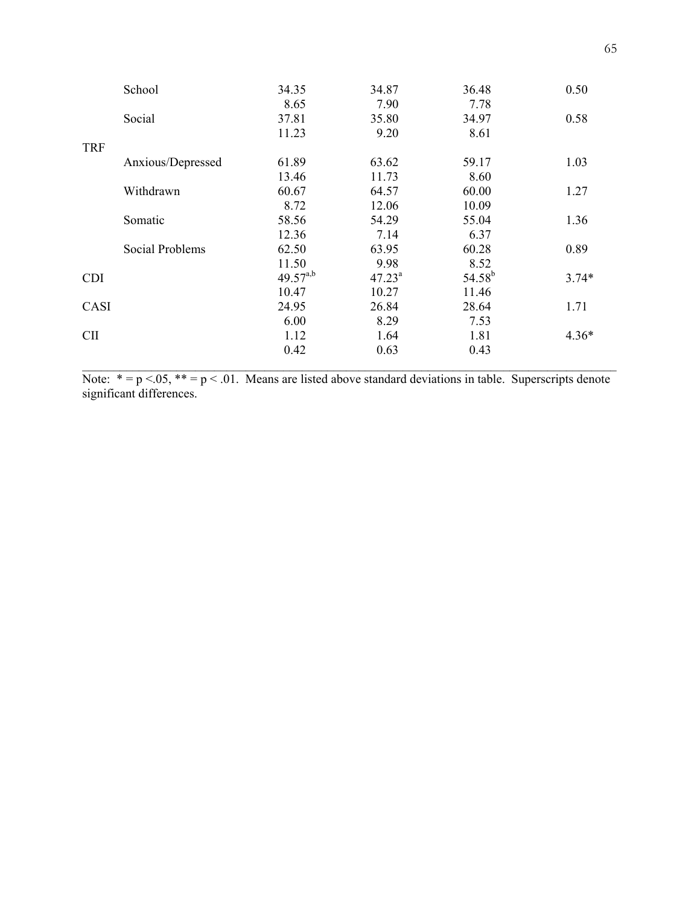| | | | | | |
|---|---|---|---|---|---|
| | School | 34.35 | 34.87 | 36.48 | 0.50 |
| | | 8.65 | 7.90 | 7.78 | |
| | Social | 37.81 | 35.80 | 34.97 | 0.58 |
| | | 11.23 | 9.20 | 8.61 | |
| TRF | | | | | |
| | Anxious/Depressed | 61.89 | 63.62 | 59.17 | 1.03 |
| | | 13.46 | 11.73 | 8.60 | |
| | Withdrawn | 60.67 | 64.57 | 60.00 | 1.27 |
| | | 8.72 | 12.06 | 10.09 | |
| | Somatic | 58.56 | 54.29 | 55.04 | 1.36 |
| | | 12.36 | 7.14 | 6.37 | |
| | Social Problems | 62.50 | 63.95 | 60.28 | 0.89 |
| | | 11.50 | 9.98 | 8.52 | |
| CDI | | 49.57[a,b] | 47.23[a] | 54.58[b] | 3.74* |
| | | 10.47 | 10.27 | 11.46 | |
| CASI | | 24.95 | 26.84 | 28.64 | 1.71 |
| | | 6.00 | 8.29 | 7.53 | |
| CII | | 1.12 | 1.64 | 1.81 | 4.36* |
| | | 0.42 | 0.63 | 0.43 | |

Note: * = $p < .05$, ** = $p < .01$. Means are listed above standard deviations in table. Superscripts denote significant differences.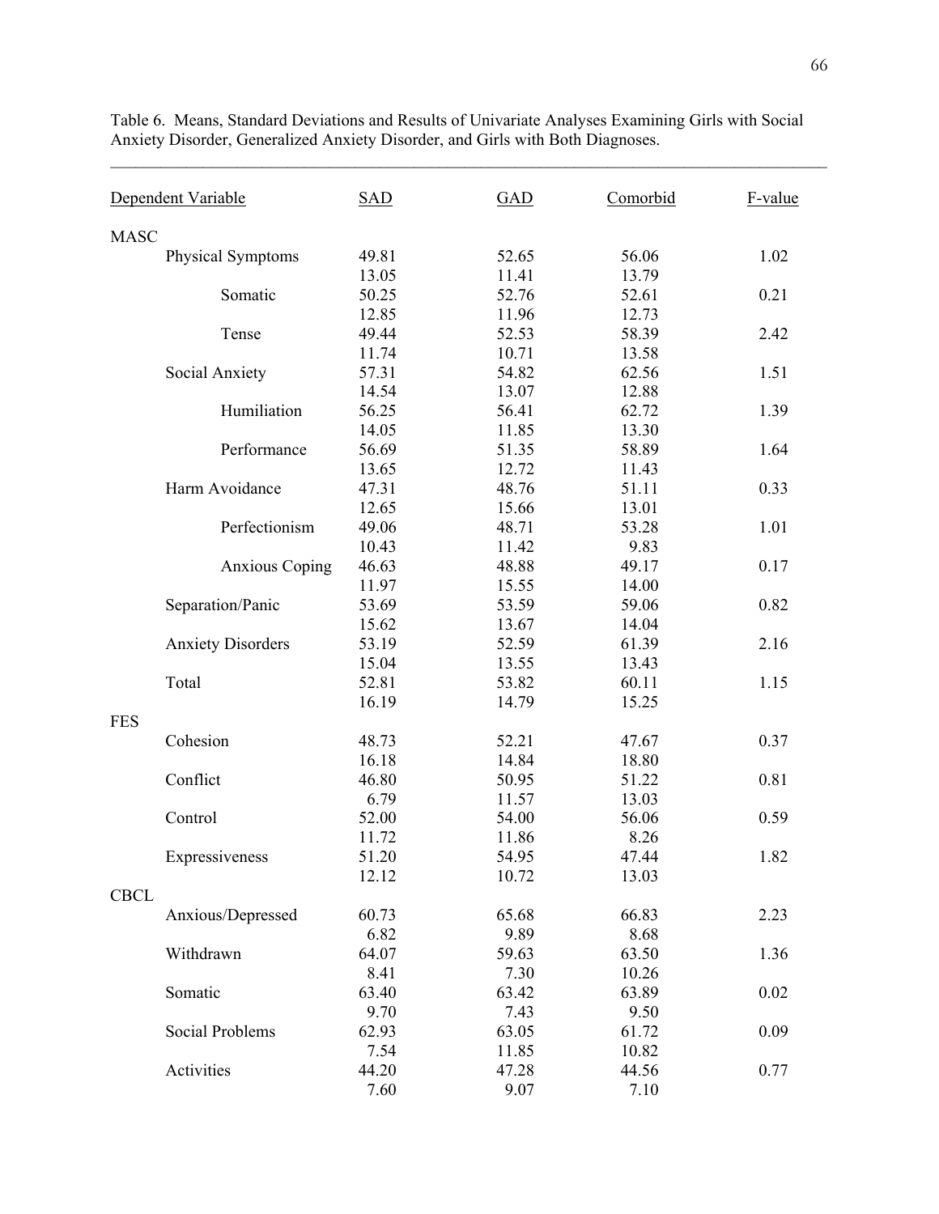Table 6. Means, Standard Deviations and Results of Univariate Analyses Examining Girls with Social Anxiety Disorder, Generalized Anxiety Disorder, and Girls with Both Diagnoses.

| Dependent Variable | SAD | GAD | Comorbid | F-value |
|---|---|---|---|---|
| MASC | | | | |
| Physical Symptoms | 49.81 | 52.65 | 56.06 | 1.02 |
| | 13.05 | 11.41 | 13.79 | |
| Somatic | 50.25 | 52.76 | 52.61 | 0.21 |
| | 12.85 | 11.96 | 12.73 | |
| Tense | 49.44 | 52.53 | 58.39 | 2.42 |
| | 11.74 | 10.71 | 13.58 | |
| Social Anxiety | 57.31 | 54.82 | 62.56 | 1.51 |
| | 14.54 | 13.07 | 12.88 | |
| Humiliation | 56.25 | 56.41 | 62.72 | 1.39 |
| | 14.05 | 11.85 | 13.30 | |
| Performance | 56.69 | 51.35 | 58.89 | 1.64 |
| | 13.65 | 12.72 | 11.43 | |
| Harm Avoidance | 47.31 | 48.76 | 51.11 | 0.33 |
| | 12.65 | 15.66 | 13.01 | |
| Perfectionism | 49.06 | 48.71 | 53.28 | 1.01 |
| | 10.43 | 11.42 | 9.83 | |
| Anxious Coping | 46.63 | 48.88 | 49.17 | 0.17 |
| | 11.97 | 15.55 | 14.00 | |
| Separation/Panic | 53.69 | 53.59 | 59.06 | 0.82 |
| | 15.62 | 13.67 | 14.04 | |
| Anxiety Disorders | 53.19 | 52.59 | 61.39 | 2.16 |
| | 15.04 | 13.55 | 13.43 | |
| Total | 52.81 | 53.82 | 60.11 | 1.15 |
| | 16.19 | 14.79 | 15.25 | |
| FES | | | | |
| Cohesion | 48.73 | 52.21 | 47.67 | 0.37 |
| | 16.18 | 14.84 | 18.80 | |
| Conflict | 46.80 | 50.95 | 51.22 | 0.81 |
| | 6.79 | 11.57 | 13.03 | |
| Control | 52.00 | 54.00 | 56.06 | 0.59 |
| | 11.72 | 11.86 | 8.26 | |
| Expressiveness | 51.20 | 54.95 | 47.44 | 1.82 |
| | 12.12 | 10.72 | 13.03 | |
| CBCL | | | | |
| Anxious/Depressed | 60.73 | 65.68 | 66.83 | 2.23 |
| | 6.82 | 9.89 | 8.68 | |
| Withdrawn | 64.07 | 59.63 | 63.50 | 1.36 |
| | 8.41 | 7.30 | 10.26 | |
| Somatic | 63.40 | 63.42 | 63.89 | 0.02 |
| | 9.70 | 7.43 | 9.50 | |
| Social Problems | 62.93 | 63.05 | 61.72 | 0.09 |
| | 7.54 | 11.85 | 10.82 | |
| Activities | 44.20 | 47.28 | 44.56 | 0.77 |
| | 7.60 | 9.07 | 7.10 | |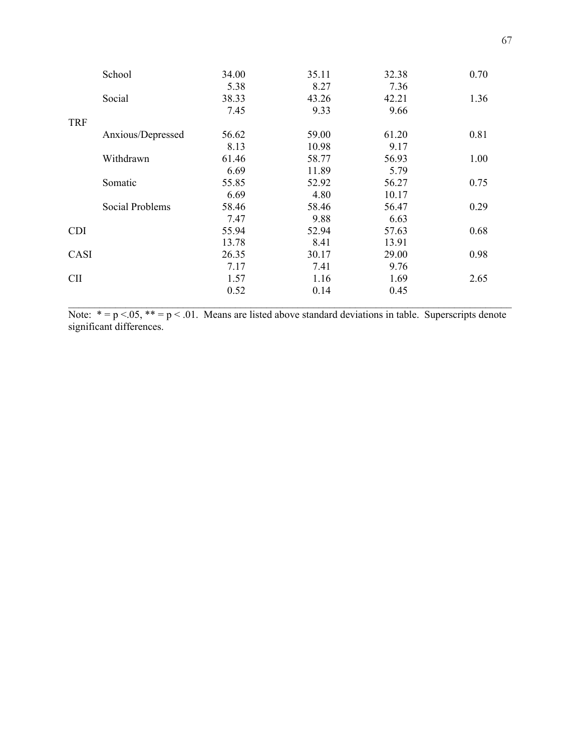| | | | | | |
|---|---|---|---|---|---|
| | School | 34.00 | 35.11 | 32.38 | 0.70 |
| | | 5.38 | 8.27 | 7.36 | |
| | Social | 38.33 | 43.26 | 42.21 | 1.36 |
| | | 7.45 | 9.33 | 9.66 | |
| TRF | | | | | |
| | Anxious/Depressed | 56.62 | 59.00 | 61.20 | 0.81 |
| | | 8.13 | 10.98 | 9.17 | |
| | Withdrawn | 61.46 | 58.77 | 56.93 | 1.00 |
| | | 6.69 | 11.89 | 5.79 | |
| | Somatic | 55.85 | 52.92 | 56.27 | 0.75 |
| | | 6.69 | 4.80 | 10.17 | |
| | Social Problems | 58.46 | 58.46 | 56.47 | 0.29 |
| | | 7.47 | 9.88 | 6.63 | |
| CDI | | 55.94 | 52.94 | 57.63 | 0.68 |
| | | 13.78 | 8.41 | 13.91 | |
| CASI | | 26.35 | 30.17 | 29.00 | 0.98 |
| | | 7.17 | 7.41 | 9.76 | |
| CII | | 1.57 | 1.16 | 1.69 | 2.65 |
| | | 0.52 | 0.14 | 0.45 | |

Note: * = $p < .05$, ** = $p < .01$. Means are listed above standard deviations in table. Superscripts denote significant differences.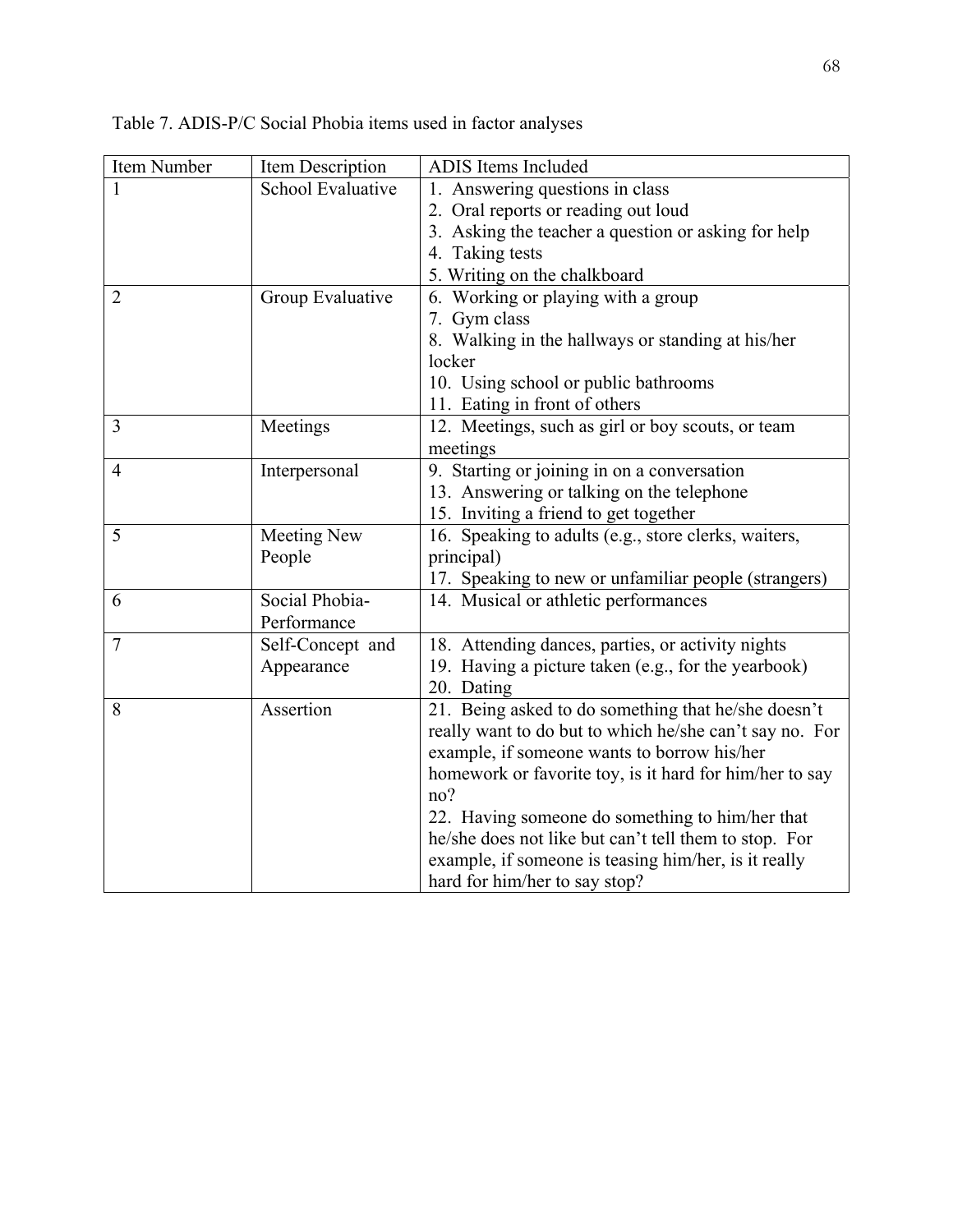Table 7. ADIS-P/C Social Phobia items used in factor analyses

| Item Number | Item Description | ADIS Items Included |
|---|---|---|
| 1 | School Evaluative | 1. Answering questions in class<br>2. Oral reports or reading out loud<br>3. Asking the teacher a question or asking for help<br>4. Taking tests<br>5. Writing on the chalkboard |
| 2 | Group Evaluative | 6. Working or playing with a group<br>7. Gym class<br>8. Walking in the hallways or standing at his/her locker<br>10. Using school or public bathrooms<br>11. Eating in front of others |
| 3 | Meetings | 12. Meetings, such as girl or boy scouts, or team meetings |
| 4 | Interpersonal | 9. Starting or joining in on a conversation<br>13. Answering or talking on the telephone<br>15. Inviting a friend to get together |
| 5 | Meeting New People | 16. Speaking to adults (e.g., store clerks, waiters, principal)<br>17. Speaking to new or unfamiliar people (strangers) |
| 6 | Social Phobia-Performance | 14. Musical or athletic performances |
| 7 | Self-Concept and Appearance | 18. Attending dances, parties, or activity nights<br>19. Having a picture taken (e.g., for the yearbook)<br>20. Dating |
| 8 | Assertion | 21. Being asked to do something that he/she doesn't really want to do but to which he/she can't say no. For example, if someone wants to borrow his/her homework or favorite toy, is it hard for him/her to say no?<br>22. Having someone do something to him/her that he/she does not like but can't tell them to stop. For example, if someone is teasing him/her, is it really hard for him/her to say stop? |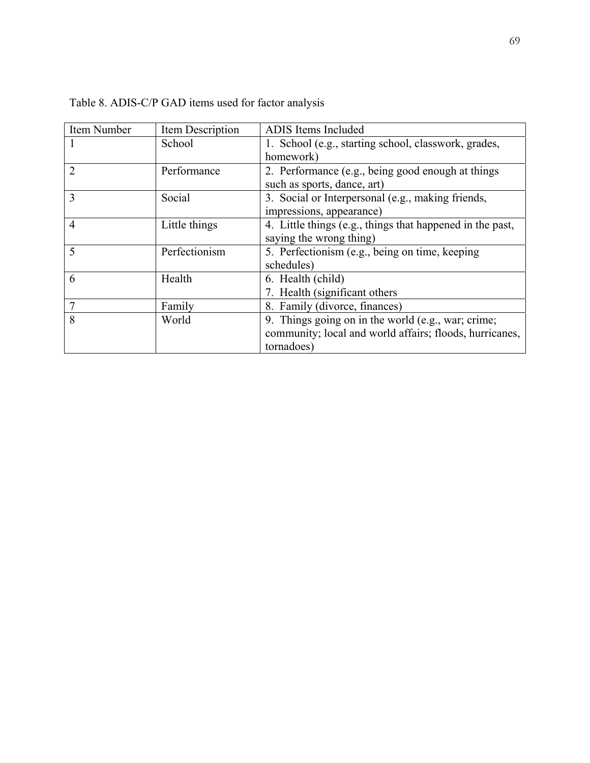Table 8. ADIS-C/P GAD items used for factor analysis

| Item Number | Item Description | ADIS Items Included |
|---|---|---|
| 1 | School | 1. School (e.g., starting school, classwork, grades, homework) |
| 2 | Performance | 2. Performance (e.g., being good enough at things such as sports, dance, art) |
| 3 | Social | 3. Social or Interpersonal (e.g., making friends, impressions, appearance) |
| 4 | Little things | 4. Little things (e.g., things that happened in the past, saying the wrong thing) |
| 5 | Perfectionism | 5. Perfectionism (e.g., being on time, keeping schedules) |
| 6 | Health | 6. Health (child)<br>7. Health (significant others |
| 7 | Family | 8. Family (divorce, finances) |
| 8 | World | 9. Things going on in the world (e.g., war; crime; community; local and world affairs; floods, hurricanes, tornadoes) |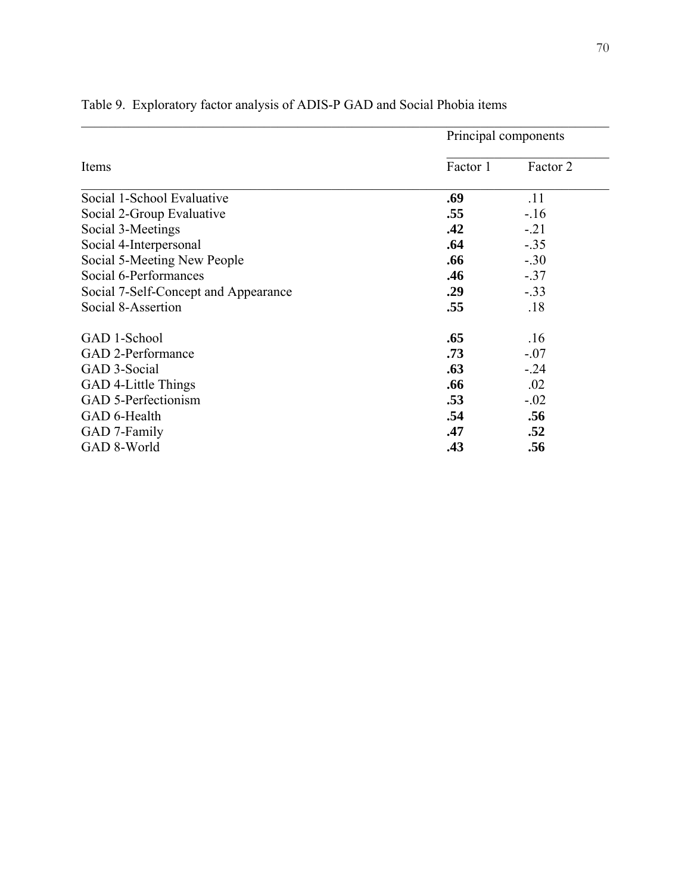Table 9. Exploratory factor analysis of ADIS-P GAD and Social Phobia items

| Items | Principal components | |
|---|---|---|
| | Factor 1 | Factor 2 |
| Social 1-School Evaluative | **.69** | .11 |
| Social 2-Group Evaluative | **.55** | -.16 |
| Social 3-Meetings | **.42** | -.21 |
| Social 4-Interpersonal | **.64** | -.35 |
| Social 5-Meeting New People | **.66** | -.30 |
| Social 6-Performances | **.46** | -.37 |
| Social 7-Self-Concept and Appearance | **.29** | -.33 |
| Social 8-Assertion | **.55** | .18 |
| GAD 1-School | **.65** | .16 |
| GAD 2-Performance | **.73** | -.07 |
| GAD 3-Social | **.63** | -.24 |
| GAD 4-Little Things | **.66** | .02 |
| GAD 5-Perfectionism | **.53** | -.02 |
| GAD 6-Health | **.54** | **.56** |
| GAD 7-Family | **.47** | **.52** |
| GAD 8-World | **.43** | **.56** |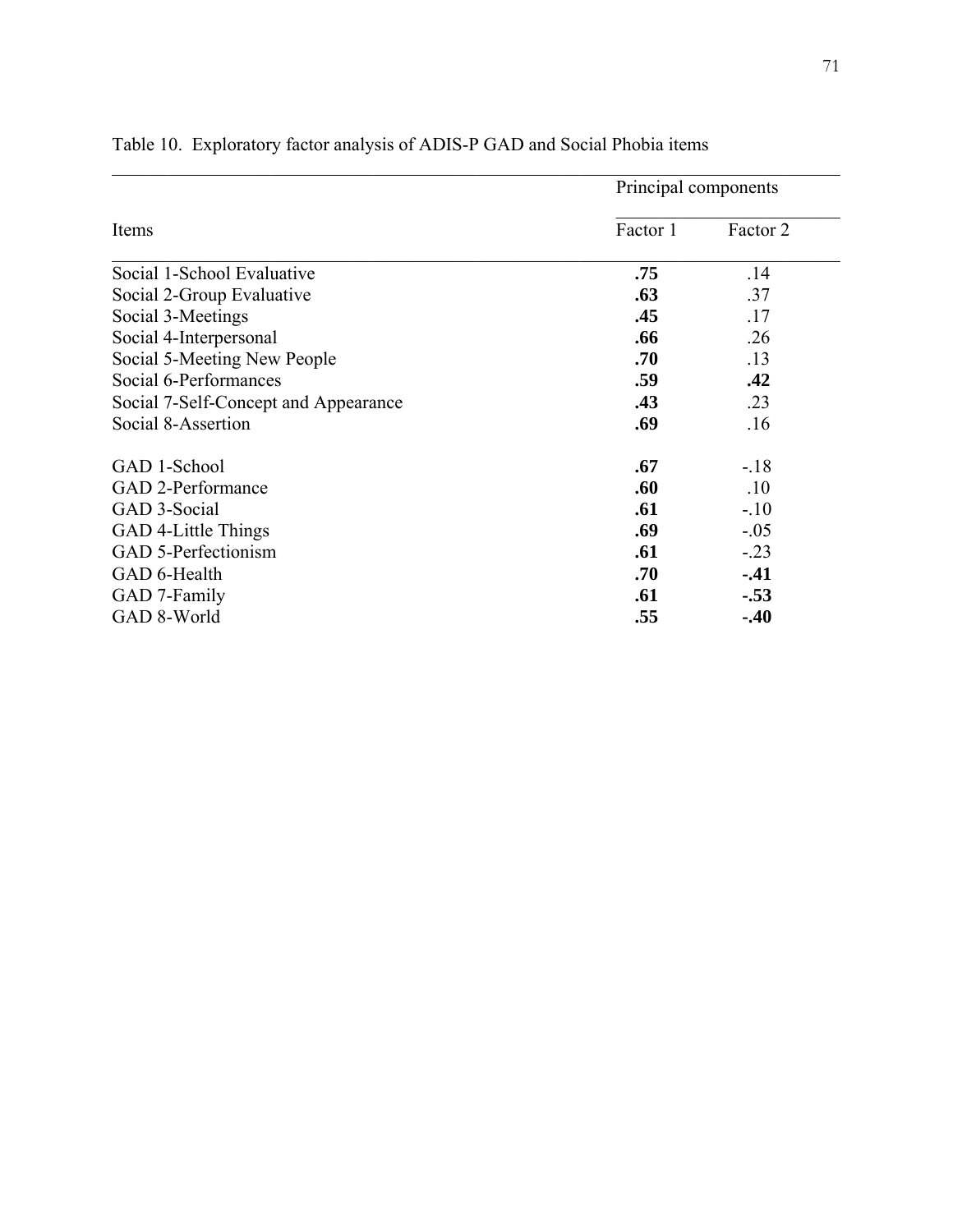Table 10. Exploratory factor analysis of ADIS-P GAD and Social Phobia items

| Items | Principal components | |
|---|---|---|
| | Factor 1 | Factor 2 |
| Social 1-School Evaluative | **.75** | .14 |
| Social 2-Group Evaluative | **.63** | .37 |
| Social 3-Meetings | **.45** | .17 |
| Social 4-Interpersonal | **.66** | .26 |
| Social 5-Meeting New People | **.70** | .13 |
| Social 6-Performances | **.59** | **.42** |
| Social 7-Self-Concept and Appearance | **.43** | .23 |
| Social 8-Assertion | **.69** | .16 |
| GAD 1-School | **.67** | -.18 |
| GAD 2-Performance | **.60** | .10 |
| GAD 3-Social | **.61** | -.10 |
| GAD 4-Little Things | **.69** | -.05 |
| GAD 5-Perfectionism | **.61** | -.23 |
| GAD 6-Health | **.70** | **-.41** |
| GAD 7-Family | **.61** | **-.53** |
| GAD 8-World | **.55** | **-.40** |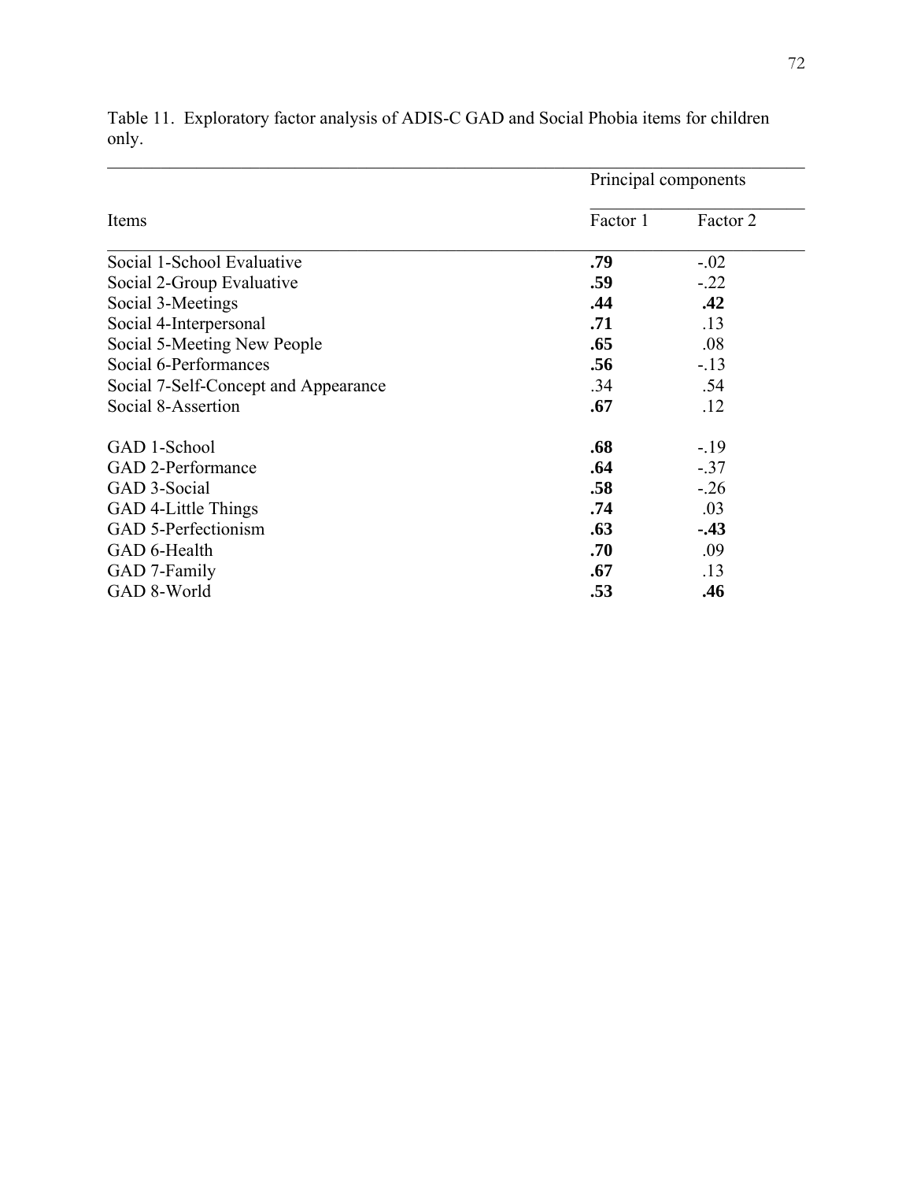Table 11. Exploratory factor analysis of ADIS-C GAD and Social Phobia items for children only.

| | Principal components | |
|---|---|---|
| Items | Factor 1 | Factor 2 |
| Social 1-School Evaluative | **.79** | -.02 |
| Social 2-Group Evaluative | **.59** | -.22 |
| Social 3-Meetings | **.44** | **.42** |
| Social 4-Interpersonal | **.71** | .13 |
| Social 5-Meeting New People | **.65** | .08 |
| Social 6-Performances | **.56** | -.13 |
| Social 7-Self-Concept and Appearance | .34 | .54 |
| Social 8-Assertion | **.67** | .12 |
| GAD 1-School | **.68** | -.19 |
| GAD 2-Performance | **.64** | -.37 |
| GAD 3-Social | **.58** | -.26 |
| GAD 4-Little Things | **.74** | .03 |
| GAD 5-Perfectionism | **.63** | **-.43** |
| GAD 6-Health | **.70** | .09 |
| GAD 7-Family | **.67** | .13 |
| GAD 8-World | **.53** | **.46** |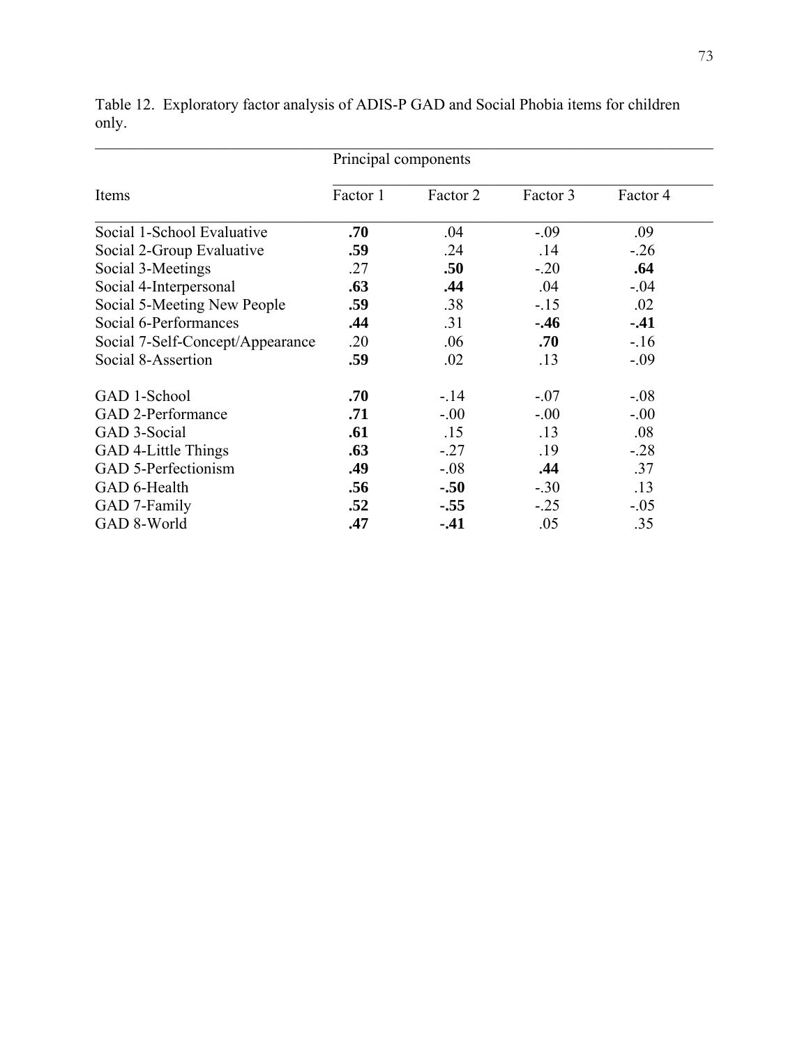Table 12. Exploratory factor analysis of ADIS-P GAD and Social Phobia items for children only.

| | Principal components | | | |
|---|---|---|---|---|
| Items | Factor 1 | Factor 2 | Factor 3 | Factor 4 |
| Social 1-School Evaluative | **.70** | .04 | -.09 | .09 |
| Social 2-Group Evaluative | **.59** | .24 | .14 | -.26 |
| Social 3-Meetings | .27 | **.50** | -.20 | **.64** |
| Social 4-Interpersonal | **.63** | **.44** | .04 | -.04 |
| Social 5-Meeting New People | **.59** | .38 | -.15 | .02 |
| Social 6-Performances | **.44** | .31 | **-.46** | **-.41** |
| Social 7-Self-Concept/Appearance | .20 | .06 | **.70** | -.16 |
| Social 8-Assertion | **.59** | .02 | .13 | -.09 |
| GAD 1-School | **.70** | -.14 | -.07 | -.08 |
| GAD 2-Performance | **.71** | -.00 | -.00 | -.00 |
| GAD 3-Social | **.61** | .15 | .13 | .08 |
| GAD 4-Little Things | **.63** | -.27 | .19 | -.28 |
| GAD 5-Perfectionism | **.49** | -.08 | **.44** | .37 |
| GAD 6-Health | **.56** | **-.50** | -.30 | .13 |
| GAD 7-Family | **.52** | **-.55** | -.25 | -.05 |
| GAD 8-World | **.47** | **-.41** | .05 | .35 |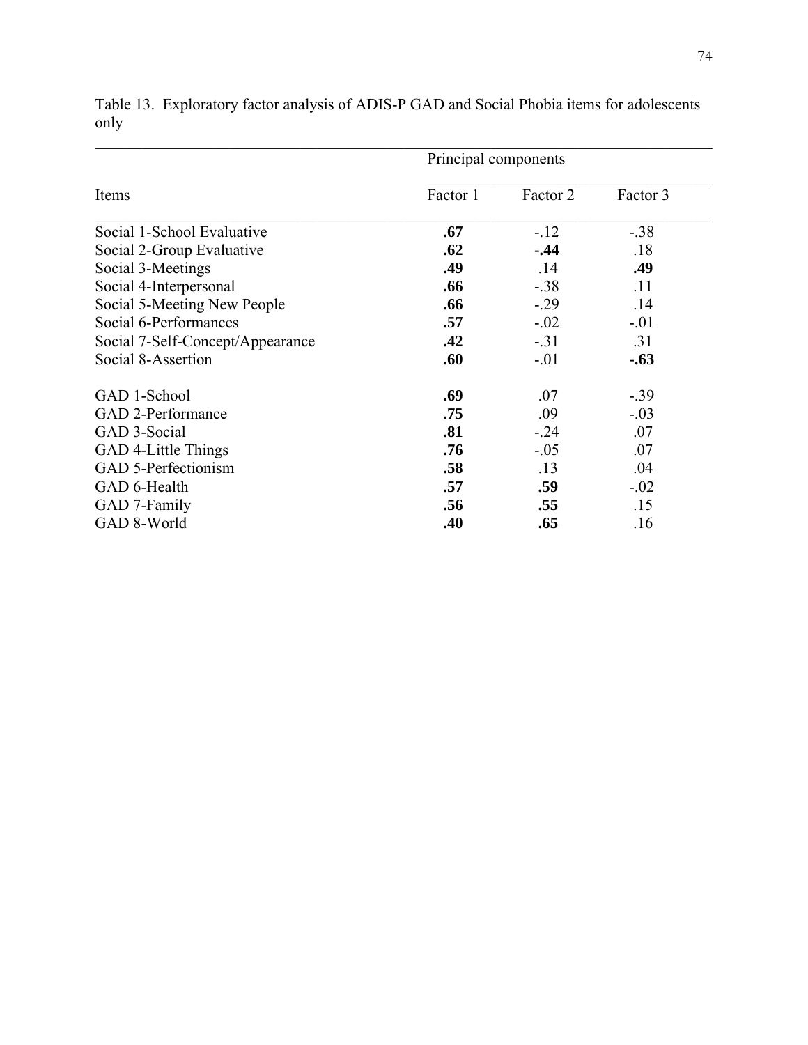Table 13. Exploratory factor analysis of ADIS-P GAD and Social Phobia items for adolescents only

| Items | Principal components | | |
|---|---|---|---|
| | Factor 1 | Factor 2 | Factor 3 |
| Social 1-School Evaluative | **.67** | -.12 | -.38 |
| Social 2-Group Evaluative | **.62** | **-.44** | .18 |
| Social 3-Meetings | **.49** | .14 | **.49** |
| Social 4-Interpersonal | **.66** | -.38 | .11 |
| Social 5-Meeting New People | **.66** | -.29 | .14 |
| Social 6-Performances | **.57** | -.02 | -.01 |
| Social 7-Self-Concept/Appearance | **.42** | -.31 | .31 |
| Social 8-Assertion | **.60** | -.01 | **-.63** |
| GAD 1-School | **.69** | .07 | -.39 |
| GAD 2-Performance | **.75** | .09 | -.03 |
| GAD 3-Social | **.81** | -.24 | .07 |
| GAD 4-Little Things | **.76** | -.05 | .07 |
| GAD 5-Perfectionism | **.58** | .13 | .04 |
| GAD 6-Health | **.57** | **.59** | -.02 |
| GAD 7-Family | **.56** | **.55** | .15 |
| GAD 8-World | **.40** | **.65** | .16 |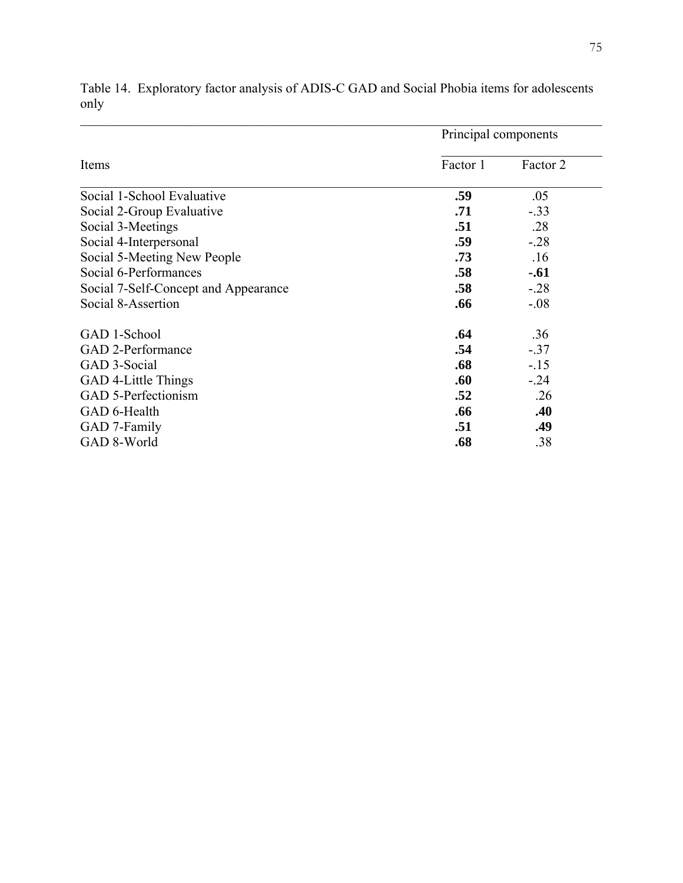Table 14. Exploratory factor analysis of ADIS-C GAD and Social Phobia items for adolescents only

| Items | Principal components | |
|---|---|---|
| | Factor 1 | Factor 2 |
| Social 1-School Evaluative | **.59** | .05 |
| Social 2-Group Evaluative | **.71** | -.33 |
| Social 3-Meetings | **.51** | .28 |
| Social 4-Interpersonal | **.59** | -.28 |
| Social 5-Meeting New People | **.73** | .16 |
| Social 6-Performances | **.58** | **-.61** |
| Social 7-Self-Concept and Appearance | **.58** | -.28 |
| Social 8-Assertion | **.66** | -.08 |
| GAD 1-School | **.64** | .36 |
| GAD 2-Performance | **.54** | -.37 |
| GAD 3-Social | **.68** | -.15 |
| GAD 4-Little Things | **.60** | -.24 |
| GAD 5-Perfectionism | **.52** | .26 |
| GAD 6-Health | **.66** | **.40** |
| GAD 7-Family | **.51** | **.49** |
| GAD 8-World | **.68** | .38 |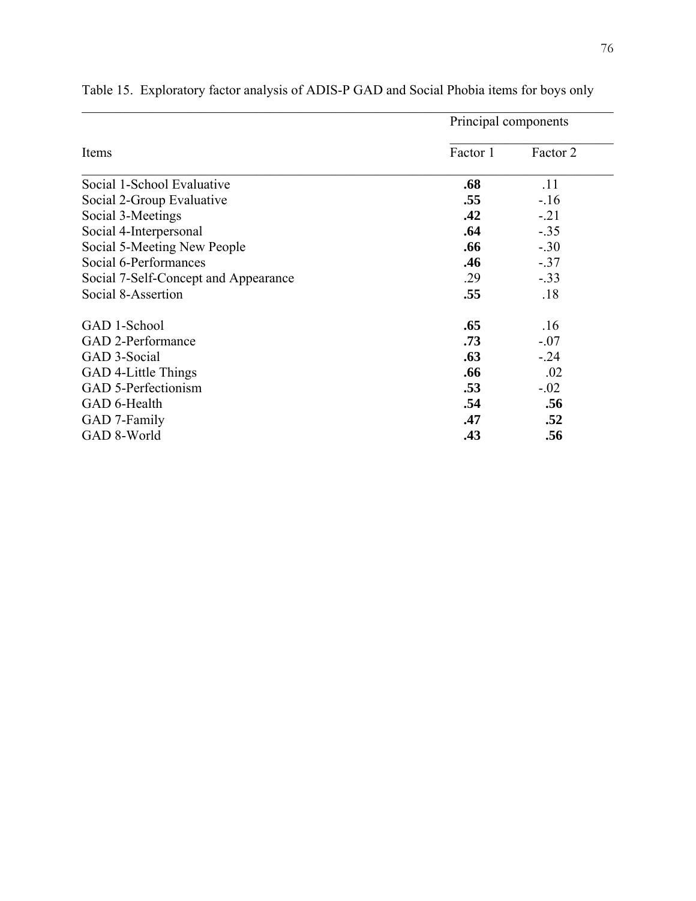Table 15. Exploratory factor analysis of ADIS-P GAD and Social Phobia items for boys only

| Items | Principal components | |
|---|---|---|
| | Factor 1 | Factor 2 |
| Social 1-School Evaluative | **.68** | .11 |
| Social 2-Group Evaluative | **.55** | -.16 |
| Social 3-Meetings | **.42** | -.21 |
| Social 4-Interpersonal | **.64** | -.35 |
| Social 5-Meeting New People | **.66** | -.30 |
| Social 6-Performances | **.46** | -.37 |
| Social 7-Self-Concept and Appearance | .29 | -.33 |
| Social 8-Assertion | **.55** | .18 |
| GAD 1-School | **.65** | .16 |
| GAD 2-Performance | **.73** | -.07 |
| GAD 3-Social | **.63** | -.24 |
| GAD 4-Little Things | **.66** | .02 |
| GAD 5-Perfectionism | **.53** | -.02 |
| GAD 6-Health | **.54** | **.56** |
| GAD 7-Family | **.47** | **.52** |
| GAD 8-World | **.43** | **.56** |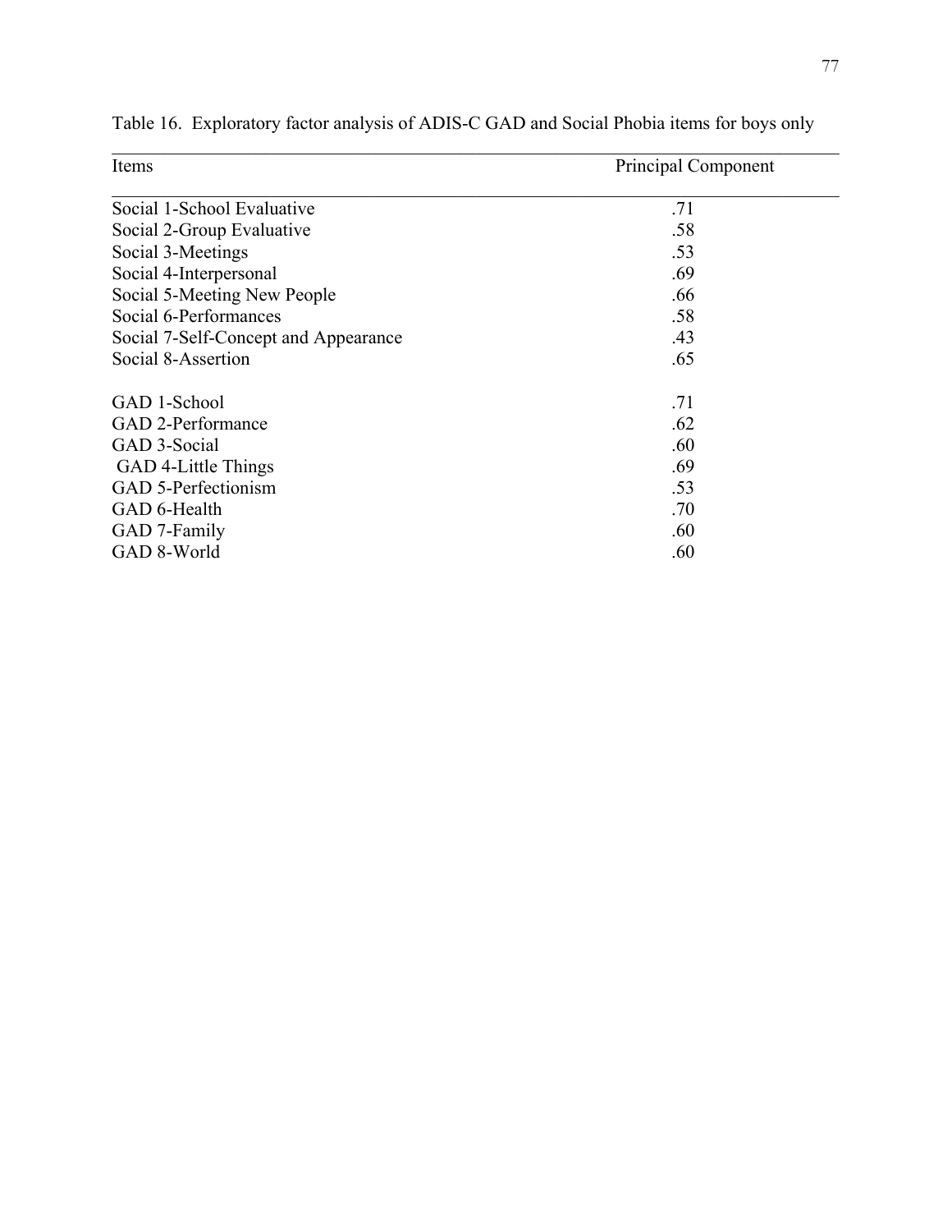Table 16. Exploratory factor analysis of ADIS-C GAD and Social Phobia items for boys only

| Items | Principal Component |
|---|---|
| Social 1-School Evaluative | .71 |
| Social 2-Group Evaluative | .58 |
| Social 3-Meetings | .53 |
| Social 4-Interpersonal | .69 |
| Social 5-Meeting New People | .66 |
| Social 6-Performances | .58 |
| Social 7-Self-Concept and Appearance | .43 |
| Social 8-Assertion | .65 |
| | |
| GAD 1-School | .71 |
| GAD 2-Performance | .62 |
| GAD 3-Social | .60 |
| GAD 4-Little Things | .69 |
| GAD 5-Perfectionism | .53 |
| GAD 6-Health | .70 |
| GAD 7-Family | .60 |
| GAD 8-World | .60 |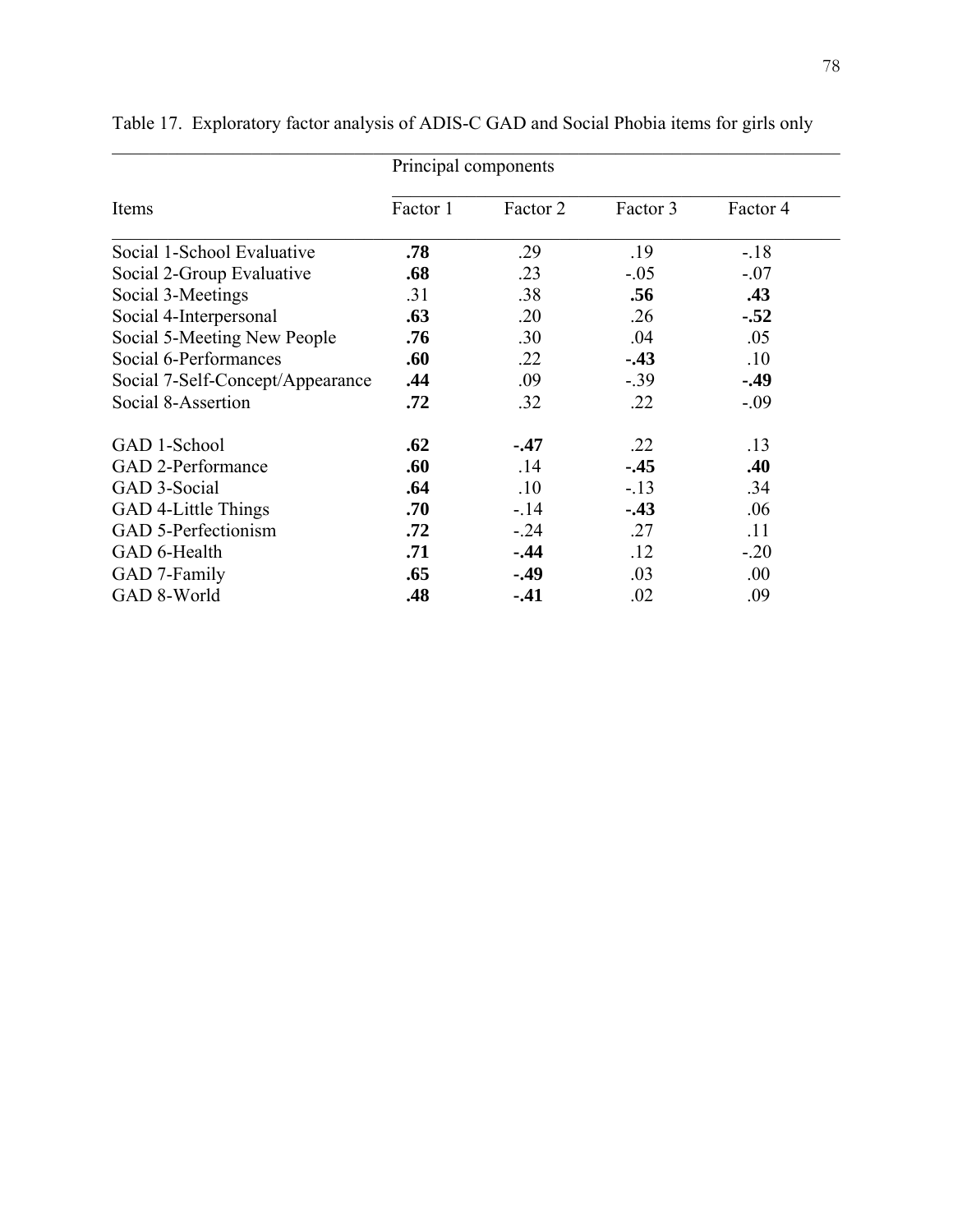Table 17. Exploratory factor analysis of ADIS-C GAD and Social Phobia items for girls only

| | Principal components | | | |
|---|---|---|---|---|
| Items | Factor 1 | Factor 2 | Factor 3 | Factor 4 |
| Social 1-School Evaluative | **.78** | .29 | .19 | -.18 |
| Social 2-Group Evaluative | **.68** | .23 | -.05 | -.07 |
| Social 3-Meetings | .31 | .38 | **.56** | **.43** |
| Social 4-Interpersonal | **.63** | .20 | .26 | **-.52** |
| Social 5-Meeting New People | **.76** | .30 | .04 | .05 |
| Social 6-Performances | **.60** | .22 | **-.43** | .10 |
| Social 7-Self-Concept/Appearance | **.44** | .09 | -.39 | **-.49** |
| Social 8-Assertion | **.72** | .32 | .22 | -.09 |
| GAD 1-School | **.62** | **-.47** | .22 | .13 |
| GAD 2-Performance | **.60** | .14 | **-.45** | **.40** |
| GAD 3-Social | **.64** | .10 | -.13 | .34 |
| GAD 4-Little Things | **.70** | -.14 | **-.43** | .06 |
| GAD 5-Perfectionism | **.72** | -.24 | .27 | .11 |
| GAD 6-Health | **.71** | **-.44** | .12 | -.20 |
| GAD 7-Family | **.65** | **-.49** | .03 | .00 |
| GAD 8-World | **.48** | **-.41** | .02 | .09 |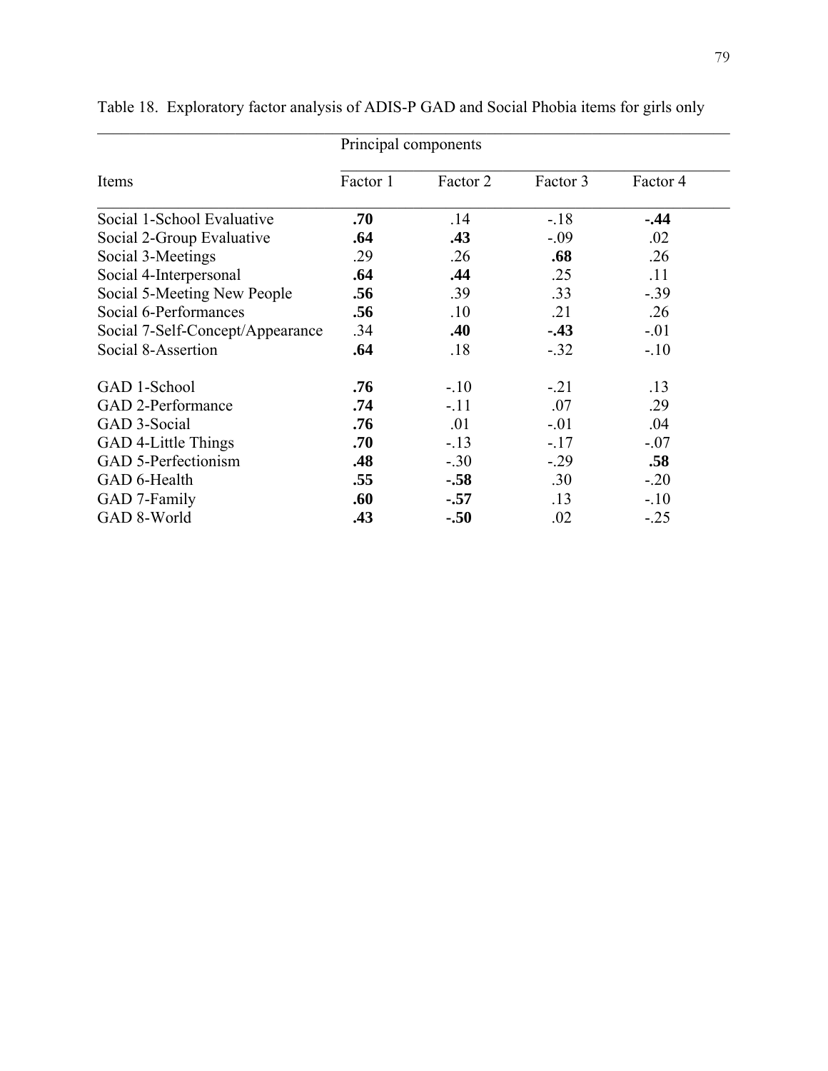Table 18. Exploratory factor analysis of ADIS-P GAD and Social Phobia items for girls only

| Items | Principal components | | | |
|---|---|---|---|---|
| | Factor 1 | Factor 2 | Factor 3 | Factor 4 |
| Social 1-School Evaluative | **.70** | .14 | -.18 | **-.44** |
| Social 2-Group Evaluative | **.64** | **.43** | -.09 | .02 |
| Social 3-Meetings | .29 | .26 | **.68** | .26 |
| Social 4-Interpersonal | **.64** | **.44** | .25 | .11 |
| Social 5-Meeting New People | **.56** | .39 | .33 | -.39 |
| Social 6-Performances | **.56** | .10 | .21 | .26 |
| Social 7-Self-Concept/Appearance | .34 | **.40** | **-.43** | -.01 |
| Social 8-Assertion | **.64** | .18 | -.32 | -.10 |
| GAD 1-School | **.76** | -.10 | -.21 | .13 |
| GAD 2-Performance | **.74** | -.11 | .07 | .29 |
| GAD 3-Social | **.76** | .01 | -.01 | .04 |
| GAD 4-Little Things | **.70** | -.13 | -.17 | -.07 |
| GAD 5-Perfectionism | **.48** | -.30 | -.29 | **.58** |
| GAD 6-Health | **.55** | **-.58** | .30 | -.20 |
| GAD 7-Family | **.60** | **-.57** | .13 | -.10 |
| GAD 8-World | **.43** | **-.50** | .02 | -.25 |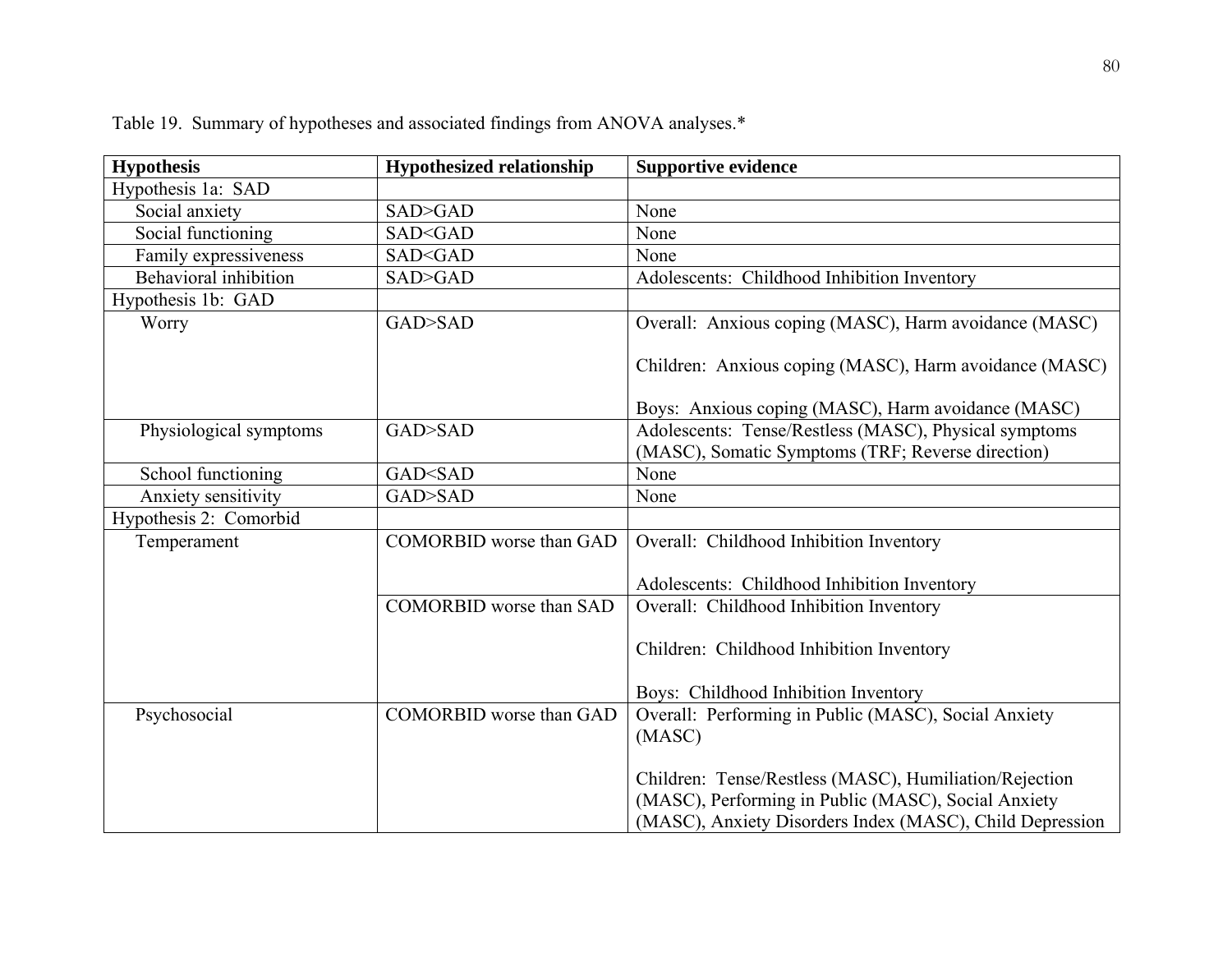Table 19. Summary of hypotheses and associated findings from ANOVA analyses.*

| Hypothesis | Hypothesized relationship | Supportive evidence |
|---|---|---|
| Hypothesis 1a: SAD | | |
| Social anxiety | SAD>GAD | None |
| Social functioning | SAD<GAD | None |
| Family expressiveness | SAD<GAD | None |
| Behavioral inhibition | SAD>GAD | Adolescents: Childhood Inhibition Inventory |
| Hypothesis 1b: GAD | | |
| Worry | GAD>SAD | Overall: Anxious coping (MASC), Harm avoidance (MASC)<br><br>Children: Anxious coping (MASC), Harm avoidance (MASC)<br><br>Boys: Anxious coping (MASC), Harm avoidance (MASC) |
| Physiological symptoms | GAD>SAD | Adolescents: Tense/Restless (MASC), Physical symptoms (MASC), Somatic Symptoms (TRF; Reverse direction) |
| School functioning | GAD<SAD | None |
| Anxiety sensitivity | GAD>SAD | None |
| Hypothesis 2: Comorbid | | |
| Temperament | COMORBID worse than GAD | Overall: Childhood Inhibition Inventory<br><br>Adolescents: Childhood Inhibition Inventory |
| | COMORBID worse than SAD | Overall: Childhood Inhibition Inventory<br><br>Children: Childhood Inhibition Inventory<br><br>Boys: Childhood Inhibition Inventory |
| Psychosocial | COMORBID worse than GAD | Overall: Performing in Public (MASC), Social Anxiety (MASC)<br><br>Children: Tense/Restless (MASC), Humiliation/Rejection (MASC), Performing in Public (MASC), Social Anxiety (MASC), Anxiety Disorders Index (MASC), Child Depression |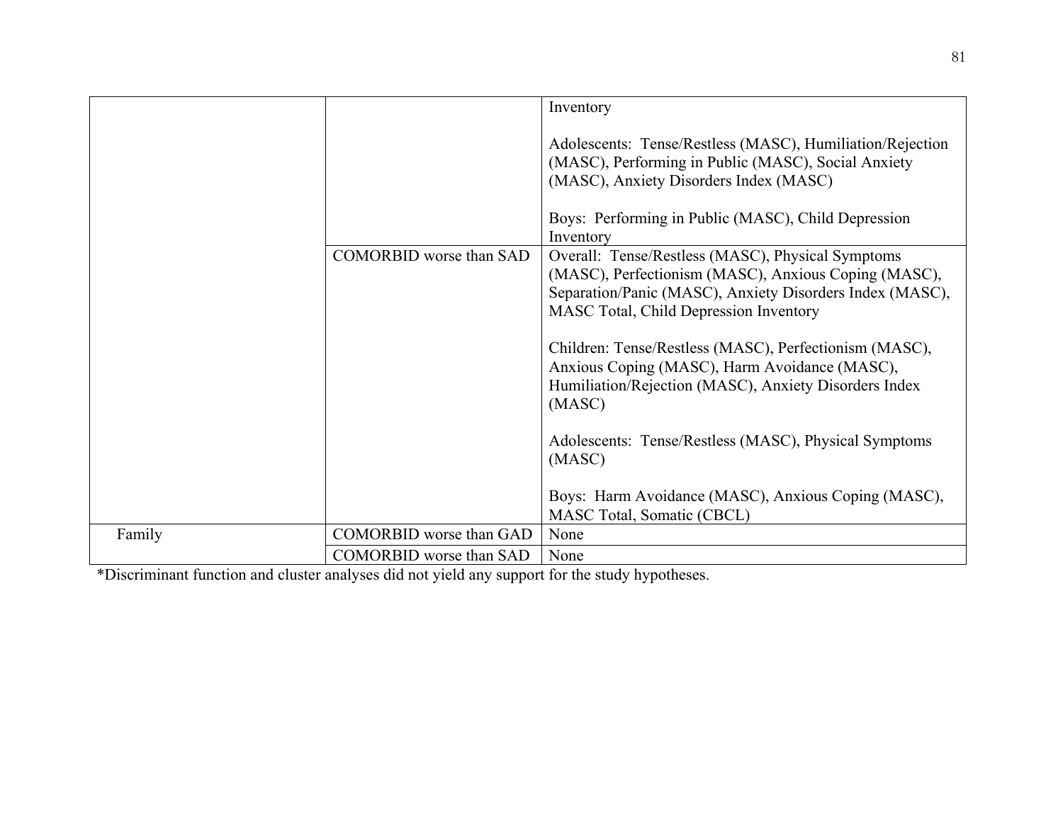| | | |
|---|---|---|
| | | Inventory<br><br>Adolescents: Tense/Restless (MASC), Humiliation/Rejection (MASC), Performing in Public (MASC), Social Anxiety (MASC), Anxiety Disorders Index (MASC)<br><br>Boys: Performing in Public (MASC), Child Depression Inventory |
| | COMORBID worse than SAD | Overall: Tense/Restless (MASC), Physical Symptoms (MASC), Perfectionism (MASC), Anxious Coping (MASC), Separation/Panic (MASC), Anxiety Disorders Index (MASC), MASC Total, Child Depression Inventory<br><br>Children: Tense/Restless (MASC), Perfectionism (MASC), Anxious Coping (MASC), Harm Avoidance (MASC), Humiliation/Rejection (MASC), Anxiety Disorders Index (MASC)<br><br>Adolescents: Tense/Restless (MASC), Physical Symptoms (MASC)<br><br>Boys: Harm Avoidance (MASC), Anxious Coping (MASC), MASC Total, Somatic (CBCL) |
| Family | COMORBID worse than GAD | None |
| | COMORBID worse than SAD | None |

*Discriminant function and cluster analyses did not yield any support for the study hypotheses.